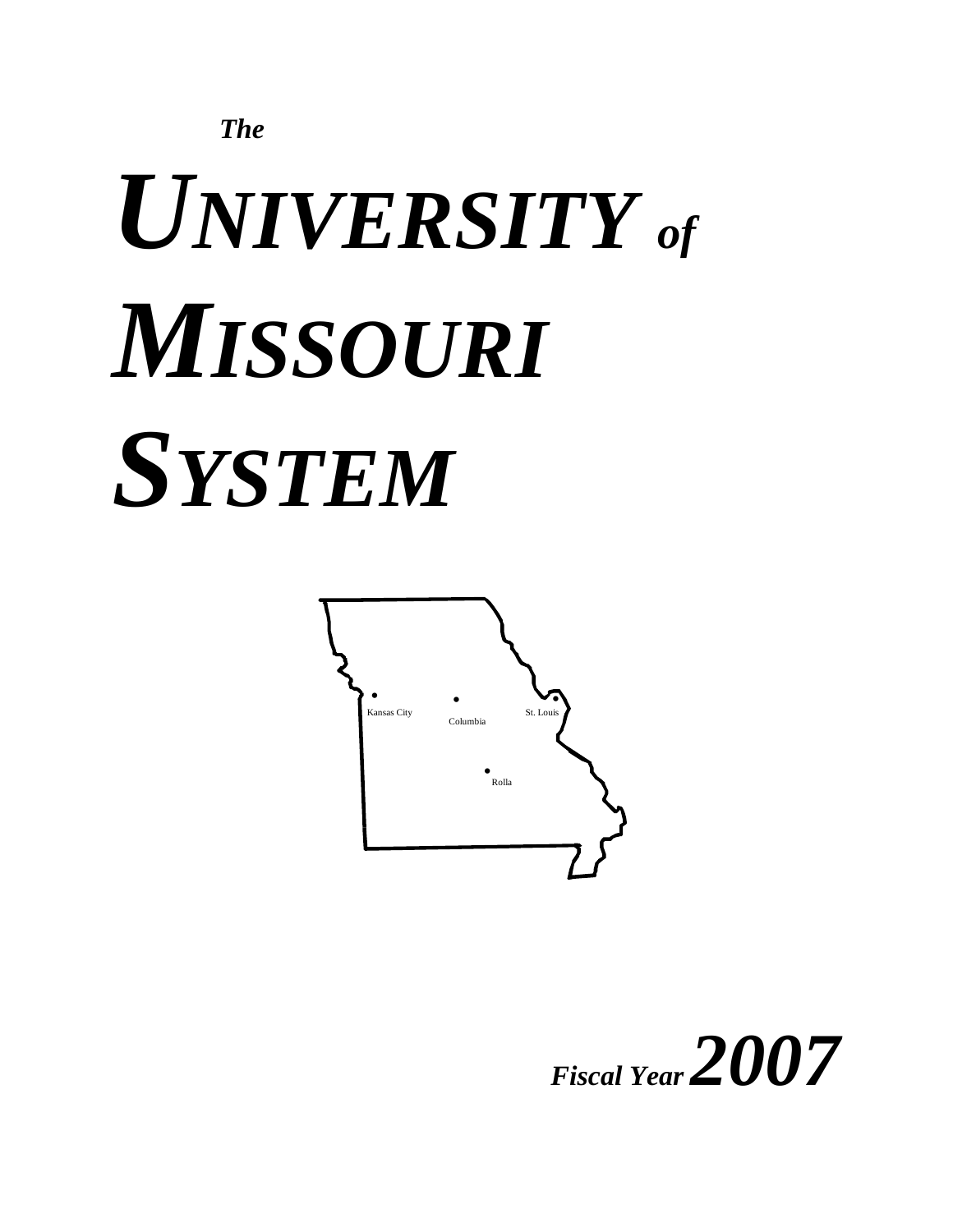*The*

# *UNIVERSITY of MISSOURI SYSTEM*

Kansas City

Columbia

St. Louis

Rolla

***Fiscal Year 2007***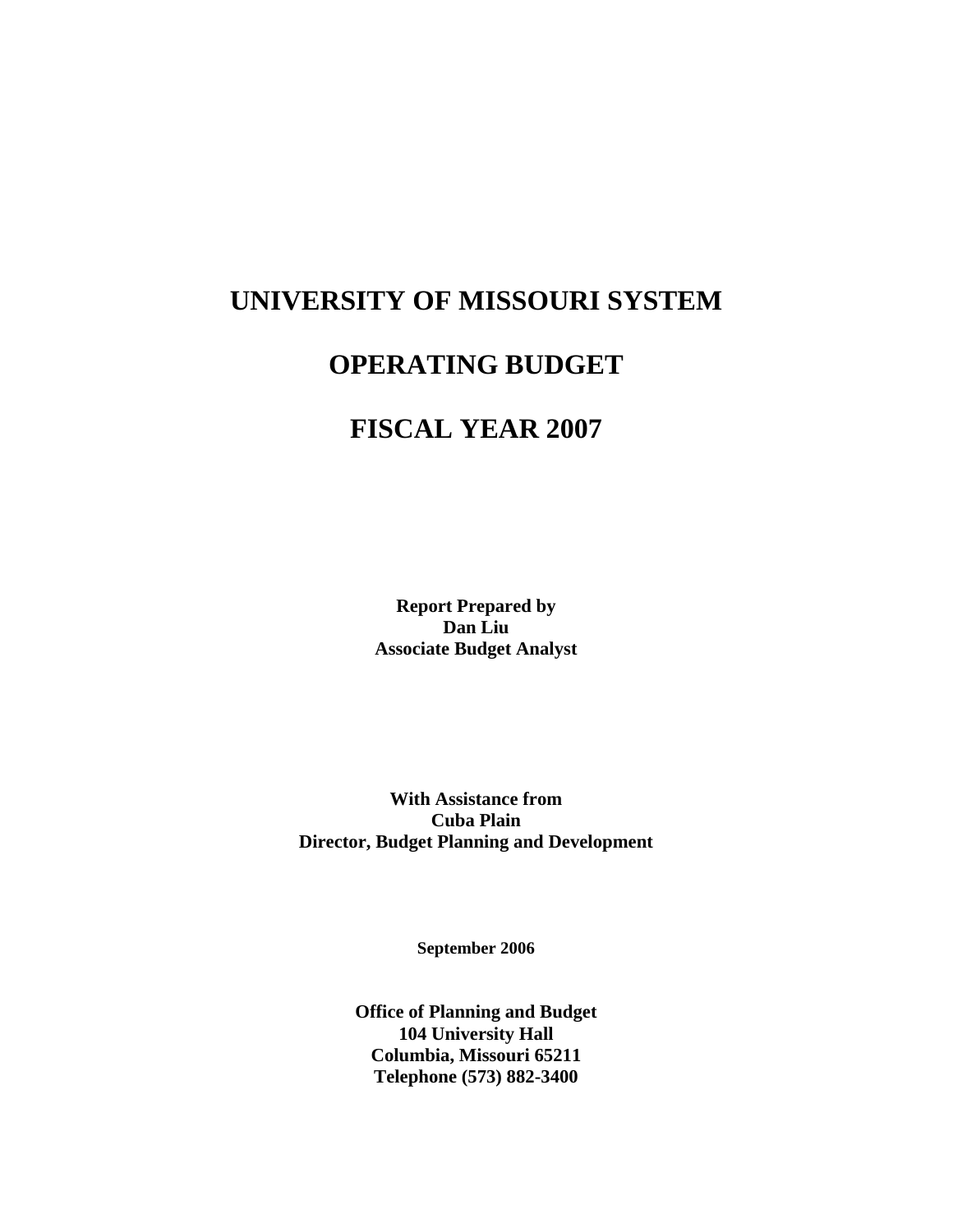# UNIVERSITY OF MISSOURI SYSTEM

# OPERATING BUDGET

# FISCAL YEAR 2007

**Report Prepared by**
**Dan Liu**
**Associate Budget Analyst**

**With Assistance from**
**Cuba Plain**
**Director, Budget Planning and Development**

**September 2006**

**Office of Planning and Budget**
**104 University Hall**
**Columbia, Missouri 65211**
**Telephone (573) 882-3400**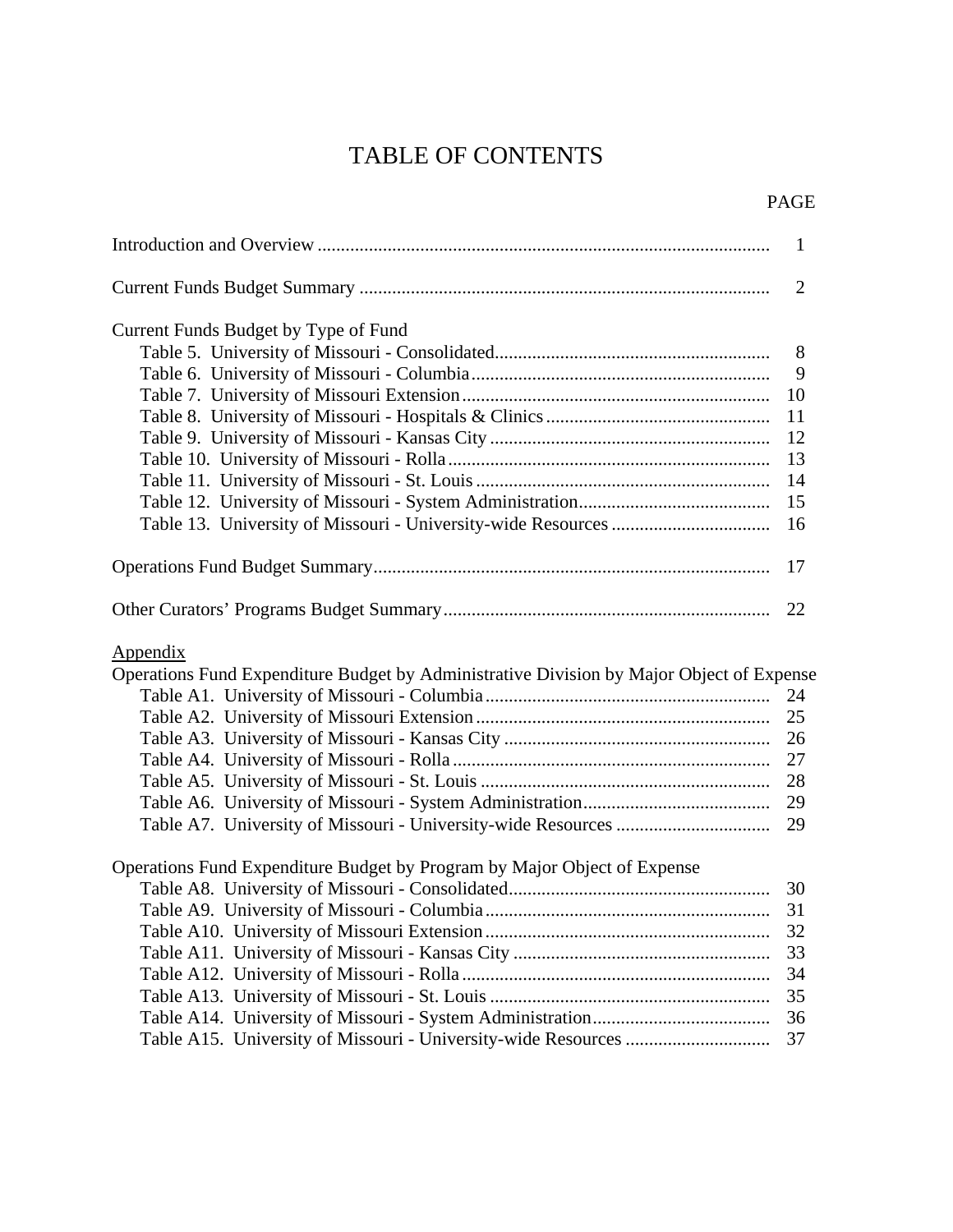# TABLE OF CONTENTS

| | PAGE |
|---|---|
| Introduction and Overview | 1 |
| Current Funds Budget Summary | 2 |
| **Current Funds Budget by Type of Fund** | |
| Table 5. University of Missouri - Consolidated | 8 |
| Table 6. University of Missouri - Columbia | 9 |
| Table 7. University of Missouri Extension | 10 |
| Table 8. University of Missouri - Hospitals & Clinics | 11 |
| Table 9. University of Missouri - Kansas City | 12 |
| Table 10. University of Missouri - Rolla | 13 |
| Table 11. University of Missouri - St. Louis | 14 |
| Table 12. University of Missouri - System Administration | 15 |
| Table 13. University of Missouri - University-wide Resources | 16 |
| Operations Fund Budget Summary | 17 |
| Other Curators' Programs Budget Summary | 22 |
| **Appendix** | |
| **Operations Fund Expenditure Budget by Administrative Division by Major Object of Expense** | |
| Table A1. University of Missouri - Columbia | 24 |
| Table A2. University of Missouri Extension | 25 |
| Table A3. University of Missouri - Kansas City | 26 |
| Table A4. University of Missouri - Rolla | 27 |
| Table A5. University of Missouri - St. Louis | 28 |
| Table A6. University of Missouri - System Administration | 29 |
| Table A7. University of Missouri - University-wide Resources | 29 |
| **Operations Fund Expenditure Budget by Program by Major Object of Expense** | |
| Table A8. University of Missouri - Consolidated | 30 |
| Table A9. University of Missouri - Columbia | 31 |
| Table A10. University of Missouri Extension | 32 |
| Table A11. University of Missouri - Kansas City | 33 |
| Table A12. University of Missouri - Rolla | 34 |
| Table A13. University of Missouri - St. Louis | 35 |
| Table A14. University of Missouri - System Administration | 36 |
| Table A15. University of Missouri - University-wide Resources | 37 |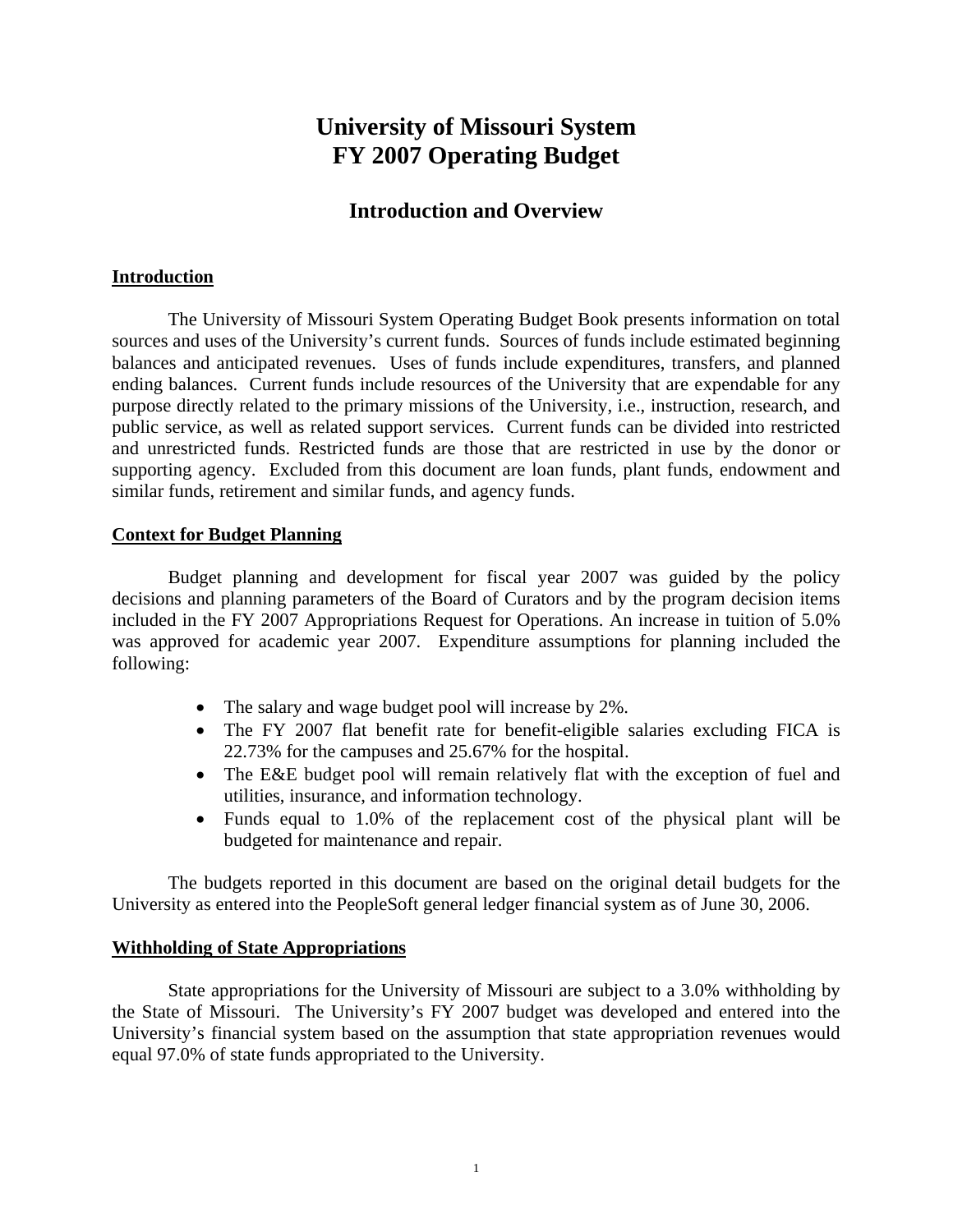# University of Missouri System
# FY 2007 Operating Budget

## Introduction and Overview

### Introduction

The University of Missouri System Operating Budget Book presents information on total sources and uses of the University's current funds. Sources of funds include estimated beginning balances and anticipated revenues. Uses of funds include expenditures, transfers, and planned ending balances. Current funds include resources of the University that are expendable for any purpose directly related to the primary missions of the University, i.e., instruction, research, and public service, as well as related support services. Current funds can be divided into restricted and unrestricted funds. Restricted funds are those that are restricted in use by the donor or supporting agency. Excluded from this document are loan funds, plant funds, endowment and similar funds, retirement and similar funds, and agency funds.

### Context for Budget Planning

Budget planning and development for fiscal year 2007 was guided by the policy decisions and planning parameters of the Board of Curators and by the program decision items included in the FY 2007 Appropriations Request for Operations. An increase in tuition of 5.0% was approved for academic year 2007. Expenditure assumptions for planning included the following:

- The salary and wage budget pool will increase by 2%.
- The FY 2007 flat benefit rate for benefit-eligible salaries excluding FICA is 22.73% for the campuses and 25.67% for the hospital.
- The E&E budget pool will remain relatively flat with the exception of fuel and utilities, insurance, and information technology.
- Funds equal to 1.0% of the replacement cost of the physical plant will be budgeted for maintenance and repair.

The budgets reported in this document are based on the original detail budgets for the University as entered into the PeopleSoft general ledger financial system as of June 30, 2006.

### Withholding of State Appropriations

State appropriations for the University of Missouri are subject to a 3.0% withholding by the State of Missouri. The University's FY 2007 budget was developed and entered into the University's financial system based on the assumption that state appropriation revenues would equal 97.0% of state funds appropriated to the University.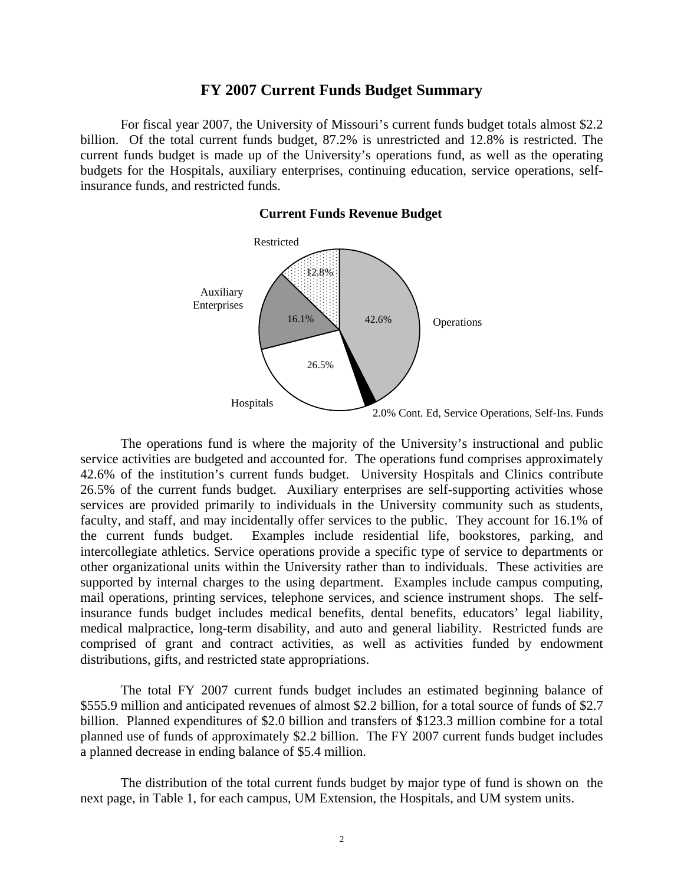# FY 2007 Current Funds Budget Summary

For fiscal year 2007, the University of Missouri's current funds budget totals almost $2.2 billion. Of the total current funds budget, 87.2% is unrestricted and 12.8% is restricted. The current funds budget is made up of the University's operations fund, as well as the operating budgets for the Hospitals, auxiliary enterprises, continuing education, service operations, self-insurance funds, and restricted funds.

**Current Funds Revenue Budget**

Restricted 12.8%

Auxiliary Enterprises 16.1%

Operations 42.6%

Hospitals 26.5%

2.0% Cont. Ed, Service Operations, Self-Ins. Funds

The operations fund is where the majority of the University's instructional and public service activities are budgeted and accounted for. The operations fund comprises approximately 42.6% of the institution's current funds budget. University Hospitals and Clinics contribute 26.5% of the current funds budget. Auxiliary enterprises are self-supporting activities whose services are provided primarily to individuals in the University community such as students, faculty, and staff, and may incidentally offer services to the public. They account for 16.1% of the current funds budget. Examples include residential life, bookstores, parking, and intercollegiate athletics. Service operations provide a specific type of service to departments or other organizational units within the University rather than to individuals. These activities are supported by internal charges to the using department. Examples include campus computing, mail operations, printing services, telephone services, and science instrument shops. The self-insurance funds budget includes medical benefits, dental benefits, educators' legal liability, medical malpractice, long-term disability, and auto and general liability. Restricted funds are comprised of grant and contract activities, as well as activities funded by endowment distributions, gifts, and restricted state appropriations.

The total FY 2007 current funds budget includes an estimated beginning balance of $555.9 million and anticipated revenues of almost $2.2 billion, for a total source of funds of $2.7 billion. Planned expenditures of $2.0 billion and transfers of $123.3 million combine for a total planned use of funds of approximately $2.2 billion. The FY 2007 current funds budget includes a planned decrease in ending balance of $5.4 million.

The distribution of the total current funds budget by major type of fund is shown on the next page, in Table 1, for each campus, UM Extension, the Hospitals, and UM system units.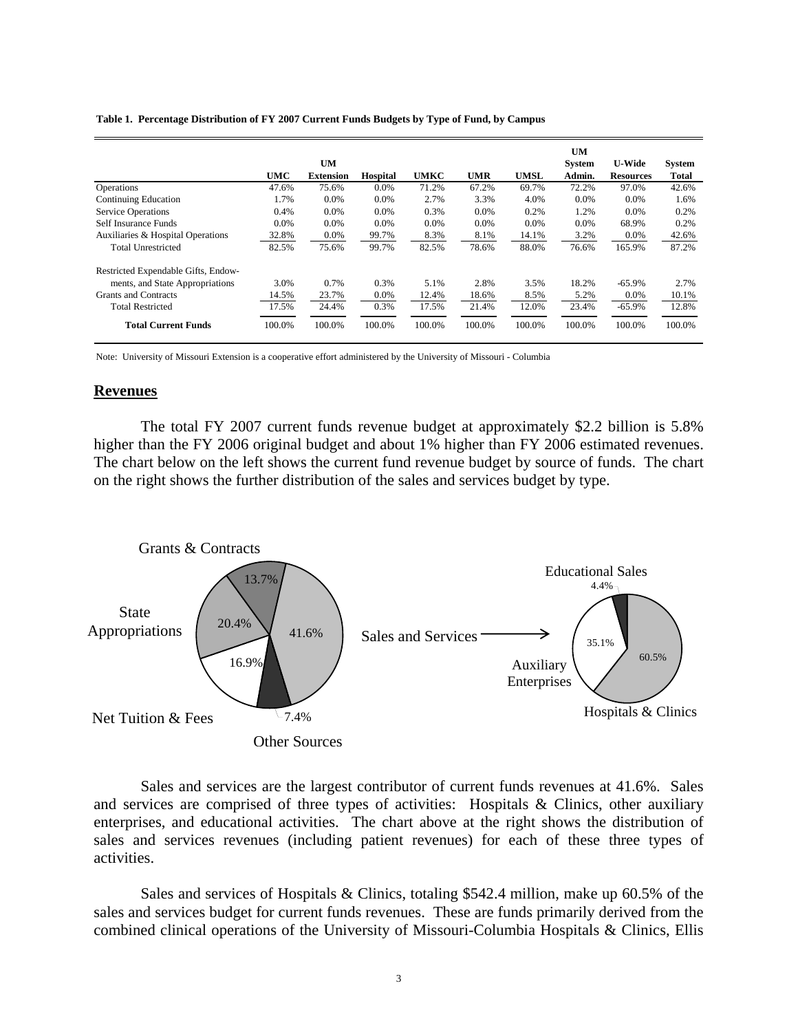**Table 1. Percentage Distribution of FY 2007 Current Funds Budgets by Type of Fund, by Campus**

| | UMC | UM Extension | Hospital | UMKC | UMR | UMSL | UM System Admin. | U-Wide Resources | System Total |
|---|---|---|---|---|---|---|---|---|---|
| Operations | 47.6% | 75.6% | 0.0% | 71.2% | 67.2% | 69.7% | 72.2% | 97.0% | 42.6% |
| Continuing Education | 1.7% | 0.0% | 0.0% | 2.7% | 3.3% | 4.0% | 0.0% | 0.0% | 1.6% |
| Service Operations | 0.4% | 0.0% | 0.0% | 0.3% | 0.0% | 0.2% | 1.2% | 0.0% | 0.2% |
| Self Insurance Funds | 0.0% | 0.0% | 0.0% | 0.0% | 0.0% | 0.0% | 0.0% | 68.9% | 0.2% |
| Auxiliaries & Hospital Operations | 32.8% | 0.0% | 99.7% | 8.3% | 8.1% | 14.1% | 3.2% | 0.0% | 42.6% |
| Total Unrestricted | 82.5% | 75.6% | 99.7% | 82.5% | 78.6% | 88.0% | 76.6% | 165.9% | 87.2% |
| Restricted Expendable Gifts, Endowments, and State Appropriations | 3.0% | 0.7% | 0.3% | 5.1% | 2.8% | 3.5% | 18.2% | -65.9% | 2.7% |
| Grants and Contracts | 14.5% | 23.7% | 0.0% | 12.4% | 18.6% | 8.5% | 5.2% | 0.0% | 10.1% |
| Total Restricted | 17.5% | 24.4% | 0.3% | 17.5% | 21.4% | 12.0% | 23.4% | -65.9% | 12.8% |
| **Total Current Funds** | 100.0% | 100.0% | 100.0% | 100.0% | 100.0% | 100.0% | 100.0% | 100.0% | 100.0% |

Note: University of Missouri Extension is a cooperative effort administered by the University of Missouri - Columbia

## Revenues

The total FY 2007 current funds revenue budget at approximately $2.2 billion is 5.8% higher than the FY 2006 original budget and about 1% higher than FY 2006 estimated revenues. The chart below on the left shows the current fund revenue budget by source of funds. The chart on the right shows the further distribution of the sales and services budget by type.

Grants & Contracts 13.7%; State Appropriations 20.4%; Net Tuition & Fees 16.9%; Other Sources 7.4%; Sales and Services 41.6%

Sales and Services → Educational Sales 4.4%; Auxiliary Enterprises 35.1%; Hospitals & Clinics 60.5%

Sales and services are the largest contributor of current funds revenues at 41.6%. Sales and services are comprised of three types of activities: Hospitals & Clinics, other auxiliary enterprises, and educational activities. The chart above at the right shows the distribution of sales and services revenues (including patient revenues) for each of these three types of activities.

Sales and services of Hospitals & Clinics, totaling $542.4 million, make up 60.5% of the sales and services budget for current funds revenues. These are funds primarily derived from the combined clinical operations of the University of Missouri-Columbia Hospitals & Clinics, Ellis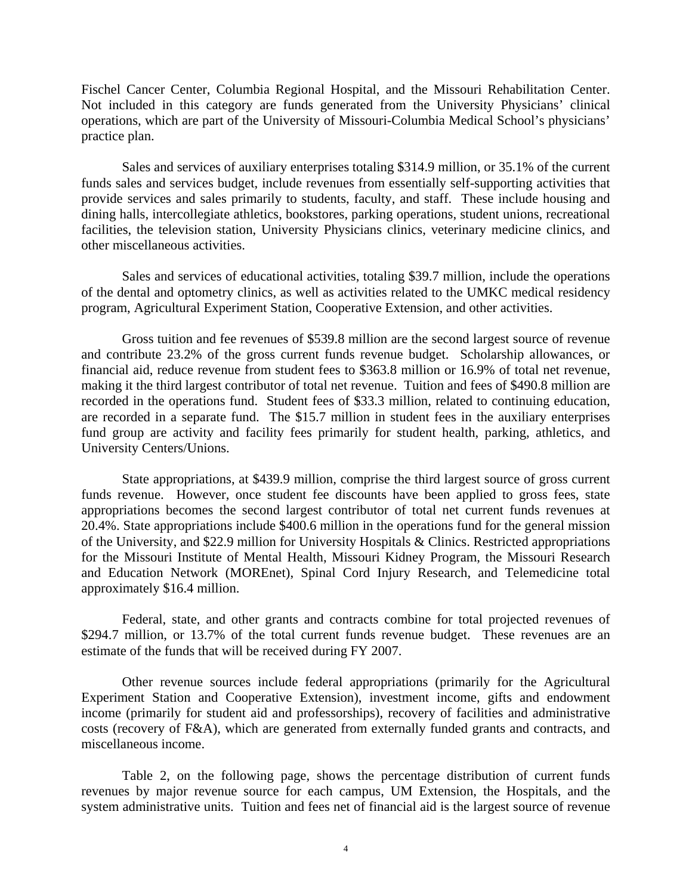Fischel Cancer Center, Columbia Regional Hospital, and the Missouri Rehabilitation Center. Not included in this category are funds generated from the University Physicians' clinical operations, which are part of the University of Missouri-Columbia Medical School's physicians' practice plan.

Sales and services of auxiliary enterprises totaling $314.9 million, or 35.1% of the current funds sales and services budget, include revenues from essentially self-supporting activities that provide services and sales primarily to students, faculty, and staff. These include housing and dining halls, intercollegiate athletics, bookstores, parking operations, student unions, recreational facilities, the television station, University Physicians clinics, veterinary medicine clinics, and other miscellaneous activities.

Sales and services of educational activities, totaling $39.7 million, include the operations of the dental and optometry clinics, as well as activities related to the UMKC medical residency program, Agricultural Experiment Station, Cooperative Extension, and other activities.

Gross tuition and fee revenues of $539.8 million are the second largest source of revenue and contribute 23.2% of the gross current funds revenue budget. Scholarship allowances, or financial aid, reduce revenue from student fees to $363.8 million or 16.9% of total net revenue, making it the third largest contributor of total net revenue. Tuition and fees of $490.8 million are recorded in the operations fund. Student fees of $33.3 million, related to continuing education, are recorded in a separate fund. The $15.7 million in student fees in the auxiliary enterprises fund group are activity and facility fees primarily for student health, parking, athletics, and University Centers/Unions.

State appropriations, at $439.9 million, comprise the third largest source of gross current funds revenue. However, once student fee discounts have been applied to gross fees, state appropriations becomes the second largest contributor of total net current funds revenues at 20.4%. State appropriations include $400.6 million in the operations fund for the general mission of the University, and $22.9 million for University Hospitals & Clinics. Restricted appropriations for the Missouri Institute of Mental Health, Missouri Kidney Program, the Missouri Research and Education Network (MOREnet), Spinal Cord Injury Research, and Telemedicine total approximately $16.4 million.

Federal, state, and other grants and contracts combine for total projected revenues of $294.7 million, or 13.7% of the total current funds revenue budget. These revenues are an estimate of the funds that will be received during FY 2007.

Other revenue sources include federal appropriations (primarily for the Agricultural Experiment Station and Cooperative Extension), investment income, gifts and endowment income (primarily for student aid and professorships), recovery of facilities and administrative costs (recovery of F&A), which are generated from externally funded grants and contracts, and miscellaneous income.

Table 2, on the following page, shows the percentage distribution of current funds revenues by major revenue source for each campus, UM Extension, the Hospitals, and the system administrative units. Tuition and fees net of financial aid is the largest source of revenue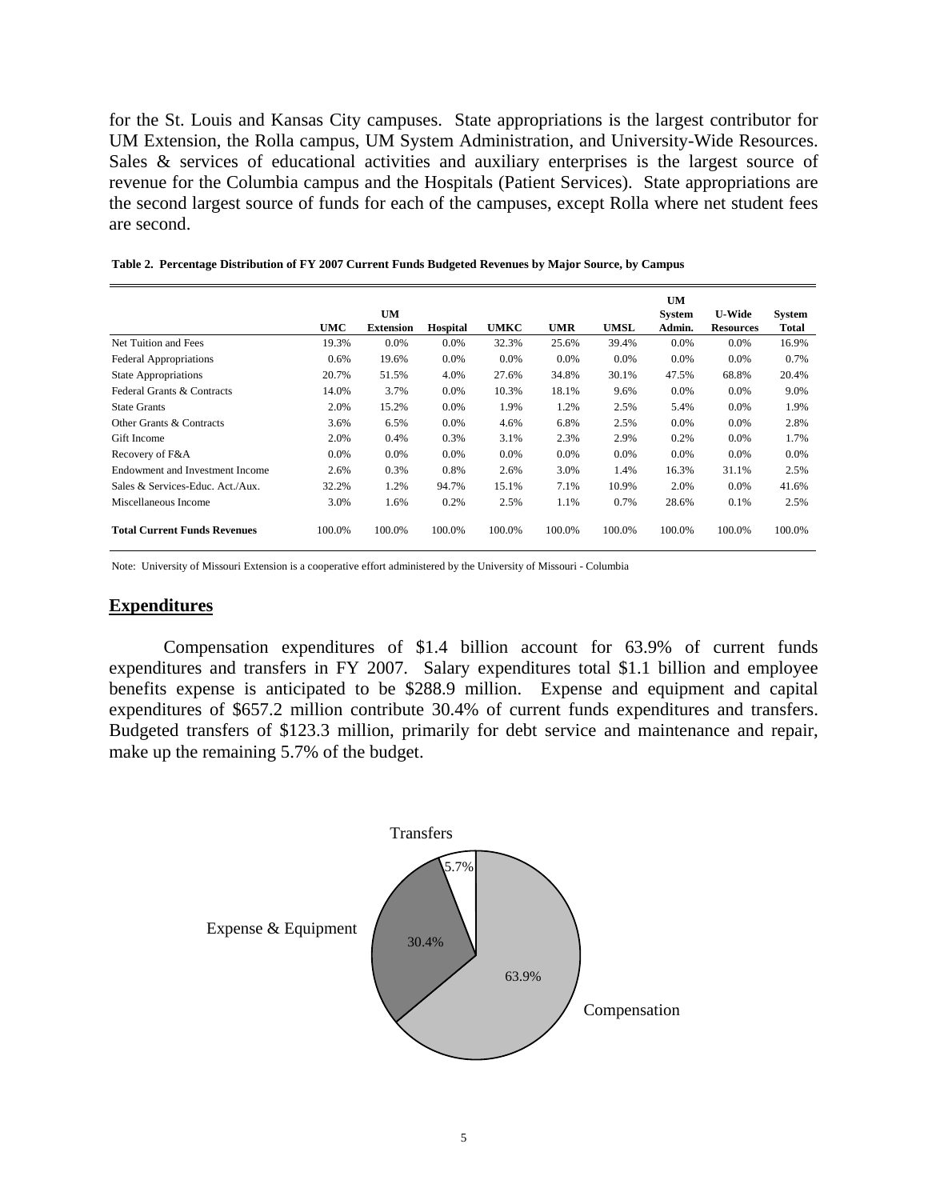for the St. Louis and Kansas City campuses. State appropriations is the largest contributor for UM Extension, the Rolla campus, UM System Administration, and University-Wide Resources. Sales & services of educational activities and auxiliary enterprises is the largest source of revenue for the Columbia campus and the Hospitals (Patient Services). State appropriations are the second largest source of funds for each of the campuses, except Rolla where net student fees are second.

**Table 2. Percentage Distribution of FY 2007 Current Funds Budgeted Revenues by Major Source, by Campus**

| | UMC | UM Extension | Hospital | UMKC | UMR | UMSL | UM System Admin. | U-Wide Resources | System Total |
|---|---|---|---|---|---|---|---|---|---|
| Net Tuition and Fees | 19.3% | 0.0% | 0.0% | 32.3% | 25.6% | 39.4% | 0.0% | 0.0% | 16.9% |
| Federal Appropriations | 0.6% | 19.6% | 0.0% | 0.0% | 0.0% | 0.0% | 0.0% | 0.0% | 0.7% |
| State Appropriations | 20.7% | 51.5% | 4.0% | 27.6% | 34.8% | 30.1% | 47.5% | 68.8% | 20.4% |
| Federal Grants & Contracts | 14.0% | 3.7% | 0.0% | 10.3% | 18.1% | 9.6% | 0.0% | 0.0% | 9.0% |
| State Grants | 2.0% | 15.2% | 0.0% | 1.9% | 1.2% | 2.5% | 5.4% | 0.0% | 1.9% |
| Other Grants & Contracts | 3.6% | 6.5% | 0.0% | 4.6% | 6.8% | 2.5% | 0.0% | 0.0% | 2.8% |
| Gift Income | 2.0% | 0.4% | 0.3% | 3.1% | 2.3% | 2.9% | 0.2% | 0.0% | 1.7% |
| Recovery of F&A | 0.0% | 0.0% | 0.0% | 0.0% | 0.0% | 0.0% | 0.0% | 0.0% | 0.0% |
| Endowment and Investment Income | 2.6% | 0.3% | 0.8% | 2.6% | 3.0% | 1.4% | 16.3% | 31.1% | 2.5% |
| Sales & Services-Educ. Act./Aux. | 32.2% | 1.2% | 94.7% | 15.1% | 7.1% | 10.9% | 2.0% | 0.0% | 41.6% |
| Miscellaneous Income | 3.0% | 1.6% | 0.2% | 2.5% | 1.1% | 0.7% | 28.6% | 0.1% | 2.5% |
| **Total Current Funds Revenues** | 100.0% | 100.0% | 100.0% | 100.0% | 100.0% | 100.0% | 100.0% | 100.0% | 100.0% |

Note: University of Missouri Extension is a cooperative effort administered by the University of Missouri - Columbia

## Expenditures

Compensation expenditures of $1.4 billion account for 63.9% of current funds expenditures and transfers in FY 2007. Salary expenditures total $1.1 billion and employee benefits expense is anticipated to be $288.9 million. Expense and equipment and capital expenditures of $657.2 million contribute 30.4% of current funds expenditures and transfers. Budgeted transfers of $123.3 million, primarily for debt service and maintenance and repair, make up the remaining 5.7% of the budget.

Transfers 5.7%

Expense & Equipment 30.4%

Compensation 63.9%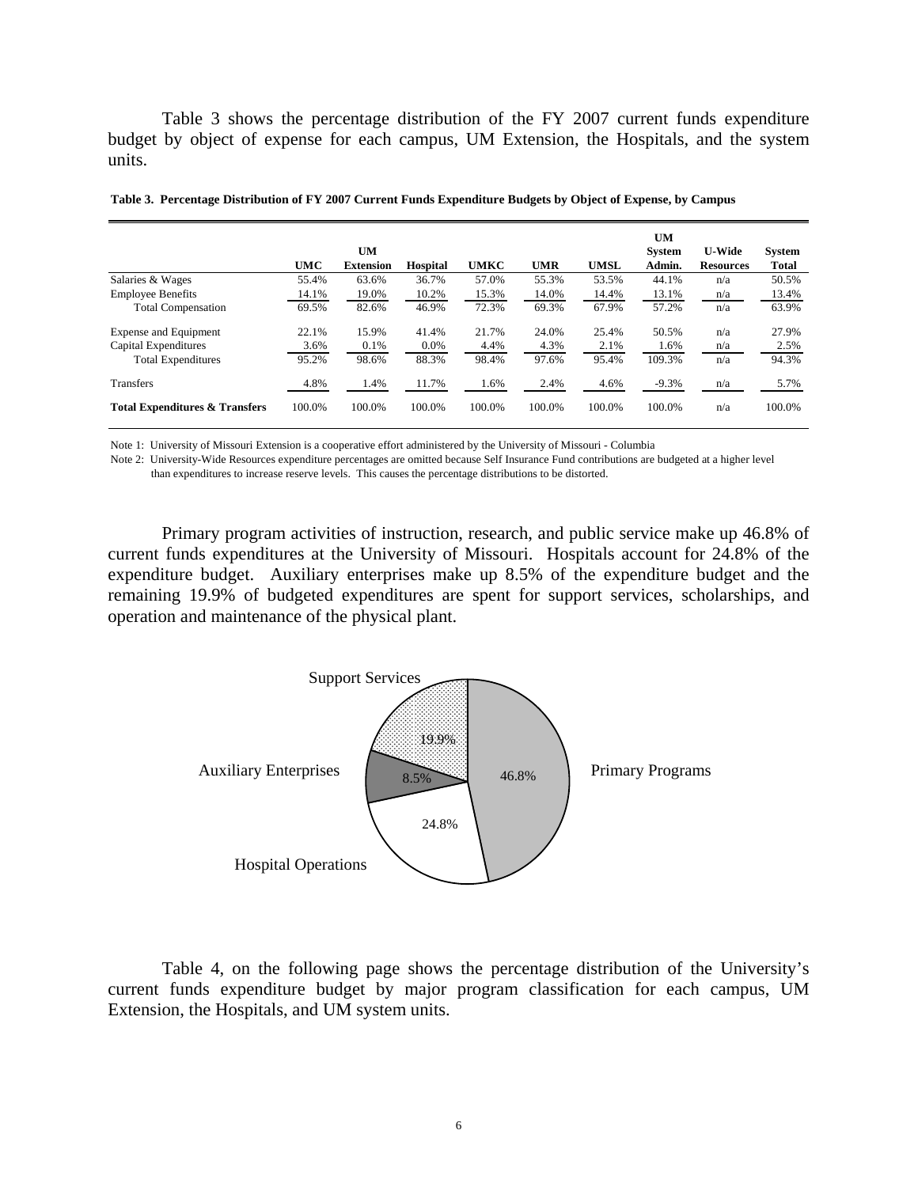Table 3 shows the percentage distribution of the FY 2007 current funds expenditure budget by object of expense for each campus, UM Extension, the Hospitals, and the system units.

**Table 3. Percentage Distribution of FY 2007 Current Funds Expenditure Budgets by Object of Expense, by Campus**

| | UMC | UM Extension | Hospital | UMKC | UMR | UMSL | UM System Admin. | U-Wide Resources | System Total |
|---|---|---|---|---|---|---|---|---|---|
| Salaries & Wages | 55.4% | 63.6% | 36.7% | 57.0% | 55.3% | 53.5% | 44.1% | n/a | 50.5% |
| Employee Benefits | 14.1% | 19.0% | 10.2% | 15.3% | 14.0% | 14.4% | 13.1% | n/a | 13.4% |
| Total Compensation | 69.5% | 82.6% | 46.9% | 72.3% | 69.3% | 67.9% | 57.2% | n/a | 63.9% |
| Expense and Equipment | 22.1% | 15.9% | 41.4% | 21.7% | 24.0% | 25.4% | 50.5% | n/a | 27.9% |
| Capital Expenditures | 3.6% | 0.1% | 0.0% | 4.4% | 4.3% | 2.1% | 1.6% | n/a | 2.5% |
| Total Expenditures | 95.2% | 98.6% | 88.3% | 98.4% | 97.6% | 95.4% | 109.3% | n/a | 94.3% |
| Transfers | 4.8% | 1.4% | 11.7% | 1.6% | 2.4% | 4.6% | -9.3% | n/a | 5.7% |
| **Total Expenditures & Transfers** | 100.0% | 100.0% | 100.0% | 100.0% | 100.0% | 100.0% | 100.0% | n/a | 100.0% |

Note 1: University of Missouri Extension is a cooperative effort administered by the University of Missouri - Columbia

Note 2: University-Wide Resources expenditure percentages are omitted because Self Insurance Fund contributions are budgeted at a higher level than expenditures to increase reserve levels. This causes the percentage distributions to be distorted.

Primary program activities of instruction, research, and public service make up 46.8% of current funds expenditures at the University of Missouri. Hospitals account for 24.8% of the expenditure budget. Auxiliary enterprises make up 8.5% of the expenditure budget and the remaining 19.9% of budgeted expenditures are spent for support services, scholarships, and operation and maintenance of the physical plant.

Support Services 19.9%
Auxiliary Enterprises 8.5%
Primary Programs 46.8%
Hospital Operations 24.8%

Table 4, on the following page shows the percentage distribution of the University's current funds expenditure budget by major program classification for each campus, UM Extension, the Hospitals, and UM system units.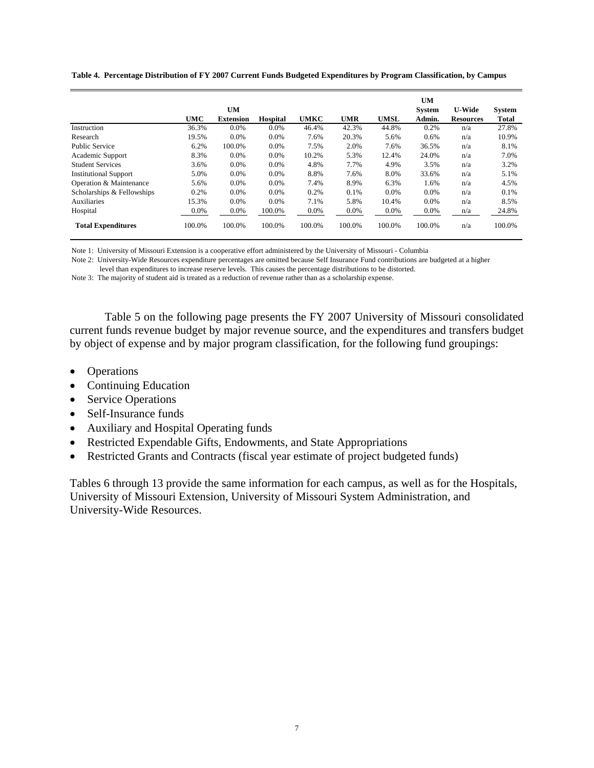**Table 4. Percentage Distribution of FY 2007 Current Funds Budgeted Expenditures by Program Classification, by Campus**

| | UMC | UM Extension | Hospital | UMKC | UMR | UMSL | UM System Admin. | U-Wide Resources | System Total |
|---|---|---|---|---|---|---|---|---|---|
| Instruction | 36.3% | 0.0% | 0.0% | 46.4% | 42.3% | 44.8% | 0.2% | n/a | 27.8% |
| Research | 19.5% | 0.0% | 0.0% | 7.6% | 20.3% | 5.6% | 0.6% | n/a | 10.9% |
| Public Service | 6.2% | 100.0% | 0.0% | 7.5% | 2.0% | 7.6% | 36.5% | n/a | 8.1% |
| Academic Support | 8.3% | 0.0% | 0.0% | 10.2% | 5.3% | 12.4% | 24.0% | n/a | 7.0% |
| Student Services | 3.6% | 0.0% | 0.0% | 4.8% | 7.7% | 4.9% | 3.5% | n/a | 3.2% |
| Institutional Support | 5.0% | 0.0% | 0.0% | 8.8% | 7.6% | 8.0% | 33.6% | n/a | 5.1% |
| Operation & Maintenance | 5.6% | 0.0% | 0.0% | 7.4% | 8.9% | 6.3% | 1.6% | n/a | 4.5% |
| Scholarships & Fellowships | 0.2% | 0.0% | 0.0% | 0.2% | 0.1% | 0.0% | 0.0% | n/a | 0.1% |
| Auxiliaries | 15.3% | 0.0% | 0.0% | 7.1% | 5.8% | 10.4% | 0.0% | n/a | 8.5% |
| Hospital | 0.0% | 0.0% | 100.0% | 0.0% | 0.0% | 0.0% | 0.0% | n/a | 24.8% |
| **Total Expenditures** | 100.0% | 100.0% | 100.0% | 100.0% | 100.0% | 100.0% | 100.0% | n/a | 100.0% |

Note 1: University of Missouri Extension is a cooperative effort administered by the University of Missouri - Columbia

Note 2: University-Wide Resources expenditure percentages are omitted because Self Insurance Fund contributions are budgeted at a higher level than expenditures to increase reserve levels. This causes the percentage distributions to be distorted.

Note 3: The majority of student aid is treated as a reduction of revenue rather than as a scholarship expense.

Table 5 on the following page presents the FY 2007 University of Missouri consolidated current funds revenue budget by major revenue source, and the expenditures and transfers budget by object of expense and by major program classification, for the following fund groupings:

- Operations
- Continuing Education
- Service Operations
- Self-Insurance funds
- Auxiliary and Hospital Operating funds
- Restricted Expendable Gifts, Endowments, and State Appropriations
- Restricted Grants and Contracts (fiscal year estimate of project budgeted funds)

Tables 6 through 13 provide the same information for each campus, as well as for the Hospitals, University of Missouri Extension, University of Missouri System Administration, and University-Wide Resources.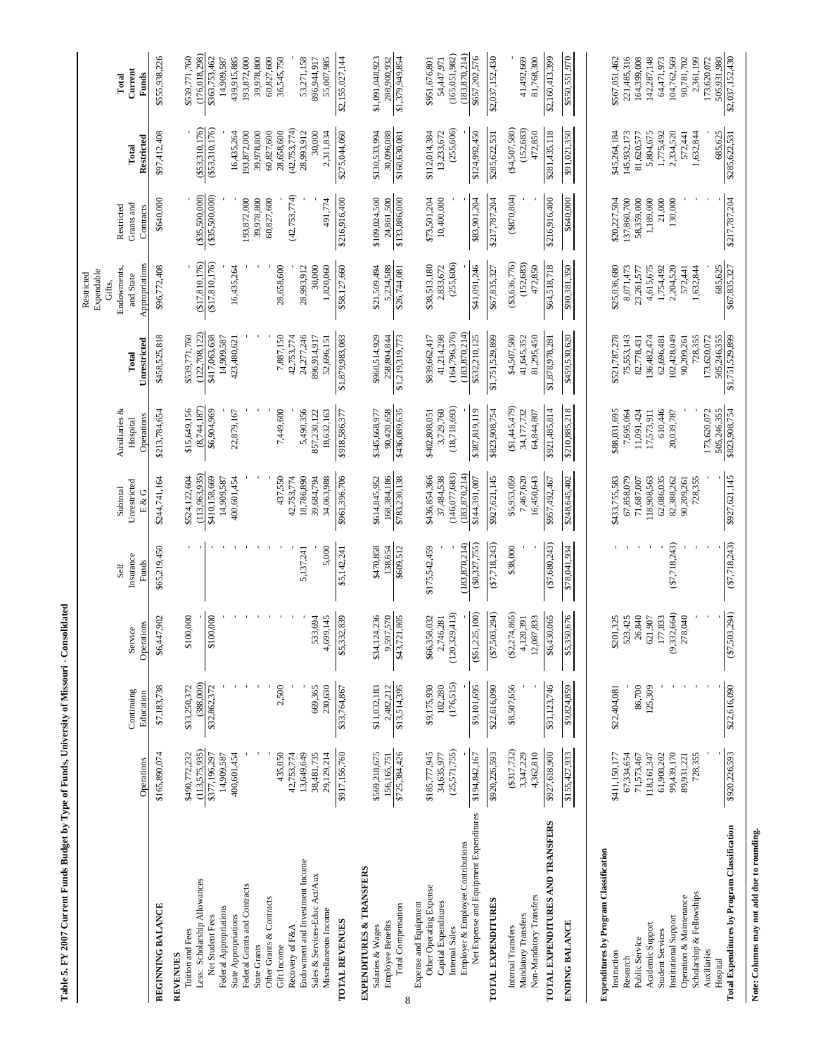**Table 5. FY 2007 Current Funds Budget by Type of Funds, University of Missouri - Consolidated**

| | Operations | Continuing Education | Service Operations | Self Insurance Funds | Subtotal Unrestricted E & G | Auxiliaries & Hospital Operations | Total Unrestricted | Restricted Expendable Gifts, Endowments, and State Appropriations | Restricted Grants and Contracts | Total Restricted | Total Current Funds |
|---|---|---|---|---|---|---|---|---|---|---|---|
| **BEGINNING BALANCE** | $165,890,074 | $7,183,738 | $6,447,902 | $65,219,450 | $244,741,164 | $213,784,654 | $458,525,818 | $96,772,408 | $640,000 | $97,412,408 | $555,938,226 |
| **REVENUES** | | | | | | | | | | | |
| Tuition and Fees | $490,772,232 | $33,250,372 | $100,000 | - | $524,122,604 | $15,649,156 | $539,771,760 | - | - | - | $539,771,760 |
| Less: Scholarship Allowances | (113,575,935) | (388,000) | - | - | (113,963,935) | (8,744,187) | (122,708,122) | ($17,810,176) | ($35,500,000) | ($53,310,176) | (176,018,298) |
| Net Student Fees | $377,196,297 | $32,862,372 | $100,000 | - | $410,158,669 | $6,904,969 | $417,063,638 | ($17,810,176) | ($35,500,000) | ($53,310,176) | $363,753,462 |
| Federal Appropriations | 14,909,587 | - | - | - | 14,909,587 | - | 14,909,587 | - | - | - | 14,909,587 |
| State Appropriations | 400,601,454 | - | - | - | 400,601,454 | 22,879,167 | 423,480,621 | 16,435,264 | - | 16,435,264 | 439,915,885 |
| Federal Grants and Contracts | - | - | - | - | - | - | - | - | 193,872,000 | 193,872,000 | 193,872,000 |
| State Grants | - | - | - | - | - | - | - | - | 39,978,800 | 39,978,800 | 39,978,800 |
| Other Grants & Contracts | - | - | - | - | - | - | - | - | 60,827,600 | 60,827,600 | 60,827,600 |
| Gift Income | 435,050 | 2,500 | - | - | 437,550 | 7,449,600 | 7,887,150 | 28,658,600 | - | 28,658,600 | 36,545,750 |
| Recovery of F&A | 42,753,774 | - | - | - | 42,753,774 | - | 42,753,774 | - | (42,753,774) | (42,753,774) | - |
| Endowment and Investment Income | 13,649,649 | - | - | 5,137,241 | 18,786,890 | 5,490,356 | 24,277,246 | 28,993,912 | - | 28,993,912 | 53,271,158 |
| Sales & Services-Educ Act/Aux | 38,481,735 | 669,365 | 533,694 | - | 39,684,794 | 857,230,122 | 896,914,917 | 30,000 | - | 30,000 | 896,944,917 |
| Miscellaneous Income | 29,129,214 | 230,630 | 4,699,145 | 5,000 | 34,063,988 | 18,632,163 | 52,696,151 | 1,820,060 | 491,774 | 2,311,834 | 55,007,985 |
| **TOTAL REVENUES** | $917,156,760 | $33,764,867 | $5,332,839 | $5,142,241 | $961,396,706 | $918,586,377 | $1,879,983,083 | $58,127,660 | $216,916,400 | $275,044,060 | $2,155,027,144 |
| **EXPENDITURES & TRANSFERS** | | | | | | | | | | | |
| Salaries & Wages | $569,218,675 | $11,032,183 | $34,124,236 | $470,858 | $614,845,952 | $345,668,977 | $960,514,929 | $21,509,494 | $109,024,500 | $130,533,994 | $1,091,048,923 |
| Employee Benefits | 156,165,751 | 2,482,212 | 9,597,570 | 138,654 | 168,384,186 | 90,420,658 | 258,804,844 | 5,234,588 | 24,861,500 | 30,096,088 | 288,900,932 |
| Total Compensation | $725,384,426 | $13,514,395 | $43,721,805 | $609,512 | $783,230,138 | $436,089,635 | $1,219,319,773 | $26,744,081 | $133,886,000 | $160,630,081 | $1,379,949,854 |
| Expense and Equipment | | | | | | | | | | | |
| Other Operating Expense | $185,777,945 | $9,175,930 | $66,358,032 | $175,542,459 | $436,854,366 | $402,808,051 | $839,662,417 | $38,513,180 | $73,501,204 | $112,014,384 | $951,676,801 |
| Capital Expenditures | 34,635,977 | 102,280 | 2,746,281 | - | 37,484,538 | 3,729,760 | 41,214,298 | 2,833,672 | 10,400,000 | 13,233,672 | 54,447,971 |
| Internal Sales | (25,571,755) | (176,515) | (120,329,413) | - | (146,077,683) | (18,718,693) | (164,796,376) | (255,606) | - | (255,606) | (165,051,982) |
| Employer & Employee Contributions | - | - | - | (183,870,214) | (183,870,214) | - | (183,870,214) | - | - | - | (183,870,214) |
| Net Expense and Equipment Expenditures | $194,842,167 | $9,101,695 | ($51,225,100) | ($8,327,755) | $144,391,007 | $387,819,119 | $532,210,125 | $41,091,246 | $83,901,204 | $124,992,450 | $657,202,576 |
| **TOTAL EXPENDITURES** | $920,226,593 | $22,616,090 | ($7,503,294) | ($7,718,243) | $927,621,145 | $823,908,754 | $1,751,529,899 | $67,835,327 | $217,787,204 | $285,622,531 | $2,037,152,430 |
| Internal Transfers | ($317,732) | $8,507,656 | ($2,274,865) | $38,000 | $5,953,059 | ($1,445,479) | $4,507,580 | ($3,636,776) | ($870,804) | ($4,507,580) | - |
| Mandatory Transfers | 3,347,229 | - | 4,120,391 | - | 7,467,620 | 34,177,732 | 41,645,352 | (152,683) | - | (152,683) | 41,492,669 |
| Non-Mandatory Transfers | 4,362,810 | - | 12,087,833 | - | 16,450,643 | 64,844,807 | 81,295,450 | 472,850 | - | 472,850 | 81,768,300 |
| **TOTAL EXPENDITURES AND TRANSFERS** | $927,618,900 | $31,123,746 | $6,430,065 | ($7,680,243) | $957,492,467 | $921,485,814 | $1,878,978,281 | $64,518,718 | $216,916,400 | $281,435,118 | $2,160,413,399 |
| **ENDING BALANCE** | $155,427,933 | $9,824,859 | $5,350,676 | $78,041,934 | $248,645,402 | $210,885,218 | $459,530,620 | $90,381,350 | $640,000 | $91,021,350 | $550,551,970 |
| **Expenditures by Program Classification** | | | | | | | | | | | |
| Instruction | $411,150,177 | $22,404,081 | $201,325 | - | $433,755,583 | $88,031,695 | $521,787,278 | $25,036,680 | $20,227,504 | $45,264,184 | $567,051,462 |
| Research | 67,334,654 | - | 523,425 | - | 67,858,079 | 7,695,064 | 75,553,143 | 8,071,473 | 137,860,700 | 145,932,173 | 221,485,316 |
| Public Service | 71,573,467 | 86,700 | 26,840 | - | 71,687,007 | 11,091,424 | 82,778,431 | 23,261,577 | 58,359,000 | 81,620,577 | 164,399,008 |
| Academic Support | 118,161,347 | 125,309 | 621,907 | - | 118,908,563 | 17,573,911 | 136,482,474 | 4,615,675 | 1,189,000 | 5,804,675 | 142,287,148 |
| Student Services | 61,908,202 | - | 177,833 | - | 62,086,035 | 610,446 | 62,696,481 | 1,754,492 | 21,000 | 1,775,492 | 64,471,973 |
| Institutional Support | 99,439,170 | - | (9,332,664) | ($7,718,243) | 82,388,262 | 20,039,787 | 102,428,049 | 2,204,520 | 130,000 | 2,334,520 | 104,762,569 |
| Operation & Maintenance | 89,931,221 | - | 278,040 | - | 90,209,261 | - | 90,209,261 | 572,441 | - | 572,441 | 90,781,702 |
| Scholarship & Fellowships | 728,355 | - | - | - | 728,355 | - | 728,355 | 1,632,844 | - | 1,632,844 | 2,361,199 |
| Auxiliaries | - | - | - | - | - | 173,620,072 | 173,620,072 | - | - | - | 173,620,072 |
| Hospital | - | - | - | - | - | 505,246,355 | 505,246,355 | 685,625 | - | 685,625 | 505,931,980 |
| **Total Expenditures by Program Classification** | $920,226,593 | $22,616,090 | ($7,503,294) | ($7,718,243) | $927,621,145 | $823,908,754 | $1,751,529,899 | $67,835,327 | $217,787,204 | $285,622,531 | $2,037,152,430 |

**Note: Columns may not add due to rounding.**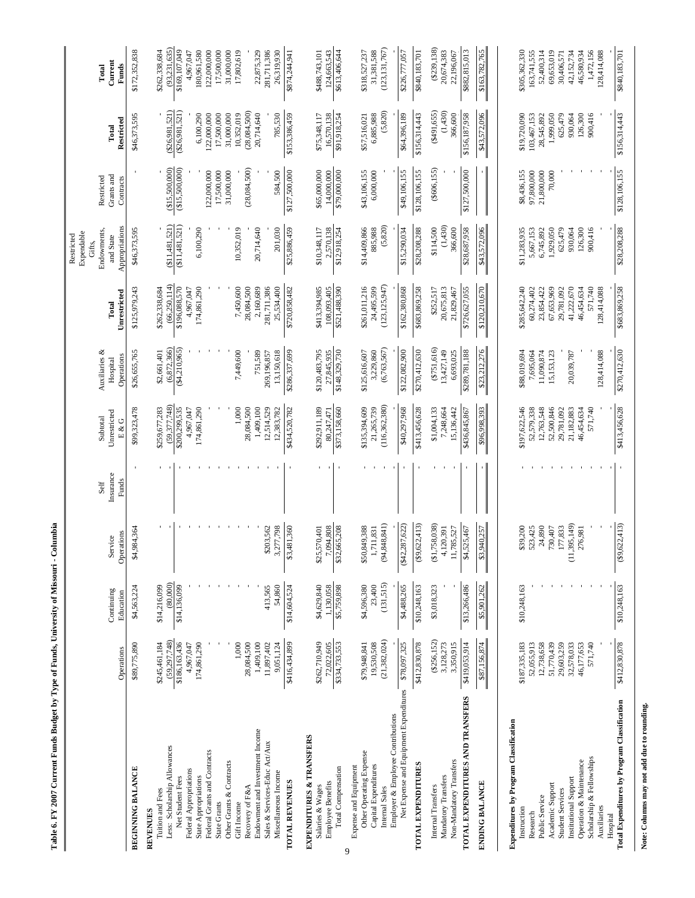**Table 6. FY 2007 Current Funds Budget by Type of Funds, University of Missouri - Columbia**

| | Operations | Continuing Education | Service Operations | Self Insurance Funds | Subtotal Unrestricted E & G | Auxiliaries & Hospital Operations | Total Unrestricted | Restricted Expendable Gifts, Endowments, and State Appropriations | Restricted Grants and Contracts | Total Restricted | Total Current Funds |
|---|---|---|---|---|---|---|---|---|---|---|---|
| **BEGINNING BALANCE** | $89,775,890 | $4,563,224 | $4,984,364 | - | $99,323,478 | $26,655,765 | $125,979,243 | $46,373,595 | - | $46,373,595 | $172,352,838 |
| **REVENUES** | | | | | | | | | | | |
| Tuition and Fees | $245,461,184 | $14,216,099 | - | - | $259,677,283 | $2,661,401 | $262,338,684 | - | - | - | $262,338,684 |
| Less: Scholarship Allowances | (59,297,748) | (80,000) | - | - | (59,377,748) | (6,872,366) | (66,250,114) | ($11,481,521) | ($15,500,000) | ($26,981,521) | (93,231,635) |
| Net Student Fees | $186,163,436 | $14,136,099 | - | - | $200,299,535 | ($4,210,965) | $196,088,570 | ($11,481,521) | ($15,500,000) | ($26,981,521) | $169,107,049 |
| Federal Appropriations | 4,967,047 | - | - | - | 4,967,047 | - | 4,967,047 | - | - | - | 4,967,047 |
| State Appropriations | 174,861,290 | - | - | - | 174,861,290 | - | 174,861,290 | 6,100,290 | - | 6,100,290 | 180,961,580 |
| Federal Grants and Contracts | - | - | - | - | - | - | - | - | 122,000,000 | 122,000,000 | 122,000,000 |
| State Grants | - | - | - | - | - | - | - | - | 17,500,000 | 17,500,000 | 17,500,000 |
| Other Grants & Contracts | - | - | - | - | - | - | - | - | 31,000,000 | 31,000,000 | 31,000,000 |
| Gift Income | 1,000 | - | - | - | 1,000 | 7,449,600 | 7,450,600 | 10,352,019 | - | 10,352,019 | 17,802,619 |
| Recovery of F&A | 28,084,500 | - | - | - | 28,084,500 | - | 28,084,500 | - | (28,084,500) | (28,084,500) | - |
| Endowment and Investment Income | 1,409,100 | - | - | - | 1,409,100 | 751,589 | 2,160,689 | 20,714,640 | - | 20,714,640 | 22,875,329 |
| Sales & Services-Educ Act/Aux | 11,897,402 | 413,565 | $203,562 | - | 12,514,529 | 269,196,857 | 281,711,386 | - | - | - | 281,711,386 |
| Miscellaneous Income | 9,051,124 | 54,860 | 3,277,798 | - | 12,383,782 | 13,150,618 | 25,534,400 | 201,030 | 584,500 | 785,530 | 26,319,930 |
| **TOTAL REVENUES** | $416,434,899 | $14,604,524 | $3,481,360 | - | $434,520,782 | $286,337,699 | $720,858,482 | $25,886,459 | $127,500,000 | $153,386,459 | $874,244,941 |
| **EXPENDITURES & TRANSFERS** | | | | | | | | | | | |
| Salaries & Wages | $262,710,949 | $4,629,840 | $25,570,401 | - | $292,911,189 | $120,483,795 | $413,394,985 | $10,348,117 | $65,000,000 | $75,348,117 | $488,743,101 |
| Employee Benefits | 72,022,605 | 1,130,058 | 7,094,808 | - | 80,247,471 | 27,845,935 | 108,093,405 | 2,570,138 | 14,000,000 | 16,570,138 | 124,663,543 |
| Total Compensation | $334,733,553 | $5,759,898 | $32,665,208 | - | $373,158,660 | $148,329,730 | $521,488,390 | $12,918,254 | $79,000,000 | $91,918,254 | $613,406,644 |
| Expense and Equipment | | | | | | | | | | | |
| Other Operating Expense | $79,948,841 | $4,596,380 | $50,849,388 | - | $135,394,609 | $125,616,607 | $261,011,216 | $14,409,866 | $43,106,155 | $57,516,021 | $318,527,237 |
| Capital Expenditures | 19,530,508 | 23,400 | 1,711,831 | - | 21,265,739 | 3,229,860 | 24,495,599 | 885,988 | 6,000,000 | 6,885,988 | 31,381,588 |
| Internal Sales | (21,382,024) | (131,515) | (94,848,841) | - | (116,362,380) | (6,763,567) | (123,125,947) | (5,820) | - | (5,820) | (123,131,767) |
| Employer & Employee Contributions | - | - | - | - | - | - | - | - | - | - | - |
| Net Expense and Equipment Expenditures | $78,097,325 | $4,488,265 | ($42,287,622) | - | $40,297,968 | $122,082,900 | $162,380,868 | $15,290,034 | $49,106,155 | $64,396,189 | $226,777,057 |
| **TOTAL EXPENDITURES** | $412,830,878 | $10,248,163 | ($9,622,413) | - | $413,456,628 | $270,412,630 | $683,869,258 | $28,208,288 | $128,106,155 | $156,314,443 | $840,183,701 |
| Internal Transfers | ($256,152) | $3,018,323 | ($1,758,038) | - | $1,004,133 | ($751,616) | $252,517 | $114,500 | ($606,155) | ($491,655) | ($239,138) |
| Mandatory Transfers | 3,128,273 | - | 4,120,391 | - | 7,248,664 | 13,427,149 | 20,675,813 | (1,430) | - | (1,430) | 20,674,383 |
| Non-Mandatory Transfers | 3,350,915 | - | 11,785,527 | - | 15,136,442 | 6,693,025 | 21,829,467 | 366,600 | - | 366,600 | 22,196,067 |
| **TOTAL EXPENDITURES AND TRANSFERS** | $419,053,914 | $13,266,486 | $4,525,467 | - | $436,845,867 | $289,781,188 | $726,627,055 | $28,687,958 | $127,500,000 | $156,187,958 | $882,815,013 |
| **ENDING BALANCE** | $87,156,874 | $5,901,262 | $3,940,257 | - | $96,998,393 | $23,212,276 | $120,210,670 | $43,572,096 | - | $43,572,096 | $163,782,765 |
| **Expenditures by Program Classification** | | | | | | | | | | | |
| Instruction | $187,335,183 | $10,248,163 | $39,200 | - | $197,622,546 | $88,019,694 | $285,642,240 | $11,283,935 | $8,436,155 | $19,720,090 | $305,362,330 |
| Research | 52,055,913 | - | 523,425 | - | 52,579,338 | 7,695,064 | 60,274,402 | 5,667,153 | 97,800,000 | 103,467,153 | 163,741,555 |
| Public Service | 12,738,658 | - | 24,890 | - | 12,763,548 | 11,090,874 | 23,854,422 | 6,745,892 | 21,800,000 | 28,545,892 | 52,400,314 |
| Academic Support | 51,770,439 | - | 730,407 | - | 52,500,846 | 15,153,123 | 67,653,969 | 1,929,050 | 70,000 | 1,999,050 | 69,653,019 |
| Student Services | 29,603,259 | - | 177,833 | - | 29,781,092 | - | 29,781,092 | 625,479 | - | 625,479 | 30,406,571 |
| Institutional Support | 32,578,033 | - | (11,395,149) | - | 21,182,883 | 20,039,787 | 41,222,670 | 930,064 | - | 930,064 | 42,152,734 |
| Operation & Maintenance | 46,177,653 | - | 276,981 | - | 46,454,634 | - | 46,454,634 | 126,300 | - | 126,300 | 46,580,934 |
| Scholarship & Fellowships | 571,740 | - | - | - | 571,740 | - | 571,740 | 900,416 | - | 900,416 | 1,472,156 |
| Auxiliaries | - | - | - | - | - | 128,414,088 | 128,414,088 | - | - | - | 128,414,088 |
| Hospital | - | - | - | - | - | - | - | - | - | - | - |
| **Total Expenditures by Program Classification** | $412,830,878 | $10,248,163 | ($9,622,413) | - | $413,456,628 | $270,412,630 | $683,869,258 | $28,208,288 | $128,106,155 | $156,314,443 | $840,183,701 |

**Note: Columns may not add due to rounding.**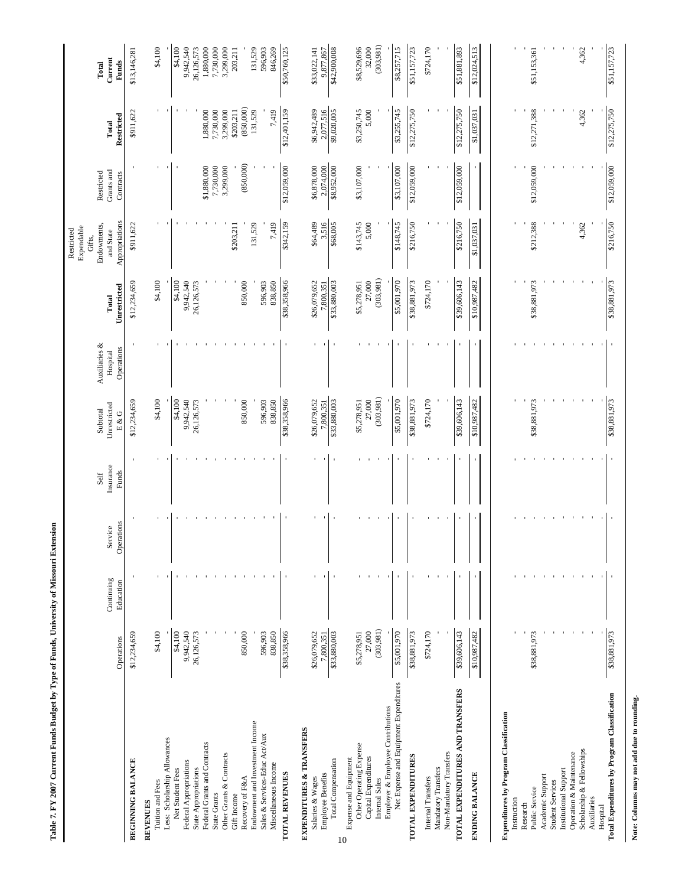**Table 7. FY 2007 Current Funds Budget by Type of Funds, University of Missouri Extension**

| | Operations | Continuing Education | Service Operations | Self Insurance Funds | Subtotal Unrestricted E & G | Auxiliaries & Hospital Operations | Total Unrestricted | Restricted Expendable Gifts, Endowments, and State Appropriations | Restricted Grants and Contracts | Total Restricted | Total Current Funds |
|---|---|---|---|---|---|---|---|---|---|---|---|
| **BEGINNING BALANCE** | $12,234,659 | - | - | - | $12,234,659 | - | $12,234,659 | $911,622 | - | $911,622 | $13,146,281 |
| **REVENUES** | | | | | | | | | | | |
| Tuition and Fees | $4,100 | - | - | - | $4,100 | - | $4,100 | - | - | - | $4,100 |
| Less: Scholarship Allowances | - | - | - | - | - | - | - | - | - | - | - |
| Net Student Fees | $4,100 | - | - | - | $4,100 | - | $4,100 | - | - | - | $4,100 |
| Federal Appropriations | 9,942,540 | - | - | - | 9,942,540 | - | 9,942,540 | - | - | - | 9,942,540 |
| State Appropriations | 26,126,573 | - | - | - | 26,126,573 | - | 26,126,573 | - | - | - | 26,126,573 |
| Federal Grants and Contracts | - | - | - | - | - | - | - | - | $1,880,000 | 1,880,000 | 1,880,000 |
| State Grants | - | - | - | - | - | - | - | - | 7,730,000 | 7,730,000 | 7,730,000 |
| Other Grants & Contracts | - | - | - | - | - | - | - | - | 3,299,000 | 3,299,000 | 3,299,000 |
| Gift Income | - | - | - | - | - | - | - | $203,211 | - | $203,211 | 203,211 |
| Recovery of F&A | 850,000 | - | - | - | 850,000 | - | 850,000 | - | (850,000) | (850,000) | - |
| Endowment and Investment Income | - | - | - | - | - | - | - | 131,529 | - | 131,529 | 131,529 |
| Sales & Services-Educ Act/Aux | 596,903 | - | - | - | 596,903 | - | 596,903 | - | - | - | 596,903 |
| Miscellaneous Income | 838,850 | - | - | - | 838,850 | - | 838,850 | 7,419 | - | 7,419 | 846,269 |
| **TOTAL REVENUES** | $38,358,966 | - | - | - | $38,358,966 | - | $38,358,966 | $342,159 | $12,059,000 | $12,401,159 | $50,760,125 |
| **EXPENDITURES & TRANSFERS** | | | | | | | | | | | |
| Salaries & Wages | $26,079,652 | - | - | - | $26,079,652 | - | $26,079,652 | $64,489 | $6,878,000 | $6,942,489 | $33,022,141 |
| Employee Benefits | 7,800,351 | - | - | - | 7,800,351 | - | 7,800,351 | 3,516 | 2,074,000 | 2,077,516 | 9,877,867 |
| Total Compensation | $33,880,003 | - | - | - | $33,880,003 | - | $33,880,003 | $68,005 | $8,952,000 | $9,020,005 | $42,900,008 |
| Expense and Equipment | | | | | | | | | | | |
| Other Operating Expense | $5,278,951 | - | - | - | $5,278,951 | - | $5,278,951 | $143,745 | $3,107,000 | $3,250,745 | $8,529,696 |
| Capital Expenditures | 27,000 | - | - | - | 27,000 | - | 27,000 | 5,000 | - | 5,000 | 32,000 |
| Internal Sales | (303,981) | - | - | - | (303,981) | - | (303,981) | - | - | - | (303,981) |
| Employer & Employee Contributions | - | - | - | - | - | - | - | - | - | - | - |
| Net Expense and Equipment Expenditures | $5,001,970 | - | - | - | $5,001,970 | - | $5,001,970 | $148,745 | $3,107,000 | $3,255,745 | $8,257,715 |
| **TOTAL EXPENDITURES** | $38,881,973 | - | - | - | $38,881,973 | - | $38,881,973 | $216,750 | $12,059,000 | $12,275,750 | $51,157,723 |
| Internal Transfers | $724,170 | - | - | - | $724,170 | - | $724,170 | - | - | - | $724,170 |
| Mandatory Transfers | - | - | - | - | - | - | - | - | - | - | - |
| Non-Mandatory Transfers | - | - | - | - | - | - | - | - | - | - | - |
| **TOTAL EXPENDITURES AND TRANSFERS** | $39,606,143 | - | - | - | $39,606,143 | - | $39,606,143 | $216,750 | $12,059,000 | $12,275,750 | $51,881,893 |
| **ENDING BALANCE** | $10,987,482 | - | - | - | $10,987,482 | - | $10,987,482 | $1,037,031 | - | $1,037,031 | $12,024,513 |
| **Expenditures by Program Classification** | | | | | | | | | | | |
| Instruction | - | - | - | - | - | - | - | - | - | - | - |
| Research | - | - | - | - | - | - | - | - | - | - | - |
| Public Service | $38,881,973 | - | - | - | $38,881,973 | - | $38,881,973 | $212,388 | $12,059,000 | $12,271,388 | $51,153,361 |
| Academic Support | - | - | - | - | - | - | - | - | - | - | - |
| Student Services | - | - | - | - | - | - | - | - | - | - | - |
| Institutional Support | - | - | - | - | - | - | - | - | - | - | - |
| Operation & Maintenance | - | - | - | - | - | - | - | - | - | - | - |
| Scholarship & Fellowships | - | - | - | - | - | - | - | 4,362 | - | 4,362 | 4,362 |
| Auxiliaries | - | - | - | - | - | - | - | - | - | - | - |
| Hospital | - | - | - | - | - | - | - | - | - | - | - |
| **Total Expenditures by Program Classification** | $38,881,973 | - | - | - | $38,881,973 | - | $38,881,973 | $216,750 | $12,059,000 | $12,275,750 | $51,157,723 |

**Note: Columns may not add due to rounding.**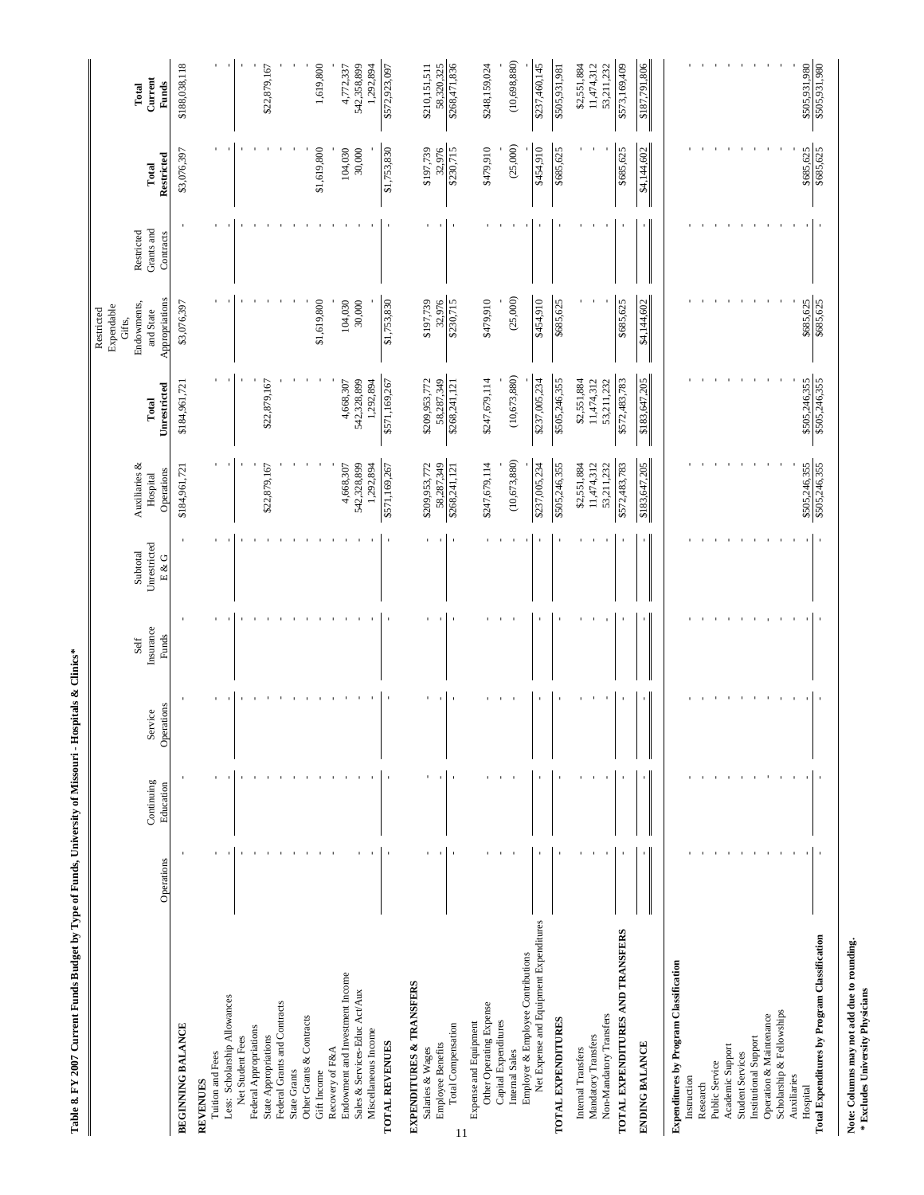**Table 8. FY 2007 Current Funds Budget by Type of Funds, University of Missouri - Hospitals & Clinics***

| | Operations | Continuing Education | Service Operations | Self Insurance Funds | Subtotal Unrestricted E & G | Auxiliaries & Hospital Operations | Total Unrestricted | Restricted Expendable Gifts, Endowments, and State Appropriations | Restricted Grants and Contracts | Total Restricted | Total Current Funds |
|---|---|---|---|---|---|---|---|---|---|---|---|
| **BEGINNING BALANCE** | - | - | - | - | - | $184,961,721 | $184,961,721 | $3,076,397 | - | $3,076,397 | $188,038,118 |
| **REVENUES** | | | | | | | | | | | |
| Tuition and Fees | - | - | - | - | - | - | - | - | - | - | - |
| Less: Scholarship Allowances | - | - | - | - | - | - | - | - | - | - | - |
| Net Student Fees | - | - | - | - | - | - | - | - | - | - | - |
| Federal Appropriations | - | - | - | - | - | - | - | - | - | - | - |
| State Appropriations | - | - | - | - | - | $22,879,167 | $22,879,167 | - | - | - | $22,879,167 |
| Federal Grants and Contracts | - | - | - | - | - | - | - | - | - | - | - |
| State Grants | - | - | - | - | - | - | - | - | - | - | - |
| Other Grants & Contracts | - | - | - | - | - | - | - | - | - | - | - |
| Gift Income | - | - | - | - | - | - | - | $1,619,800 | - | $1,619,800 | 1,619,800 |
| Recovery of F&A | - | - | - | - | - | - | - | - | - | - | - |
| Endowment and Investment Income | - | - | - | - | - | 4,668,307 | 4,668,307 | 104,030 | - | 104,030 | 4,772,337 |
| Sales & Services-Educ Act/Aux | - | - | - | - | - | 542,328,899 | 542,328,899 | 30,000 | - | 30,000 | 542,358,899 |
| Miscellaneous Income | - | - | - | - | - | 1,292,894 | 1,292,894 | - | - | - | 1,292,894 |
| **TOTAL REVENUES** | - | - | - | - | - | $571,169,267 | $571,169,267 | $1,753,830 | - | $1,753,830 | $572,923,097 |
| **EXPENDITURES & TRANSFERS** | | | | | | | | | | | |
| Salaries & Wages | - | - | - | - | - | $209,953,772 | $209,953,772 | $197,739 | - | $197,739 | $210,151,511 |
| Employee Benefits | - | - | - | - | - | 58,287,349 | 58,287,349 | 32,976 | - | 32,976 | 58,320,325 |
| Total Compensation | - | - | - | - | - | $268,241,121 | $268,241,121 | $230,715 | - | $230,715 | $268,471,836 |
| Expense and Equipment | | | | | | | | | | | |
| Other Operating Expense | - | - | - | - | - | $247,679,114 | $247,679,114 | $479,910 | - | $479,910 | $248,159,024 |
| Capital Expenditures | - | - | - | - | - | - | - | - | - | - | - |
| Internal Sales | - | - | - | - | - | (10,673,880) | (10,673,880) | (25,000) | - | (25,000) | (10,698,880) |
| Employer & Employee Contributions | - | - | - | - | - | - | - | - | - | - | - |
| Net Expense and Equipment Expenditures | - | - | - | - | - | $237,005,234 | $237,005,234 | $454,910 | - | $454,910 | $237,460,145 |
| **TOTAL EXPENDITURES** | - | - | - | - | - | $505,246,355 | $505,246,355 | $685,625 | - | $685,625 | $505,931,981 |
| Internal Transfers | - | - | - | - | - | $2,551,884 | $2,551,884 | - | - | - | $2,551,884 |
| Mandatory Transfers | - | - | - | - | - | 11,474,312 | 11,474,312 | - | - | - | 11,474,312 |
| Non-Mandatory Transfers | - | - | - | - | - | 53,211,232 | 53,211,232 | - | - | - | 53,211,232 |
| **TOTAL EXPENDITURES AND TRANSFERS** | - | - | - | - | - | $572,483,783 | $572,483,783 | $685,625 | - | $685,625 | $573,169,409 |
| **ENDING BALANCE** | - | - | - | - | - | $183,647,205 | $183,647,205 | $4,144,602 | - | $4,144,602 | $187,791,806 |
| **Expenditures by Program Classification** | | | | | | | | | | | |
| Instruction | - | - | - | - | - | - | - | - | - | - | - |
| Research | - | - | - | - | - | - | - | - | - | - | - |
| Public Service | - | - | - | - | - | - | - | - | - | - | - |
| Academic Support | - | - | - | - | - | - | - | - | - | - | - |
| Student Services | - | - | - | - | - | - | - | - | - | - | - |
| Institutional Support | - | - | - | - | - | - | - | - | - | - | - |
| Operation & Maintenance | - | - | - | - | - | - | - | - | - | - | - |
| Scholarship & Fellowships | - | - | - | - | - | - | - | - | - | - | - |
| Auxiliaries | - | - | - | - | - | - | - | - | - | - | - |
| Hospital | - | - | - | - | - | $505,246,355 | $505,246,355 | $685,625 | - | $685,625 | $505,931,980 |
| **Total Expenditures by Program Classification** | - | - | - | - | - | $505,246,355 | $505,246,355 | $685,625 | - | $685,625 | $505,931,980 |

**Note: Columns may not add due to rounding.**
*** Excludes University Physicians**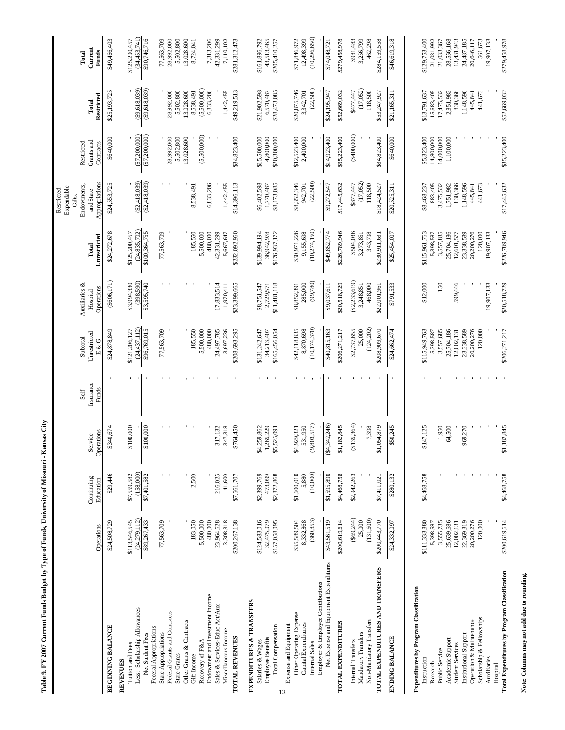**Table 9. FY 2007 Current Funds Budget by Type of Funds, University of Missouri - Kansas City**

| | Operations | Continuing Education | Service Operations | Self Insurance Funds | Subtotal Unrestricted E & G | Auxiliaries & Hospital Operations | Total Unrestricted | Restricted Expendable Gifts, Endowments, and State Appropriations | Restricted Grants and Contracts | Total Restricted | Total Current Funds |
|---|---|---|---|---|---|---|---|---|---|---|---|
| **BEGINNING BALANCE** | $24,508,729 | $29,446 | $340,674 | - | $24,878,849 | ($606,171) | $24,272,678 | $24,553,725 | $640,000 | $25,193,725 | $49,466,403 |
| **REVENUES** | | | | | | | | | | | |
| Tuition and Fees | $113,546,545 | $7,559,582 | $100,000 | - | $121,206,127 | $3,994,330 | $125,200,457 | - | - | - | $125,200,457 |
| Less: Scholarship Allowances | (24,279,112) | (158,000) | - | - | (24,437,112) | (398,590) | (24,835,702) | ($2,418,039) | ($7,200,000) | ($9,618,039) | (34,453,741) |
| Net Student Fees | $89,267,433 | $7,401,582 | $100,000 | - | $96,769,015 | $3,595,740 | $100,364,755 | ($2,418,039) | ($7,200,000) | ($9,618,039) | $90,746,716 |
| Federal Appropriations | - | - | - | - | - | - | - | - | - | - | - |
| State Appropriations | 77,563,709 | - | - | - | 77,563,709 | - | 77,563,709 | - | - | - | 77,563,709 |
| Federal Grants and Contracts | - | - | - | - | - | - | - | - | 28,992,000 | 28,992,000 | 28,992,000 |
| State Grants | - | - | - | - | - | - | - | - | 5,502,800 | 5,502,800 | 5,502,800 |
| Other Grants & Contracts | - | - | - | - | - | - | - | - | 13,028,600 | 13,028,600 | 13,028,600 |
| Gift Income | 183,050 | 2,500 | - | - | 185,550 | - | 185,550 | 8,538,491 | - | 8,538,491 | 8,724,041 |
| Recovery of F&A | 5,500,000 | - | - | - | 5,500,000 | - | 5,500,000 | - | (5,500,000) | (5,500,000) | - |
| Endowment and Investment Income | 480,000 | - | - | - | 480,000 | - | 480,000 | 6,833,206 | - | 6,833,206 | 7,313,206 |
| Sales & Services-Educ Act/Aux | 23,964,628 | 216,025 | 317,132 | - | 24,497,785 | 17,833,514 | 42,331,299 | - | - | - | 42,331,299 |
| Miscellaneous Income | 3,308,318 | 41,600 | 347,318 | - | 3,697,236 | 1,970,411 | 5,667,647 | 1,442,455 | - | 1,442,455 | 7,110,102 |
| **TOTAL REVENUES** | $200,267,138 | $7,661,707 | $764,450 | - | $208,693,295 | $23,399,665 | $232,092,960 | $14,396,113 | $34,823,400 | $49,219,513 | $281,312,473 |
| **EXPENDITURES & TRANSFERS** | | | | | | | | | | | |
| Salaries & Wages | $124,583,016 | $2,399,769 | $4,259,862 | - | $131,242,647 | $8,751,547 | $139,994,194 | $6,402,598 | $15,500,000 | $21,902,598 | $161,896,792 |
| Employee Benefits | 32,475,079 | 473,099 | 1,265,229 | - | 34,213,407 | 2,729,571 | 36,942,978 | 1,770,487 | 4,800,000 | 6,570,487 | 43,513,465 |
| Total Compensation | $157,058,095 | $2,872,868 | $5,525,091 | - | $165,456,054 | $11,481,118 | $176,937,172 | $8,173,085 | $20,300,000 | $28,473,085 | $205,410,257 |
| Expense and Equipment | | | | | | | | | | | |
| Other Operating Expense | $35,589,504 | $1,600,010 | $4,929,321 | - | $42,118,835 | $8,852,391 | $50,971,226 | $8,352,346 | $12,523,400 | $20,875,746 | $71,846,972 |
| Capital Expenditures | 8,332,868 | 5,880 | 531,950 | - | 8,870,698 | 285,000 | 9,155,698 | 942,701 | 2,400,000 | 3,342,701 | 12,498,399 |
| Internal Sales | (360,853) | (10,000) | (9,803,517) | - | (10,174,370) | (99,780) | (10,274,150) | (22,500) | - | (22,500) | (10,296,650) |
| Employer & Employee Contributions | - | - | - | - | - | - | - | - | - | - | - |
| Net Expense and Equipment Expenditures | $43,561,519 | $1,595,890 | ($4,342,246) | - | $40,815,163 | $9,037,611 | $49,852,774 | $9,272,547 | $14,923,400 | $24,195,947 | $74,048,721 |
| **TOTAL EXPENDITURES** | $200,619,614 | $4,468,758 | $1,182,845 | - | $206,271,217 | $20,518,729 | $226,789,946 | $17,445,632 | $35,223,400 | $52,669,032 | $279,458,978 |
| Internal Transfers | ($69,244) | $2,942,263 | ($135,364) | - | $2,737,655 | ($2,233,619) | $504,036 | $877,447 | ($400,000) | $477,447 | $981,483 |
| Mandatory Transfers | 25,000 | - | - | - | 25,000 | 3,248,851 | 3,273,851 | (17,052) | - | (17,052) | 3,256,799 |
| Non-Mandatory Transfers | (131,600) | - | 7,398 | - | (124,202) | 468,000 | 343,798 | 118,500 | - | 118,500 | 462,298 |
| **TOTAL EXPENDITURES AND TRANSFERS** | $200,443,770 | $7,411,021 | $1,054,879 | - | $208,909,670 | $22,001,961 | $230,911,631 | $18,424,527 | $34,823,400 | $53,247,927 | $284,159,558 |
| **ENDING BALANCE** | $24,332,097 | $280,132 | $50,245 | - | $24,662,474 | $791,533 | $25,454,007 | $20,525,311 | $640,000 | $21,165,311 | $46,619,318 |
| **Expenditures by Program Classification** | | | | | | | | | | | |
| Instruction | $111,333,880 | $4,468,758 | $147,125 | - | $115,949,763 | $12,000 | $115,961,763 | $8,468,237 | $5,323,400 | $13,791,637 | $129,753,400 |
| Research | 5,398,587 | - | - | - | 5,398,587 | - | 5,398,587 | 883,405 | 14,800,000 | 15,683,405 | 21,081,992 |
| Public Service | 3,555,735 | - | 1,950 | - | 3,557,685 | 150 | 3,557,835 | 3,475,532 | 14,000,000 | 17,475,532 | 21,033,367 |
| Academic Support | 25,639,686 | - | 64,500 | - | 25,704,186 | - | 25,704,186 | 1,751,982 | 1,100,000 | 2,851,982 | 28,556,168 |
| Student Services | 12,002,131 | - | - | - | 12,002,131 | 599,446 | 12,601,577 | 830,366 | - | 830,366 | 13,431,943 |
| Institutional Support | 22,369,319 | - | 969,270 | - | 23,338,589 | - | 23,338,589 | 1,148,596 | - | 1,148,596 | 24,487,185 |
| Operation & Maintenance | 20,200,276 | - | - | - | 20,200,276 | - | 20,200,276 | 445,841 | - | 445,841 | 20,646,117 |
| Scholarship & Fellowships | 120,000 | - | - | - | 120,000 | - | 120,000 | 441,673 | - | 441,673 | 561,673 |
| Auxiliaries | - | - | - | - | - | 19,907,133 | 19,907,133 | - | - | - | 19,907,133 |
| Hospital | - | - | - | - | - | - | - | - | - | - | - |
| **Total Expenditures by Program Classification** | $200,619,614 | $4,468,758 | $1,182,845 | - | $206,271,217 | $20,518,729 | $226,789,946 | $17,445,632 | $35,223,400 | $52,669,032 | $279,458,978 |

**Note: Columns may not add due to rounding.**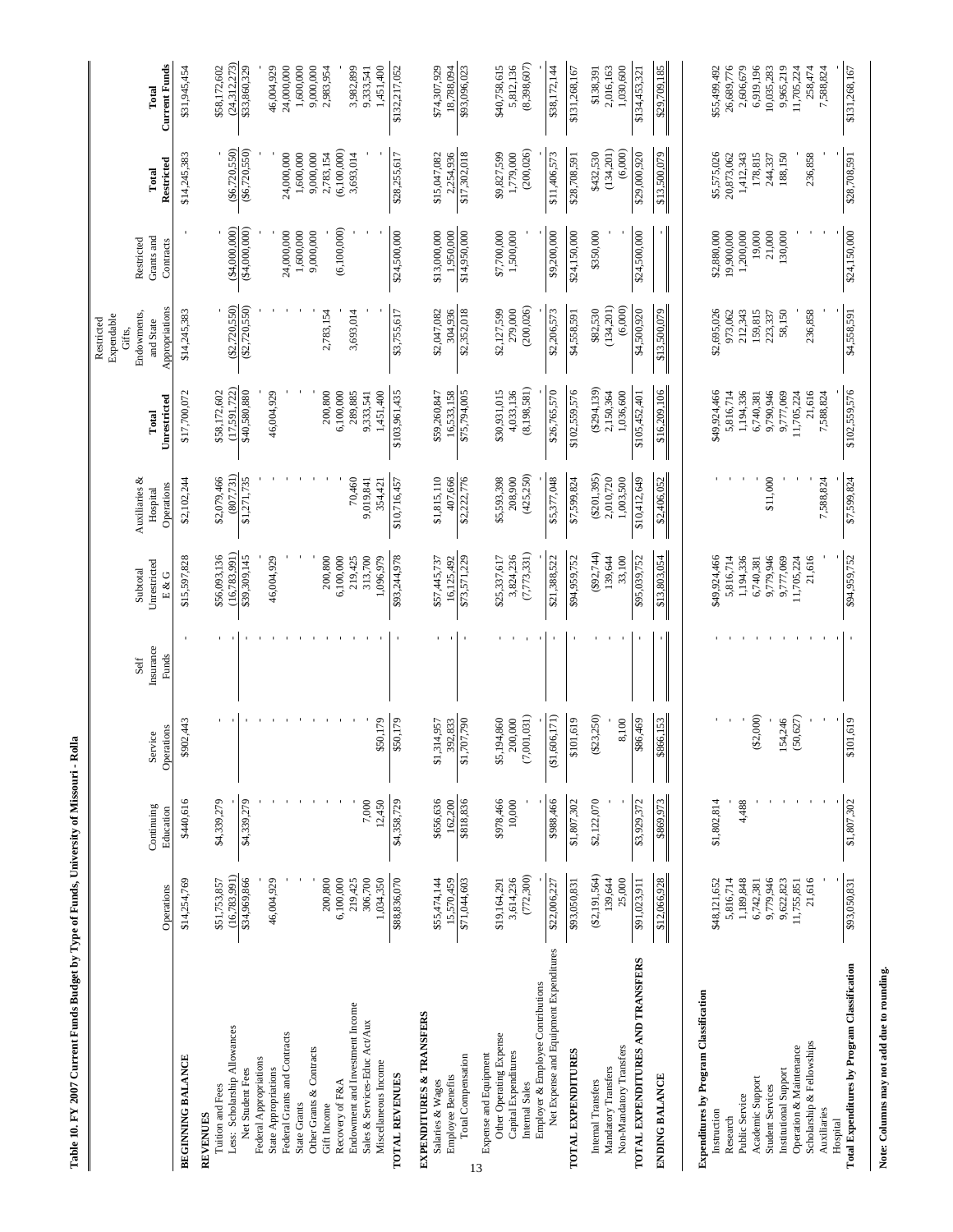**Table 10. FY 2007 Current Funds Budget by Type of Funds, University of Missouri - Rolla**

| | Operations | Continuing Education | Service Operations | Self Insurance Funds | Subtotal Unrestricted E & G | Auxiliaries & Hospital Operations | Total Unrestricted | Restricted Expendable Gifts, Endowments, and State Appropriations | Restricted Grants and Contracts | Total Restricted | Total Current Funds |
|---|---|---|---|---|---|---|---|---|---|---|---|
| **BEGINNING BALANCE** | $14,254,769 | $440,616 | $902,443 | - | $15,597,828 | $2,102,244 | $17,700,072 | $14,245,383 | - | $14,245,383 | $31,945,454 |
| **REVENUES** | | | | | | | | | | | |
| Tuition and Fees | $51,753,857 | $4,339,279 | - | - | $56,093,136 | $2,079,466 | $58,172,602 | - | - | - | $58,172,602 |
| Less: Scholarship Allowances | (16,783,991) | - | - | - | (16,783,991) | (807,731) | (17,591,722) | ($2,720,550) | ($4,000,000) | ($6,720,550) | (24,312,273) |
| Net Student Fees | $34,969,866 | $4,339,279 | - | - | $39,309,145 | $1,271,735 | $40,580,880 | ($2,720,550) | ($4,000,000) | ($6,720,550) | $33,860,329 |
| Federal Appropriations | - | - | - | - | - | - | - | - | - | - | - |
| State Appropriations | 46,004,929 | - | - | - | 46,004,929 | - | 46,004,929 | - | - | - | 46,004,929 |
| Federal Grants and Contracts | - | - | - | - | - | - | - | - | 24,000,000 | 24,000,000 | 24,000,000 |
| State Grants | - | - | - | - | - | - | - | - | 1,600,000 | 1,600,000 | 1,600,000 |
| Other Grants & Contracts | - | - | - | - | - | - | - | - | 9,000,000 | 9,000,000 | 9,000,000 |
| Gift Income | 200,800 | - | - | - | 200,800 | - | 200,800 | 2,783,154 | - | 2,783,154 | 2,983,954 |
| Recovery of F&A | 6,100,000 | - | - | - | 6,100,000 | - | 6,100,000 | - | (6,100,000) | (6,100,000) | - |
| Endowment and Investment Income | 219,425 | - | - | - | 219,425 | 70,460 | 289,885 | 3,693,014 | - | 3,693,014 | 3,982,899 |
| Sales & Services-Educ Act/Aux | 306,700 | 7,000 | - | - | 313,700 | 9,019,841 | 9,333,541 | - | - | - | 9,333,541 |
| Miscellaneous Income | 1,034,350 | 12,450 | $50,179 | - | 1,096,979 | 354,421 | 1,451,400 | - | - | - | 1,451,400 |
| **TOTAL REVENUES** | $88,836,070 | $4,358,729 | $50,179 | - | $93,244,978 | $10,716,457 | $103,961,435 | $3,755,617 | $24,500,000 | $28,255,617 | $132,217,052 |
| **EXPENDITURES & TRANSFERS** | | | | | | | | | | | |
| Salaries & Wages | $55,474,144 | $656,636 | $1,314,957 | - | $57,445,737 | $1,815,110 | $59,260,847 | $2,047,082 | $13,000,000 | $15,047,082 | $74,307,929 |
| Employee Benefits | 15,570,459 | 162,200 | 392,833 | - | 16,125,492 | 407,666 | 16,533,158 | 304,936 | 1,950,000 | 2,254,936 | 18,788,094 |
| Total Compensation | $71,044,603 | $818,836 | $1,707,790 | - | $73,571,229 | $2,222,776 | $75,794,005 | $2,352,018 | $14,950,000 | $17,302,018 | $93,096,023 |
| Expense and Equipment | | | | | | | | | | | |
| Other Operating Expense | $19,164,291 | $978,466 | $5,194,860 | - | $25,337,617 | $5,593,398 | $30,931,015 | $2,127,599 | $7,700,000 | $9,827,599 | $40,758,615 |
| Capital Expenditures | 3,614,236 | 10,000 | 200,000 | - | 3,824,236 | 208,900 | 4,033,136 | 279,000 | 1,500,000 | 1,779,000 | 5,812,136 |
| Internal Sales | (772,300) | - | (7,001,031) | - | (7,773,331) | (425,250) | (8,198,581) | (200,026) | - | (200,026) | (8,398,607) |
| Employer & Employee Contributions | - | - | - | - | - | - | - | - | - | - | - |
| Net Expense and Equipment Expenditures | $22,006,227 | $988,466 | ($1,606,171) | - | $21,388,522 | $5,377,048 | $26,765,570 | $2,206,573 | $9,200,000 | $11,406,573 | $38,172,144 |
| **TOTAL EXPENDITURES** | $93,050,831 | $1,807,302 | $101,619 | - | $94,959,752 | $7,599,824 | $102,559,576 | $4,558,591 | $24,150,000 | $28,708,591 | $131,268,167 |
| Internal Transfers | ($2,191,564) | $2,122,070 | ($23,250) | - | ($92,744) | ($201,395) | ($294,139) | $82,530 | $350,000 | $432,530 | $138,391 |
| Mandatory Transfers | 139,644 | - | - | - | 139,644 | 2,010,720 | 2,150,364 | (134,201) | - | (134,201) | 2,016,163 |
| Non-Mandatory Transfers | 25,000 | - | 8,100 | - | 33,100 | 1,003,500 | 1,036,600 | (6,000) | - | (6,000) | 1,030,600 |
| **TOTAL EXPENDITURES AND TRANSFERS** | $91,023,911 | $3,929,372 | $86,469 | - | $95,039,752 | $10,412,649 | $105,452,401 | $4,500,920 | $24,500,000 | $29,000,920 | $134,453,321 |
| **ENDING BALANCE** | $12,066,928 | $869,973 | $866,153 | - | $13,803,054 | $2,406,052 | $16,209,106 | $13,500,079 | - | $13,500,079 | $29,709,185 |
| **Expenditures by Program Classification** | | | | | | | | | | | |
| Instruction | $48,121,652 | $1,802,814 | - | - | $49,924,466 | - | $49,924,466 | $2,695,026 | $2,880,000 | $5,575,026 | $55,499,492 |
| Research | 5,816,714 | - | - | - | 5,816,714 | - | 5,816,714 | 973,062 | 19,900,000 | 20,873,062 | 26,689,776 |
| Public Service | 1,189,848 | 4,488 | - | - | 1,194,336 | - | 1,194,336 | 212,343 | 1,200,000 | 1,412,343 | 2,606,679 |
| Academic Support | 6,742,381 | - | ($2,000) | - | 6,740,381 | - | 6,740,381 | 159,815 | 19,000 | 178,815 | 6,919,196 |
| Student Services | 9,779,946 | - | - | - | 9,779,946 | $11,000 | 9,790,946 | 223,337 | 21,000 | 244,337 | 10,035,283 |
| Institutional Support | 9,622,823 | - | 154,246 | - | 9,777,069 | - | 9,777,069 | 58,150 | 130,000 | 188,150 | 9,965,219 |
| Operation & Maintenance | 11,755,851 | - | (50,627) | - | 11,705,224 | - | 11,705,224 | - | - | - | 11,705,224 |
| Scholarship & Fellowships | 21,616 | - | - | - | 21,616 | - | 21,616 | 236,858 | - | 236,858 | 258,474 |
| Auxiliaries | - | - | - | - | - | 7,588,824 | 7,588,824 | - | - | - | 7,588,824 |
| Hospital | - | - | - | - | - | - | - | - | - | - | - |
| **Total Expenditures by Program Classification** | $93,050,831 | $1,807,302 | $101,619 | - | $94,959,752 | $7,599,824 | $102,559,576 | $4,558,591 | $24,150,000 | $28,708,591 | $131,268,167 |

**Note: Columns may not add due to rounding.**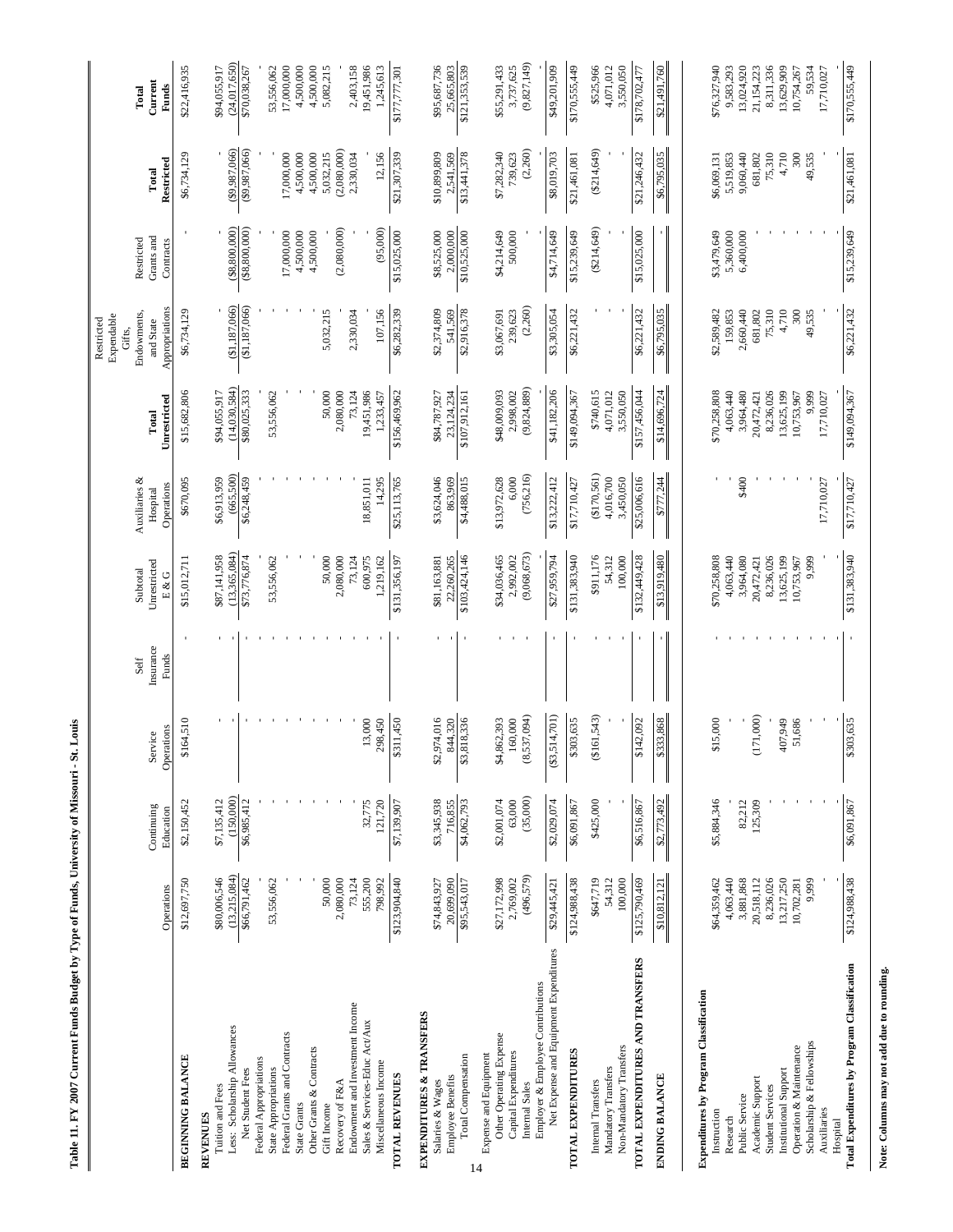**Table 11. FY 2007 Current Funds Budget by Type of Funds, University of Missouri - St. Louis**

| | Operations | Continuing Education | Service Operations | Self Insurance Funds | Subtotal Unrestricted E & G | Auxiliaries & Hospital Operations | Total Unrestricted | Restricted Expendable Gifts, Endowments, and State Appropriations | Restricted Grants and Contracts | Total Restricted | Total Current Funds |
|---|---|---|---|---|---|---|---|---|---|---|---|
| **BEGINNING BALANCE** | $12,697,750 | $2,150,452 | $164,510 | - | $15,012,711 | $670,095 | $15,682,806 | $6,734,129 | - | $6,734,129 | $22,416,935 |
| **REVENUES** | | | | | | | | | | | |
| Tuition and Fees | $80,006,546 | $7,135,412 | - | - | $87,141,958 | $6,913,959 | $94,055,917 | - | - | - | $94,055,917 |
| Less: Scholarship Allowances | (13,215,084) | (150,000) | - | - | (13,365,084) | (665,500) | (14,030,584) | ($1,187,066) | ($8,800,000) | ($9,987,066) | (24,017,650) |
| Net Student Fees | $66,791,462 | $6,985,412 | - | - | $73,776,874 | $6,248,459 | $80,025,333 | ($1,187,066) | ($8,800,000) | ($9,987,066) | $70,038,267 |
| Federal Appropriations | - | - | - | - | - | - | - | - | - | - | - |
| State Appropriations | 53,556,062 | - | - | - | 53,556,062 | - | 53,556,062 | - | - | - | 53,556,062 |
| Federal Grants and Contracts | - | - | - | - | - | - | - | - | 17,000,000 | 17,000,000 | 17,000,000 |
| State Grants | - | - | - | - | - | - | - | - | 4,500,000 | 4,500,000 | 4,500,000 |
| Other Grants & Contracts | - | - | - | - | - | - | - | - | 4,500,000 | 4,500,000 | 4,500,000 |
| Gift Income | 50,000 | - | - | - | 50,000 | - | 50,000 | 5,032,215 | - | 5,032,215 | 5,082,215 |
| Recovery of F&A | 2,080,000 | - | - | - | 2,080,000 | - | 2,080,000 | - | (2,080,000) | (2,080,000) | - |
| Endowment and Investment Income | 73,124 | - | - | - | 73,124 | - | 73,124 | 2,330,034 | - | 2,330,034 | 2,403,158 |
| Sales & Services-Educ Act/Aux | 555,200 | 32,775 | 13,000 | - | 600,975 | 18,851,011 | 19,451,986 | - | - | - | 19,451,986 |
| Miscellaneous Income | 798,992 | 121,720 | 298,450 | - | 1,219,162 | 14,295 | 1,233,457 | 107,156 | (95,000) | 12,156 | 1,245,613 |
| **TOTAL REVENUES** | $123,904,840 | $7,139,907 | $311,450 | - | $131,356,197 | $25,113,765 | $156,469,962 | $6,282,339 | $15,025,000 | $21,307,339 | $177,777,301 |
| **EXPENDITURES & TRANSFERS** | | | | | | | | | | | |
| Salaries & Wages | $74,843,927 | $3,345,938 | $2,974,016 | - | $81,163,881 | $3,624,046 | $84,787,927 | $2,374,809 | $8,525,000 | $10,899,809 | $95,687,736 |
| Employee Benefits | 20,699,090 | 716,855 | 844,320 | - | 22,260,265 | 863,969 | 23,124,234 | 541,569 | 2,000,000 | 2,541,569 | 25,665,803 |
| Total Compensation | $95,543,017 | $4,062,793 | $3,818,336 | - | $103,424,146 | $4,488,015 | $107,912,161 | $2,916,378 | $10,525,000 | $13,441,378 | $121,353,539 |
| Expense and Equipment | | | | | | | | | | | |
| Other Operating Expense | $27,172,998 | $2,001,074 | $4,862,393 | - | $34,036,465 | $13,972,628 | $48,009,093 | $3,067,691 | $4,214,649 | $7,282,340 | $55,291,433 |
| Capital Expenditures | 2,769,002 | 63,000 | 160,000 | - | 2,992,002 | 6,000 | 2,998,002 | 239,623 | 500,000 | 739,623 | 3,737,625 |
| Internal Sales | (496,579) | (35,000) | (8,537,094) | - | (9,068,673) | (756,216) | (9,824,889) | (2,260) | - | (2,260) | (9,827,149) |
| Employer & Employee Contributions | - | - | - | - | - | - | - | - | - | - | - |
| Net Expense and Equipment Expenditures | $29,445,421 | $2,029,074 | ($3,514,701) | - | $27,959,794 | $13,222,412 | $41,182,206 | $3,305,054 | $4,714,649 | $8,019,703 | $49,201,909 |
| **TOTAL EXPENDITURES** | $124,988,438 | $6,091,867 | $303,635 | - | $131,383,940 | $17,710,427 | $149,094,367 | $6,221,432 | $15,239,649 | $21,461,081 | $170,555,449 |
| Internal Transfers | $647,719 | $425,000 | ($161,543) | - | $911,176 | ($170,561) | $740,615 | - | ($214,649) | ($214,649) | $525,966 |
| Mandatory Transfers | 54,312 | - | - | - | 54,312 | 4,016,700 | 4,071,012 | - | - | - | 4,071,012 |
| Non-Mandatory Transfers | 100,000 | - | - | - | 100,000 | 3,450,050 | 3,550,050 | - | - | - | 3,550,050 |
| **TOTAL EXPENDITURES AND TRANSFERS** | $125,790,469 | $6,516,867 | $142,092 | - | $132,449,428 | $25,006,616 | $157,456,044 | $6,221,432 | $15,025,000 | $21,246,432 | $178,702,477 |
| **ENDING BALANCE** | $10,812,121 | $2,773,492 | $333,868 | - | $13,919,480 | $777,244 | $14,696,724 | $6,795,035 | - | $6,795,035 | $21,491,760 |
| **Expenditures by Program Classification** | | | | | | | | | | | |
| Instruction | $64,359,462 | $5,884,346 | $15,000 | - | $70,258,808 | - | $70,258,808 | $2,589,482 | $3,479,649 | $6,069,131 | $76,327,940 |
| Research | 4,063,440 | - | - | - | 4,063,440 | - | 4,063,440 | 159,853 | 5,360,000 | 5,519,853 | 9,583,293 |
| Public Service | 3,881,868 | 82,212 | - | - | 3,964,080 | $400 | 3,964,480 | 2,660,440 | 6,400,000 | 9,060,440 | 13,024,920 |
| Academic Support | 20,518,112 | 125,309 | (171,000) | - | 20,472,421 | - | 20,472,421 | 681,802 | - | 681,802 | 21,154,223 |
| Student Services | 8,236,026 | - | - | - | 8,236,026 | - | 8,236,026 | 75,310 | - | 75,310 | 8,311,336 |
| Institutional Support | 13,217,250 | - | 407,949 | - | 13,625,199 | - | 13,625,199 | 4,710 | - | 4,710 | 13,629,909 |
| Operation & Maintenance | 10,702,281 | - | 51,686 | - | 10,753,967 | - | 10,753,967 | 300 | - | 300 | 10,754,267 |
| Scholarship & Fellowships | 9,999 | - | - | - | 9,999 | - | 9,999 | 49,535 | - | 49,535 | 59,534 |
| Auxiliaries | - | - | - | - | - | 17,710,027 | 17,710,027 | - | - | - | 17,710,027 |
| Hospital | - | - | - | - | - | - | - | - | - | - | - |
| **Total Expenditures by Program Classification** | $124,988,438 | $6,091,867 | $303,635 | - | $131,383,940 | $17,710,427 | $149,094,367 | $6,221,432 | $15,239,649 | $21,461,081 | $170,555,449 |

**Note: Columns may not add due to rounding.**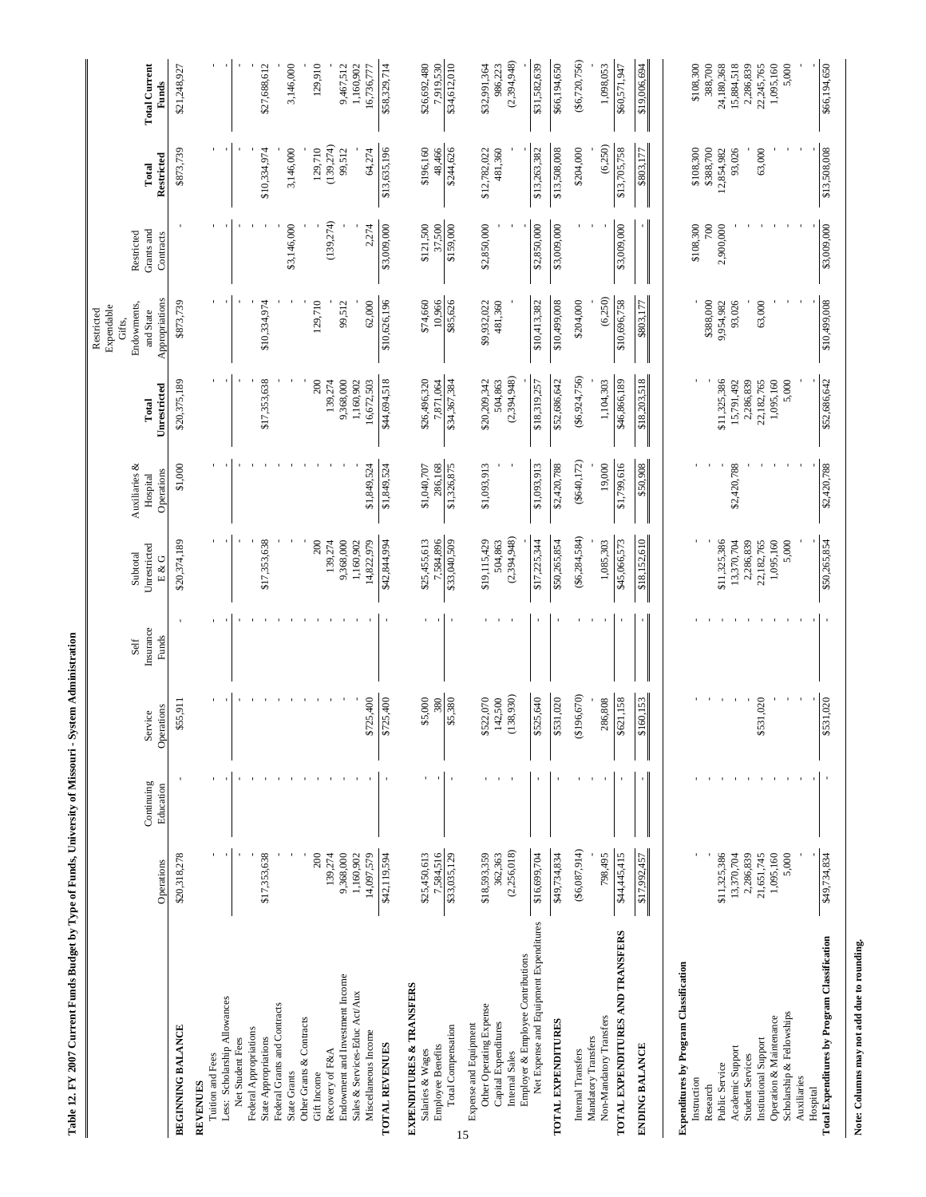**Table 12. FY 2007 Current Funds Budget by Type of Funds, University of Missouri - System Administration**

| | Operations | Continuing Education | Service Operations | Self Insurance Funds | Subtotal Unrestricted E & G | Auxiliaries & Hospital Operations | Total Unrestricted | Restricted Expendable Gifts, Endowments, and State Appropriations | Restricted Grants and Contracts | Total Restricted | Total Current Funds |
|---|---|---|---|---|---|---|---|---|---|---|---|
| **BEGINNING BALANCE** | $20,318,278 | - | $55,911 | - | $20,374,189 | $1,000 | $20,375,189 | $873,739 | - | $873,739 | $21,248,927 |
| **REVENUES** | | | | | | | | | | | |
| Tuition and Fees | - | - | - | - | - | - | - | - | - | - | - |
| Less: Scholarship Allowances | - | - | - | - | - | - | - | - | - | - | - |
| Net Student Fees | - | - | - | - | - | - | - | - | - | - | - |
| Federal Appropriations | - | - | - | - | - | - | - | - | - | - | - |
| State Appropriations | $17,353,638 | - | - | - | $17,353,638 | - | $17,353,638 | $10,334,974 | - | $10,334,974 | $27,688,612 |
| Federal Grants and Contracts | - | - | - | - | - | - | - | - | - | - | - |
| State Grants | - | - | - | - | - | - | - | - | $3,146,000 | 3,146,000 | 3,146,000 |
| Other Grants & Contracts | - | - | - | - | - | - | - | - | - | - | - |
| Gift Income | 200 | - | - | - | 200 | - | 200 | 129,710 | - | 129,710 | 129,910 |
| Recovery of F&A | 139,274 | - | - | - | 139,274 | - | 139,274 | - | (139,274) | (139,274) | - |
| Endowment and Investment Income | 9,368,000 | - | - | - | 9,368,000 | - | 9,368,000 | 99,512 | - | 99,512 | 9,467,512 |
| Sales & Services-Educ Act/Aux | 1,160,902 | - | - | - | 1,160,902 | - | 1,160,902 | - | - | - | 1,160,902 |
| Miscellaneous Income | 14,097,579 | - | $725,400 | - | 14,822,979 | $1,849,524 | 16,672,503 | 62,000 | 2,274 | 64,274 | 16,736,777 |
| **TOTAL REVENUES** | $42,119,594 | - | $725,400 | - | $42,844,994 | $1,849,524 | $44,694,518 | $10,626,196 | $3,009,000 | $13,635,196 | $58,329,714 |
| **EXPENDITURES & TRANSFERS** | | | | | | | | | | | |
| Salaries & Wages | $25,450,613 | - | $5,000 | - | $25,455,613 | $1,040,707 | $26,496,320 | $74,660 | $121,500 | $196,160 | $26,692,480 |
| Employee Benefits | 7,584,516 | - | 380 | - | 7,584,896 | 286,168 | 7,871,064 | 10,966 | 37,500 | 48,466 | 7,919,530 |
| Total Compensation | $33,035,129 | - | $5,380 | - | $33,040,509 | $1,326,875 | $34,367,384 | $85,626 | $159,000 | $244,626 | $34,612,010 |
| Expense and Equipment | | | | | | | | | | | |
| Other Operating Expense | $18,593,359 | - | $522,070 | - | $19,115,429 | $1,093,913 | $20,209,342 | $9,932,022 | $2,850,000 | $12,782,022 | $32,991,364 |
| Capital Expenditures | 362,363 | - | 142,500 | - | 504,863 | - | 504,863 | 481,360 | - | 481,360 | 986,223 |
| Internal Sales | (2,256,018) | - | (138,930) | - | (2,394,948) | - | (2,394,948) | - | - | - | (2,394,948) |
| Employer & Employee Contributions | - | - | - | - | - | - | - | - | - | - | - |
| Net Expense and Equipment Expenditures | $16,699,704 | - | $525,640 | - | $17,225,344 | $1,093,913 | $18,319,257 | $10,413,382 | $2,850,000 | $13,263,382 | $31,582,639 |
| **TOTAL EXPENDITURES** | $49,734,834 | - | $531,020 | - | $50,265,854 | $2,420,788 | $52,686,642 | $10,499,008 | $3,009,000 | $13,508,008 | $66,194,650 |
| Internal Transfers | ($6,087,914) | - | ($196,670) | - | ($6,284,584) | ($640,172) | ($6,924,756) | $204,000 | - | $204,000 | ($6,720,756) |
| Mandatory Transfers | - | - | - | - | - | - | - | - | - | - | - |
| Non-Mandatory Transfers | 798,495 | - | 286,808 | - | 1,085,303 | 19,000 | 1,104,303 | (6,250) | - | (6,250) | 1,098,053 |
| **TOTAL EXPENDITURES AND TRANSFERS** | $44,445,415 | - | $621,158 | - | $45,066,573 | $1,799,616 | $46,866,189 | $10,696,758 | $3,009,000 | $13,705,758 | $60,571,947 |
| **ENDING BALANCE** | $17,992,457 | - | $160,153 | - | $18,152,610 | $50,908 | $18,203,518 | $803,177 | - | $803,177 | $19,006,694 |
| **Expenditures by Program Classification** | | | | | | | | | | | |
| Instruction | - | - | - | - | - | - | - | - | $108,300 | $108,300 | $108,300 |
| Research | - | - | - | - | - | - | - | $388,000 | 700 | $388,700 | 388,700 |
| Public Service | $11,325,386 | - | - | - | $11,325,386 | - | $11,325,386 | 9,954,982 | 2,900,000 | 12,854,982 | 24,180,368 |
| Academic Support | 13,370,704 | - | - | - | 13,370,704 | $2,420,788 | 15,791,492 | 93,026 | - | 93,026 | 15,884,518 |
| Student Services | 2,286,839 | - | - | - | 2,286,839 | - | 2,286,839 | - | - | - | 2,286,839 |
| Institutional Support | 21,651,745 | - | $531,020 | - | 22,182,765 | - | 22,182,765 | 63,000 | - | 63,000 | 22,245,765 |
| Operation & Maintenance | 1,095,160 | - | - | - | 1,095,160 | - | 1,095,160 | - | - | - | 1,095,160 |
| Scholarship & Fellowships | 5,000 | - | - | - | 5,000 | - | 5,000 | - | - | - | 5,000 |
| Auxiliaries | - | - | - | - | - | - | - | - | - | - | - |
| Hospital | - | - | - | - | - | - | - | - | - | - | - |
| **Total Expenditures by Program Classification** | $49,734,834 | - | $531,020 | - | $50,265,854 | $2,420,788 | $52,686,642 | $10,499,008 | $3,009,000 | $13,508,008 | $66,194,650 |

**Note: Columns may not add due to rounding.**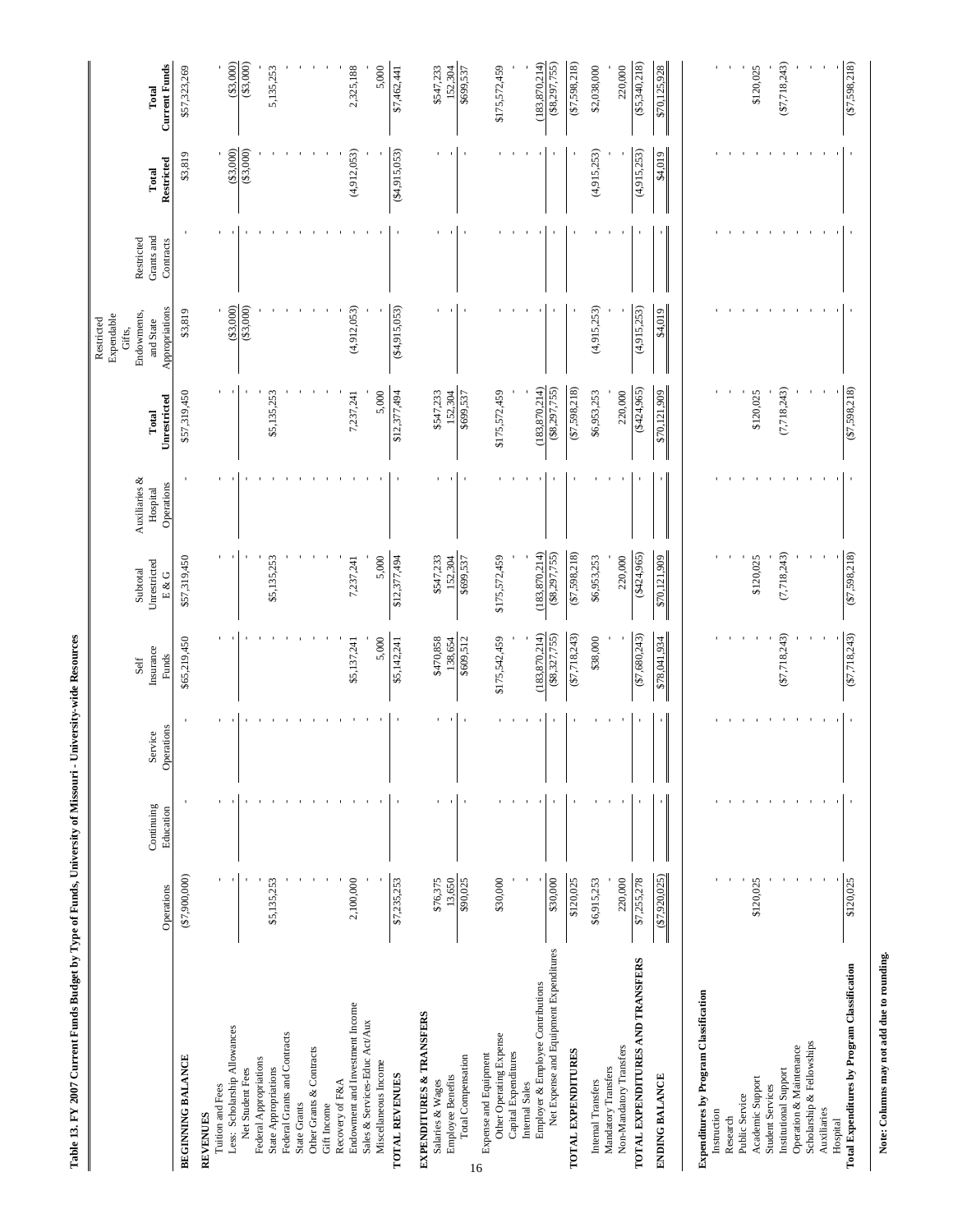**Table 13. FY 2007 Current Funds Budget by Type of Funds, University of Missouri - University-wide Resources**

| | Operations | Continuing Education | Service Operations | Self Insurance Funds | Subtotal Unrestricted E & G | Auxiliaries & Hospital Operations | Total Unrestricted | Restricted Expendable Gifts, Endowments, and State Appropriations | Restricted Grants and Contracts | Total Restricted | Total Current Funds |
|---|---|---|---|---|---|---|---|---|---|---|---|
| **BEGINNING BALANCE** | ($7,900,000) | - | - | $65,219,450 | $57,319,450 | - | $57,319,450 | $3,819 | - | $3,819 | $57,323,269 |
| **REVENUES** | | | | | | | | | | | |
| Tuition and Fees | - | - | - | - | - | - | - | - | - | - | - |
| Less: Scholarship Allowances | - | - | - | - | - | - | - | ($3,000) | - | ($3,000) | ($3,000) |
| Net Student Fees | - | - | - | - | - | - | - | ($3,000) | - | ($3,000) | ($3,000) |
| Federal Appropriations | - | - | - | - | - | - | - | - | - | - | - |
| State Appropriations | $5,135,253 | - | - | - | $5,135,253 | - | $5,135,253 | - | - | - | 5,135,253 |
| Federal Grants and Contracts | - | - | - | - | - | - | - | - | - | - | - |
| State Grants | - | - | - | - | - | - | - | - | - | - | - |
| Other Grants & Contracts | - | - | - | - | - | - | - | - | - | - | - |
| Gift Income | - | - | - | - | - | - | - | - | - | - | - |
| Recovery of F&A | - | - | - | - | - | - | - | - | - | - | - |
| Endowment and Investment Income | 2,100,000 | - | - | $5,137,241 | 7,237,241 | - | 7,237,241 | (4,912,053) | - | (4,912,053) | 2,325,188 |
| Sales & Services-Educ Act/Aux | - | - | - | - | - | - | - | - | - | - | - |
| Miscellaneous Income | - | - | - | 5,000 | 5,000 | - | 5,000 | - | - | - | 5,000 |
| **TOTAL REVENUES** | $7,235,253 | - | - | $5,142,241 | $12,377,494 | - | $12,377,494 | ($4,915,053) | - | ($4,915,053) | $7,462,441 |
| **EXPENDITURES & TRANSFERS** | | | | | | | | | | | |
| Salaries & Wages | $76,375 | - | - | $470,858 | $547,233 | - | $547,233 | - | - | - | $547,233 |
| Employee Benefits | 13,650 | - | - | 138,654 | 152,304 | - | 152,304 | - | - | - | 152,304 |
| Total Compensation | $90,025 | - | - | $609,512 | $699,537 | - | $699,537 | - | - | - | $699,537 |
| Expense and Equipment | | | | | | | | | | | |
| Other Operating Expense | $30,000 | - | - | $175,542,459 | $175,572,459 | - | $175,572,459 | - | - | - | $175,572,459 |
| Capital Expenditures | - | - | - | - | - | - | - | - | - | - | - |
| Internal Sales | - | - | - | - | - | - | - | - | - | - | - |
| Employer & Employee Contributions | - | - | - | (183,870,214) | (183,870,214) | - | (183,870,214) | - | - | - | (183,870,214) |
| Net Expense and Equipment Expenditures | $30,000 | - | - | ($8,327,755) | ($8,297,755) | - | ($8,297,755) | - | - | - | ($8,297,755) |
| **TOTAL EXPENDITURES** | $120,025 | - | - | ($7,718,243) | ($7,598,218) | - | ($7,598,218) | - | - | - | ($7,598,218) |
| Internal Transfers | $6,915,253 | - | - | $38,000 | $6,953,253 | - | $6,953,253 | (4,915,253) | - | (4,915,253) | $2,038,000 |
| Mandatory Transfers | - | - | - | - | - | - | - | - | - | - | - |
| Non-Mandatory Transfers | 220,000 | - | - | - | 220,000 | - | 220,000 | - | - | - | 220,000 |
| **TOTAL EXPENDITURES AND TRANSFERS** | $7,255,278 | - | - | ($7,680,243) | ($424,965) | - | ($424,965) | (4,915,253) | - | (4,915,253) | ($5,340,218) |
| **ENDING BALANCE** | ($7,920,025) | - | - | $78,041,934 | $70,121,909 | - | $70,121,909 | $4,019 | - | $4,019 | $70,125,928 |
| **Expenditures by Program Classification** | | | | | | | | | | | |
| Instruction | - | - | - | - | - | - | - | - | - | - | - |
| Research | - | - | - | - | - | - | - | - | - | - | - |
| Public Service | - | - | - | - | - | - | - | - | - | - | - |
| Academic Support | $120,025 | - | - | - | $120,025 | - | $120,025 | - | - | - | $120,025 |
| Student Services | - | - | - | - | - | - | - | - | - | - | - |
| Institutional Support | - | - | - | ($7,718,243) | (7,718,243) | - | (7,718,243) | - | - | - | ($7,718,243) |
| Operation & Maintenance | - | - | - | - | - | - | - | - | - | - | - |
| Scholarship & Fellowships | - | - | - | - | - | - | - | - | - | - | - |
| Auxiliaries | - | - | - | - | - | - | - | - | - | - | - |
| Hospital | - | - | - | - | - | - | - | - | - | - | - |
| **Total Expenditures by Program Classification** | $120,025 | - | - | ($7,718,243) | ($7,598,218) | - | ($7,598,218) | - | - | - | ($7,598,218) |

**Note: Columns may not add due to rounding.**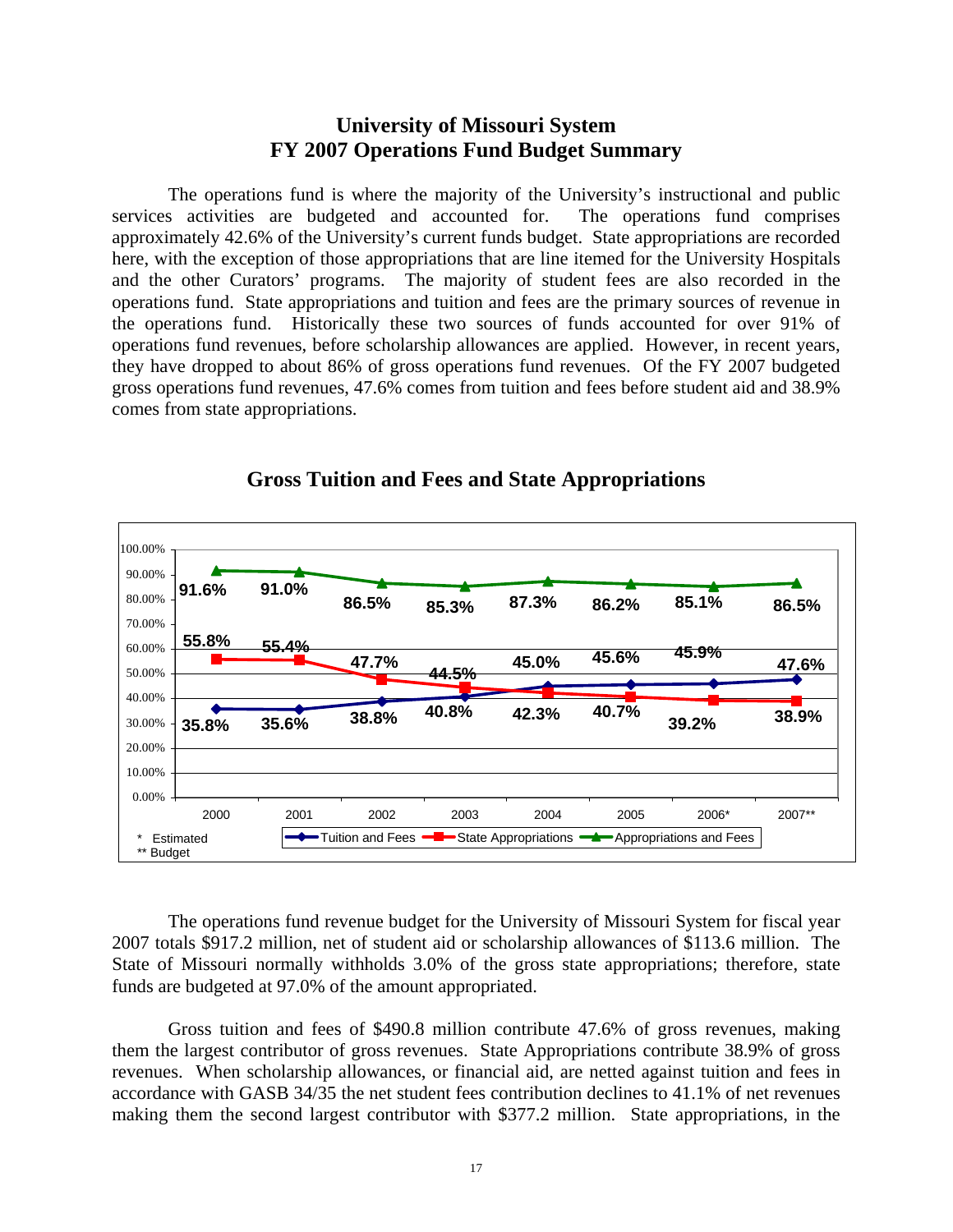# University of Missouri System
## FY 2007 Operations Fund Budget Summary

The operations fund is where the majority of the University's instructional and public services activities are budgeted and accounted for. The operations fund comprises approximately 42.6% of the University's current funds budget. State appropriations are recorded here, with the exception of those appropriations that are line itemed for the University Hospitals and the other Curators' programs. The majority of student fees are also recorded in the operations fund. State appropriations and tuition and fees are the primary sources of revenue in the operations fund. Historically these two sources of funds accounted for over 91% of operations fund revenues, before scholarship allowances are applied. However, in recent years, they have dropped to about 86% of gross operations fund revenues. Of the FY 2007 budgeted gross operations fund revenues, 47.6% comes from tuition and fees before student aid and 38.9% comes from state appropriations.

### Gross Tuition and Fees and State Appropriations

| | 2000 | 2001 | 2002 | 2003 | 2004 | 2005 | 2006* | 2007** |
|---|---|---|---|---|---|---|---|---|
| Tuition and Fees | 35.8% | 35.6% | 38.8% | 40.8% | 45.0% | 45.6% | 45.9% | 47.6% |
| State Appropriations | 55.8% | 55.4% | 47.7% | 44.5% | 42.3% | 40.7% | 39.2% | 38.9% |
| Appropriations and Fees | 91.6% | 91.0% | 86.5% | 85.3% | 87.3% | 86.2% | 85.1% | 86.5% |

\* Estimated
\*\* Budget

The operations fund revenue budget for the University of Missouri System for fiscal year 2007 totals $917.2 million, net of student aid or scholarship allowances of $113.6 million. The State of Missouri normally withholds 3.0% of the gross state appropriations; therefore, state funds are budgeted at 97.0% of the amount appropriated.

Gross tuition and fees of $490.8 million contribute 47.6% of gross revenues, making them the largest contributor of gross revenues. State Appropriations contribute 38.9% of gross revenues. When scholarship allowances, or financial aid, are netted against tuition and fees in accordance with GASB 34/35 the net student fees contribution declines to 41.1% of net revenues making them the second largest contributor with $377.2 million. State appropriations, in the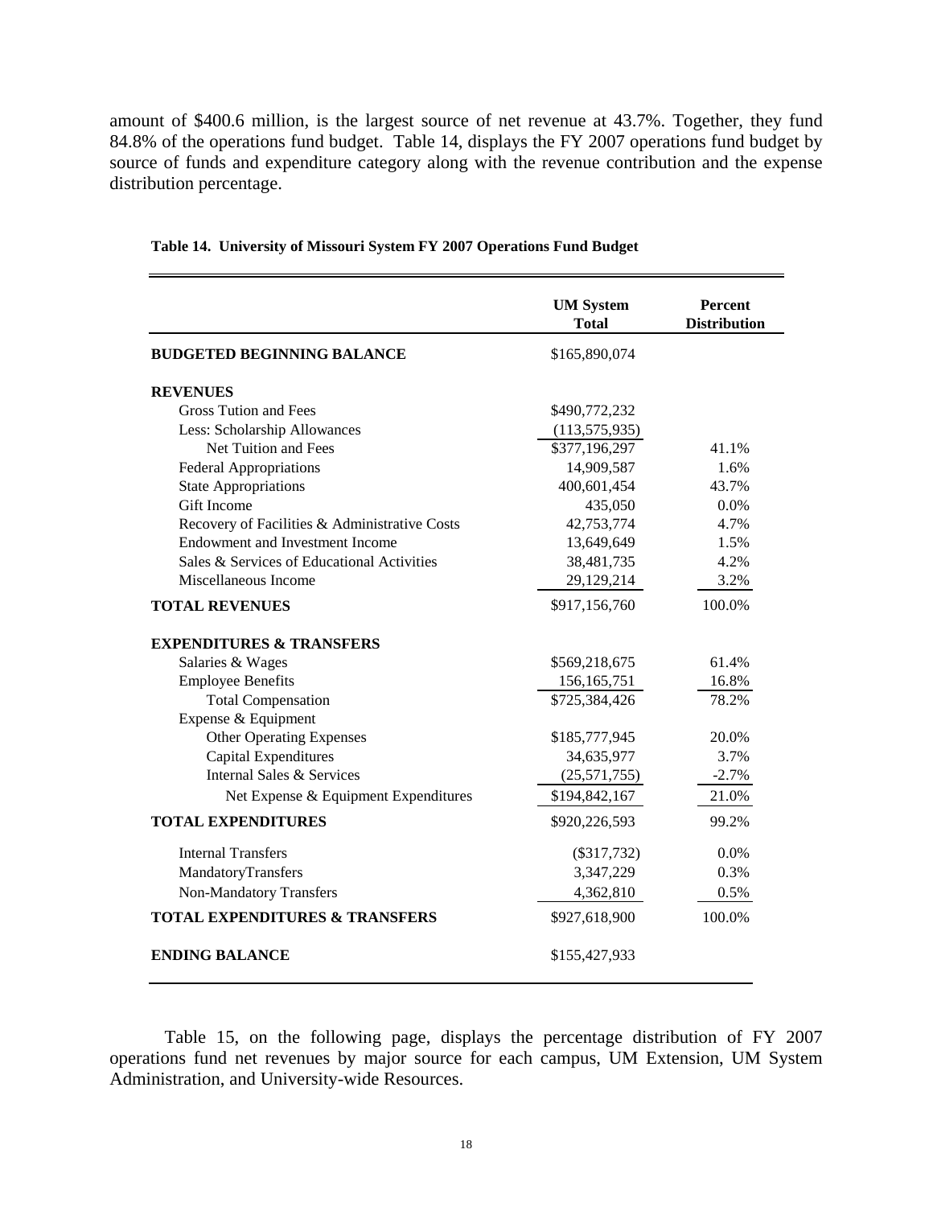amount of $400.6 million, is the largest source of net revenue at 43.7%. Together, they fund 84.8% of the operations fund budget. Table 14, displays the FY 2007 operations fund budget by source of funds and expenditure category along with the revenue contribution and the expense distribution percentage.

**Table 14. University of Missouri System FY 2007 Operations Fund Budget**

| | UM System Total | Percent Distribution |
|---|---|---|
| **BUDGETED BEGINNING BALANCE** | $165,890,074 | |
| **REVENUES** | | |
| Gross Tution and Fees | $490,772,232 | |
| Less: Scholarship Allowances | (113,575,935) | |
| Net Tuition and Fees | $377,196,297 | 41.1% |
| Federal Appropriations | 14,909,587 | 1.6% |
| State Appropriations | 400,601,454 | 43.7% |
| Gift Income | 435,050 | 0.0% |
| Recovery of Facilities & Administrative Costs | 42,753,774 | 4.7% |
| Endowment and Investment Income | 13,649,649 | 1.5% |
| Sales & Services of Educational Activities | 38,481,735 | 4.2% |
| Miscellaneous Income | 29,129,214 | 3.2% |
| **TOTAL REVENUES** | $917,156,760 | 100.0% |
| **EXPENDITURES & TRANSFERS** | | |
| Salaries & Wages | $569,218,675 | 61.4% |
| Employee Benefits | 156,165,751 | 16.8% |
| Total Compensation | $725,384,426 | 78.2% |
| Expense & Equipment | | |
| Other Operating Expenses | $185,777,945 | 20.0% |
| Capital Expenditures | 34,635,977 | 3.7% |
| Internal Sales & Services | (25,571,755) | -2.7% |
| Net Expense & Equipment Expenditures | $194,842,167 | 21.0% |
| **TOTAL EXPENDITURES** | $920,226,593 | 99.2% |
| Internal Transfers | ($317,732) | 0.0% |
| MandatoryTransfers | 3,347,229 | 0.3% |
| Non-Mandatory Transfers | 4,362,810 | 0.5% |
| **TOTAL EXPENDITURES & TRANSFERS** | $927,618,900 | 100.0% |
| **ENDING BALANCE** | $155,427,933 | |

Table 15, on the following page, displays the percentage distribution of FY 2007 operations fund net revenues by major source for each campus, UM Extension, UM System Administration, and University-wide Resources.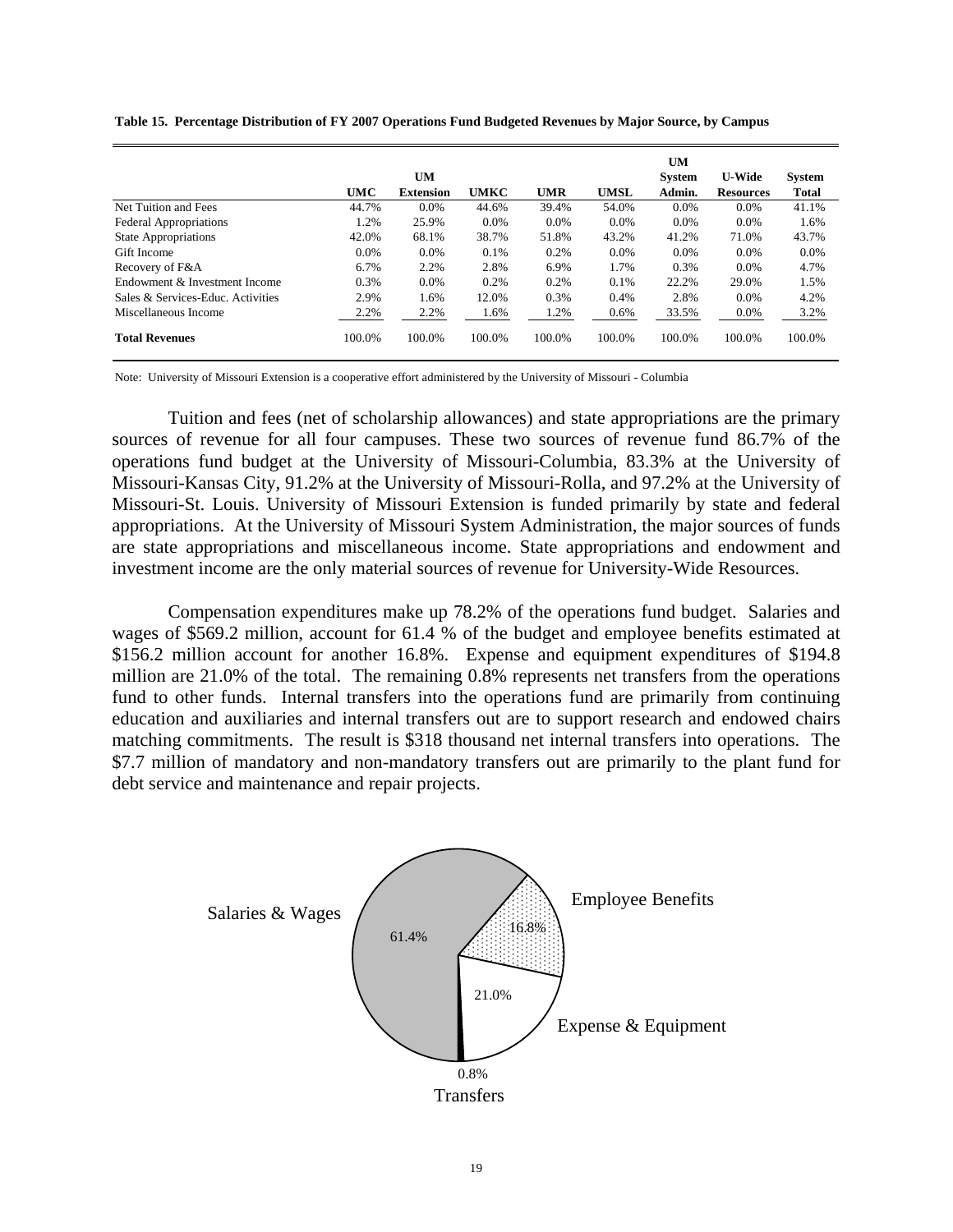**Table 15. Percentage Distribution of FY 2007 Operations Fund Budgeted Revenues by Major Source, by Campus**

| | UMC | UM Extension | UMKC | UMR | UMSL | UM System Admin. | U-Wide Resources | System Total |
|---|---|---|---|---|---|---|---|---|
| Net Tuition and Fees | 44.7% | 0.0% | 44.6% | 39.4% | 54.0% | 0.0% | 0.0% | 41.1% |
| Federal Appropriations | 1.2% | 25.9% | 0.0% | 0.0% | 0.0% | 0.0% | 0.0% | 1.6% |
| State Appropriations | 42.0% | 68.1% | 38.7% | 51.8% | 43.2% | 41.2% | 71.0% | 43.7% |
| Gift Income | 0.0% | 0.0% | 0.1% | 0.2% | 0.0% | 0.0% | 0.0% | 0.0% |
| Recovery of F&A | 6.7% | 2.2% | 2.8% | 6.9% | 1.7% | 0.3% | 0.0% | 4.7% |
| Endowment & Investment Income | 0.3% | 0.0% | 0.2% | 0.2% | 0.1% | 22.2% | 29.0% | 1.5% |
| Sales & Services-Educ. Activities | 2.9% | 1.6% | 12.0% | 0.3% | 0.4% | 2.8% | 0.0% | 4.2% |
| Miscellaneous Income | 2.2% | 2.2% | 1.6% | 1.2% | 0.6% | 33.5% | 0.0% | 3.2% |
| **Total Revenues** | 100.0% | 100.0% | 100.0% | 100.0% | 100.0% | 100.0% | 100.0% | 100.0% |

Note: University of Missouri Extension is a cooperative effort administered by the University of Missouri - Columbia

Tuition and fees (net of scholarship allowances) and state appropriations are the primary sources of revenue for all four campuses. These two sources of revenue fund 86.7% of the operations fund budget at the University of Missouri-Columbia, 83.3% at the University of Missouri-Kansas City, 91.2% at the University of Missouri-Rolla, and 97.2% at the University of Missouri-St. Louis. University of Missouri Extension is funded primarily by state and federal appropriations. At the University of Missouri System Administration, the major sources of funds are state appropriations and miscellaneous income. State appropriations and endowment and investment income are the only material sources of revenue for University-Wide Resources.

Compensation expenditures make up 78.2% of the operations fund budget. Salaries and wages of $569.2 million, account for 61.4 % of the budget and employee benefits estimated at $156.2 million account for another 16.8%. Expense and equipment expenditures of $194.8 million are 21.0% of the total. The remaining 0.8% represents net transfers from the operations fund to other funds. Internal transfers into the operations fund are primarily from continuing education and auxiliaries and internal transfers out are to support research and endowed chairs matching commitments. The result is $318 thousand net internal transfers into operations. The $7.7 million of mandatory and non-mandatory transfers out are primarily to the plant fund for debt service and maintenance and repair projects.

Salaries & Wages 61.4%
Employee Benefits 16.8%
Expense & Equipment 21.0%
Transfers 0.8%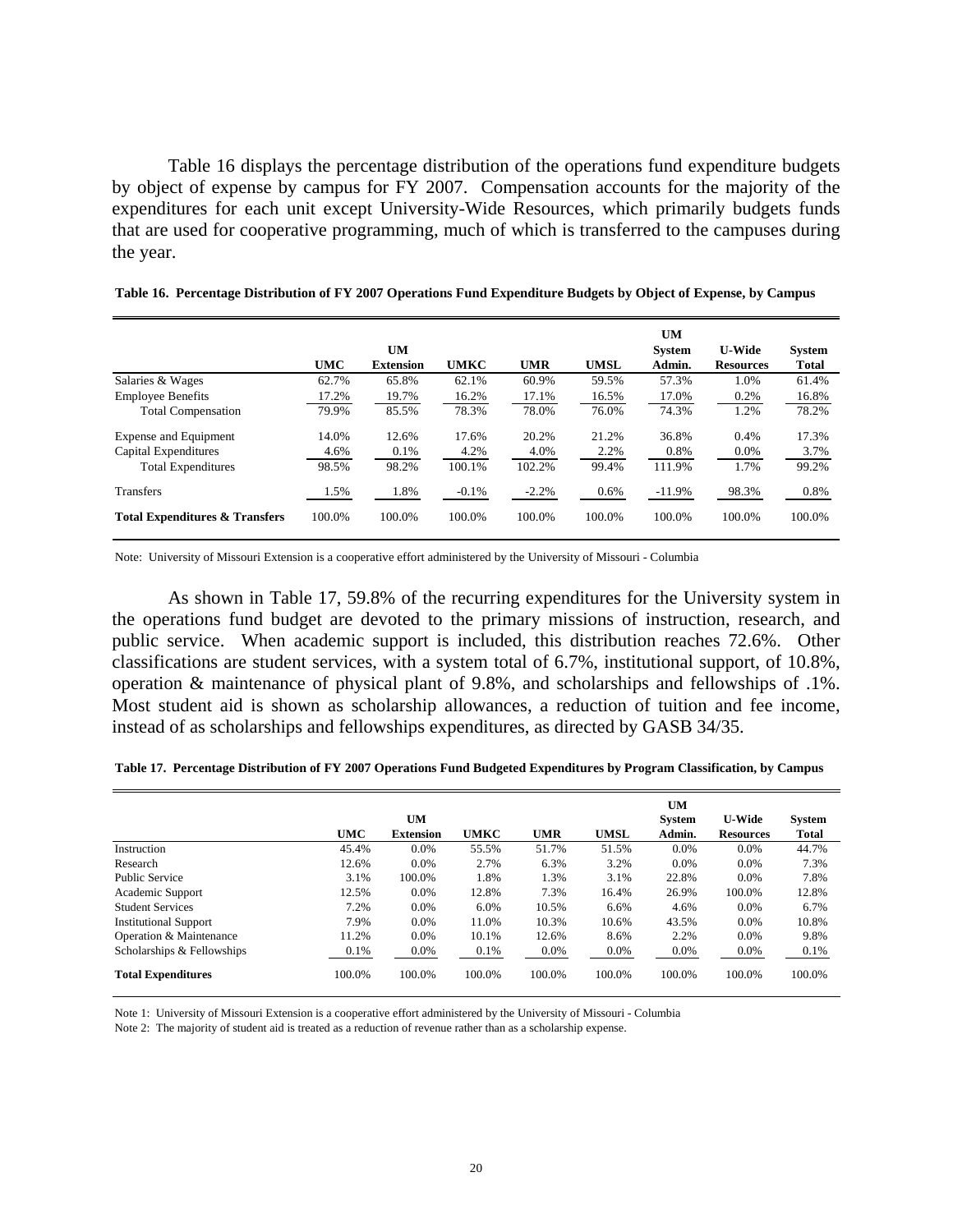Table 16 displays the percentage distribution of the operations fund expenditure budgets by object of expense by campus for FY 2007. Compensation accounts for the majority of the expenditures for each unit except University-Wide Resources, which primarily budgets funds that are used for cooperative programming, much of which is transferred to the campuses during the year.

**Table 16. Percentage Distribution of FY 2007 Operations Fund Expenditure Budgets by Object of Expense, by Campus**

| | UMC | UM Extension | UMKC | UMR | UMSL | UM System Admin. | U-Wide Resources | System Total |
|---|---|---|---|---|---|---|---|---|
| Salaries & Wages | 62.7% | 65.8% | 62.1% | 60.9% | 59.5% | 57.3% | 1.0% | 61.4% |
| Employee Benefits | 17.2% | 19.7% | 16.2% | 17.1% | 16.5% | 17.0% | 0.2% | 16.8% |
| Total Compensation | 79.9% | 85.5% | 78.3% | 78.0% | 76.0% | 74.3% | 1.2% | 78.2% |
| Expense and Equipment | 14.0% | 12.6% | 17.6% | 20.2% | 21.2% | 36.8% | 0.4% | 17.3% |
| Capital Expenditures | 4.6% | 0.1% | 4.2% | 4.0% | 2.2% | 0.8% | 0.0% | 3.7% |
| Total Expenditures | 98.5% | 98.2% | 100.1% | 102.2% | 99.4% | 111.9% | 1.7% | 99.2% |
| Transfers | 1.5% | 1.8% | -0.1% | -2.2% | 0.6% | -11.9% | 98.3% | 0.8% |
| **Total Expenditures & Transfers** | 100.0% | 100.0% | 100.0% | 100.0% | 100.0% | 100.0% | 100.0% | 100.0% |

Note: University of Missouri Extension is a cooperative effort administered by the University of Missouri - Columbia

As shown in Table 17, 59.8% of the recurring expenditures for the University system in the operations fund budget are devoted to the primary missions of instruction, research, and public service. When academic support is included, this distribution reaches 72.6%. Other classifications are student services, with a system total of 6.7%, institutional support, of 10.8%, operation & maintenance of physical plant of 9.8%, and scholarships and fellowships of .1%. Most student aid is shown as scholarship allowances, a reduction of tuition and fee income, instead of as scholarships and fellowships expenditures, as directed by GASB 34/35.

**Table 17. Percentage Distribution of FY 2007 Operations Fund Budgeted Expenditures by Program Classification, by Campus**

| | UMC | UM Extension | UMKC | UMR | UMSL | UM System Admin. | U-Wide Resources | System Total |
|---|---|---|---|---|---|---|---|---|
| Instruction | 45.4% | 0.0% | 55.5% | 51.7% | 51.5% | 0.0% | 0.0% | 44.7% |
| Research | 12.6% | 0.0% | 2.7% | 6.3% | 3.2% | 0.0% | 0.0% | 7.3% |
| Public Service | 3.1% | 100.0% | 1.8% | 1.3% | 3.1% | 22.8% | 0.0% | 7.8% |
| Academic Support | 12.5% | 0.0% | 12.8% | 7.3% | 16.4% | 26.9% | 100.0% | 12.8% |
| Student Services | 7.2% | 0.0% | 6.0% | 10.5% | 6.6% | 4.6% | 0.0% | 6.7% |
| Institutional Support | 7.9% | 0.0% | 11.0% | 10.3% | 10.6% | 43.5% | 0.0% | 10.8% |
| Operation & Maintenance | 11.2% | 0.0% | 10.1% | 12.6% | 8.6% | 2.2% | 0.0% | 9.8% |
| Scholarships & Fellowships | 0.1% | 0.0% | 0.1% | 0.0% | 0.0% | 0.0% | 0.0% | 0.1% |
| **Total Expenditures** | 100.0% | 100.0% | 100.0% | 100.0% | 100.0% | 100.0% | 100.0% | 100.0% |

Note 1: University of Missouri Extension is a cooperative effort administered by the University of Missouri - Columbia

Note 2: The majority of student aid is treated as a reduction of revenue rather than as a scholarship expense.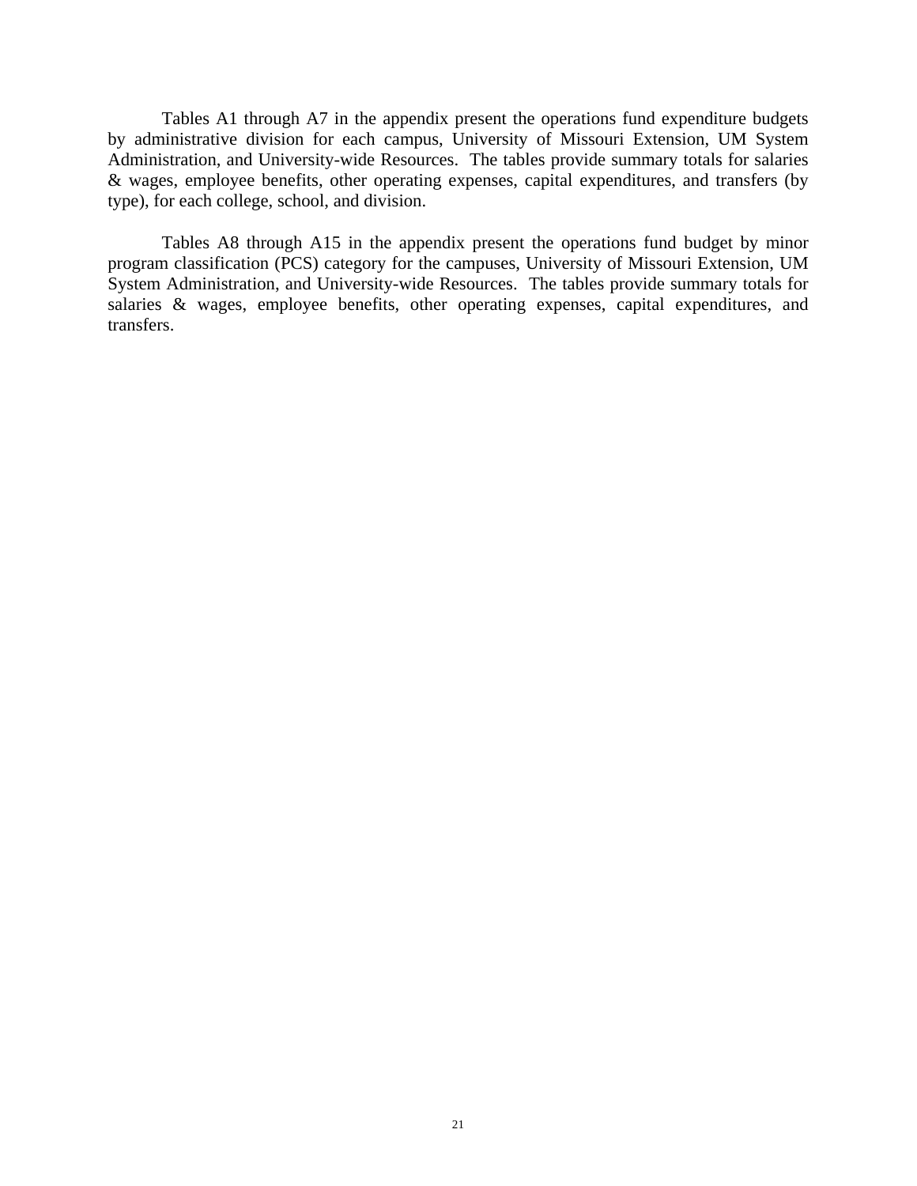Tables A1 through A7 in the appendix present the operations fund expenditure budgets by administrative division for each campus, University of Missouri Extension, UM System Administration, and University-wide Resources. The tables provide summary totals for salaries & wages, employee benefits, other operating expenses, capital expenditures, and transfers (by type), for each college, school, and division.

Tables A8 through A15 in the appendix present the operations fund budget by minor program classification (PCS) category for the campuses, University of Missouri Extension, UM System Administration, and University-wide Resources. The tables provide summary totals for salaries & wages, employee benefits, other operating expenses, capital expenditures, and transfers.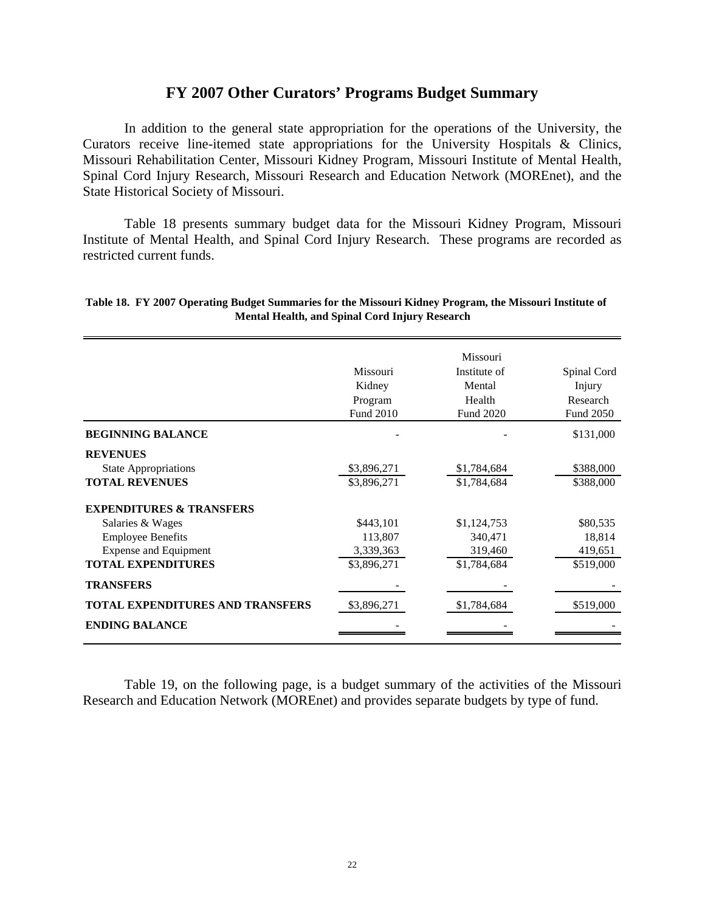# FY 2007 Other Curators' Programs Budget Summary

In addition to the general state appropriation for the operations of the University, the Curators receive line-itemed state appropriations for the University Hospitals & Clinics, Missouri Rehabilitation Center, Missouri Kidney Program, Missouri Institute of Mental Health, Spinal Cord Injury Research, Missouri Research and Education Network (MOREnet), and the State Historical Society of Missouri.

Table 18 presents summary budget data for the Missouri Kidney Program, Missouri Institute of Mental Health, and Spinal Cord Injury Research. These programs are recorded as restricted current funds.

**Table 18. FY 2007 Operating Budget Summaries for the Missouri Kidney Program, the Missouri Institute of Mental Health, and Spinal Cord Injury Research**

| | Missouri Kidney Program Fund 2010 | Missouri Institute of Mental Health Fund 2020 | Spinal Cord Injury Research Fund 2050 |
|---|---|---|---|
| **BEGINNING BALANCE** | - | - | $131,000 |
| **REVENUES** | | | |
| State Appropriations | $3,896,271 | $1,784,684 | $388,000 |
| **TOTAL REVENUES** | $3,896,271 | $1,784,684 | $388,000 |
| **EXPENDITURES & TRANSFERS** | | | |
| Salaries & Wages | $443,101 | $1,124,753 | $80,535 |
| Employee Benefits | 113,807 | 340,471 | 18,814 |
| Expense and Equipment | 3,339,363 | 319,460 | 419,651 |
| **TOTAL EXPENDITURES** | $3,896,271 | $1,784,684 | $519,000 |
| **TRANSFERS** | - | - | - |
| **TOTAL EXPENDITURES AND TRANSFERS** | $3,896,271 | $1,784,684 | $519,000 |
| **ENDING BALANCE** | - | - | - |

Table 19, on the following page, is a budget summary of the activities of the Missouri Research and Education Network (MOREnet) and provides separate budgets by type of fund.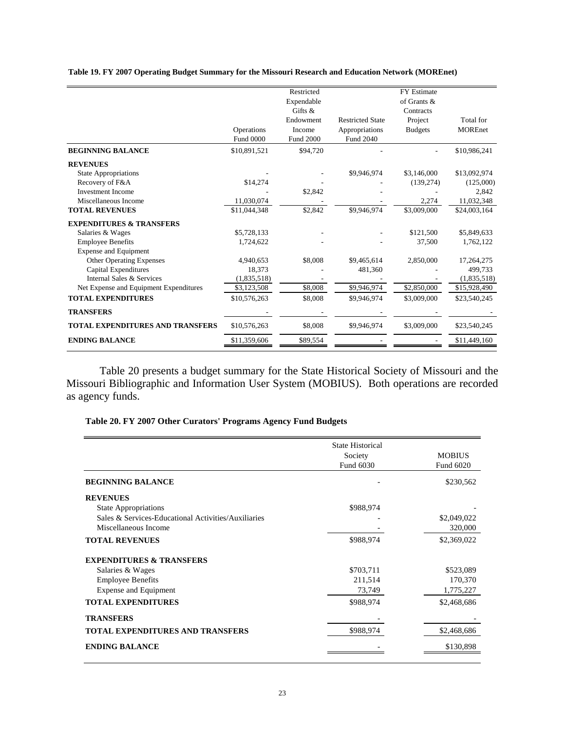**Table 19. FY 2007 Operating Budget Summary for the Missouri Research and Education Network (MOREnet)**

| | Operations Fund 0000 | Restricted Expendable Gifts & Endowment Income Fund 2000 | Restricted State Appropriations Fund 2040 | FY Estimate of Grants & Contracts Project Budgets | Total for MOREnet |
|---|---|---|---|---|---|
| **BEGINNING BALANCE** | $10,891,521 | $94,720 | - | - | $10,986,241 |
| **REVENUES** | | | | | |
| State Appropriations | - | - | $9,946,974 | $3,146,000 | $13,092,974 |
| Recovery of F&A | $14,274 | - | - | (139,274) | (125,000) |
| Investment Income | - | $2,842 | - | - | 2,842 |
| Miscellaneous Income | 11,030,074 | - | - | 2,274 | 11,032,348 |
| **TOTAL REVENUES** | $11,044,348 | $2,842 | $9,946,974 | $3,009,000 | $24,003,164 |
| **EXPENDITURES & TRANSFERS** | | | | | |
| Salaries & Wages | $5,728,133 | - | - | $121,500 | $5,849,633 |
| Employee Benefits | 1,724,622 | - | - | 37,500 | 1,762,122 |
| Expense and Equipment | | | | | |
| Other Operating Expenses | 4,940,653 | $8,008 | $9,465,614 | 2,850,000 | 17,264,275 |
| Capital Expenditures | 18,373 | - | 481,360 | - | 499,733 |
| Internal Sales & Services | (1,835,518) | - | - | - | (1,835,518) |
| Net Expense and Equipment Expenditures | $3,123,508 | $8,008 | $9,946,974 | $2,850,000 | $15,928,490 |
| **TOTAL EXPENDITURES** | $10,576,263 | $8,008 | $9,946,974 | $3,009,000 | $23,540,245 |
| **TRANSFERS** | - | - | - | - | - |
| **TOTAL EXPENDITURES AND TRANSFERS** | $10,576,263 | $8,008 | $9,946,974 | $3,009,000 | $23,540,245 |
| **ENDING BALANCE** | $11,359,606 | $89,554 | - | - | $11,449,160 |

Table 20 presents a budget summary for the State Historical Society of Missouri and the Missouri Bibliographic and Information User System (MOBIUS). Both operations are recorded as agency funds.

**Table 20. FY 2007 Other Curators' Programs Agency Fund Budgets**

| | State Historical Society Fund 6030 | MOBIUS Fund 6020 |
|---|---|---|
| **BEGINNING BALANCE** | - | $230,562 |
| **REVENUES** | | |
| State Appropriations | $988,974 | - |
| Sales & Services-Educational Activities/Auxiliaries | - | $2,049,022 |
| Miscellaneous Income | - | 320,000 |
| **TOTAL REVENUES** | $988,974 | $2,369,022 |
| **EXPENDITURES & TRANSFERS** | | |
| Salaries & Wages | $703,711 | $523,089 |
| Employee Benefits | 211,514 | 170,370 |
| Expense and Equipment | 73,749 | 1,775,227 |
| **TOTAL EXPENDITURES** | $988,974 | $2,468,686 |
| **TRANSFERS** | - | - |
| **TOTAL EXPENDITURES AND TRANSFERS** | $988,974 | $2,468,686 |
| **ENDING BALANCE** | - | $130,898 |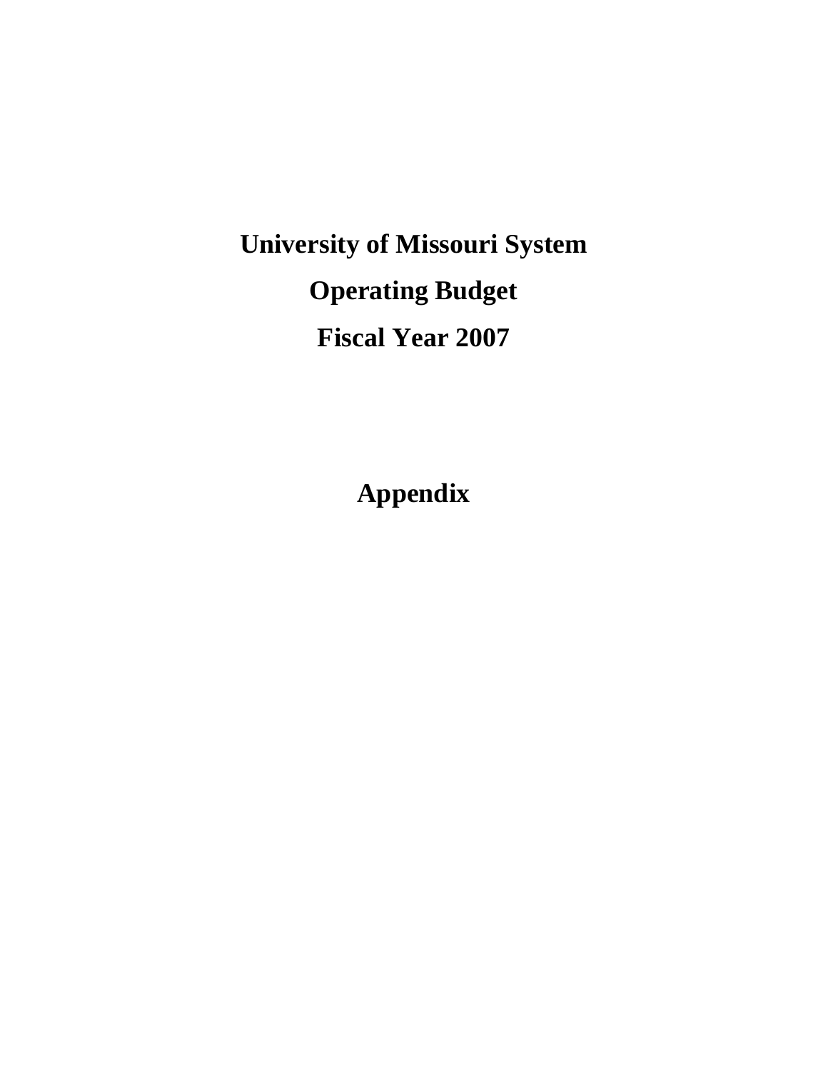# University of Missouri System

# Operating Budget

# Fiscal Year 2007

## Appendix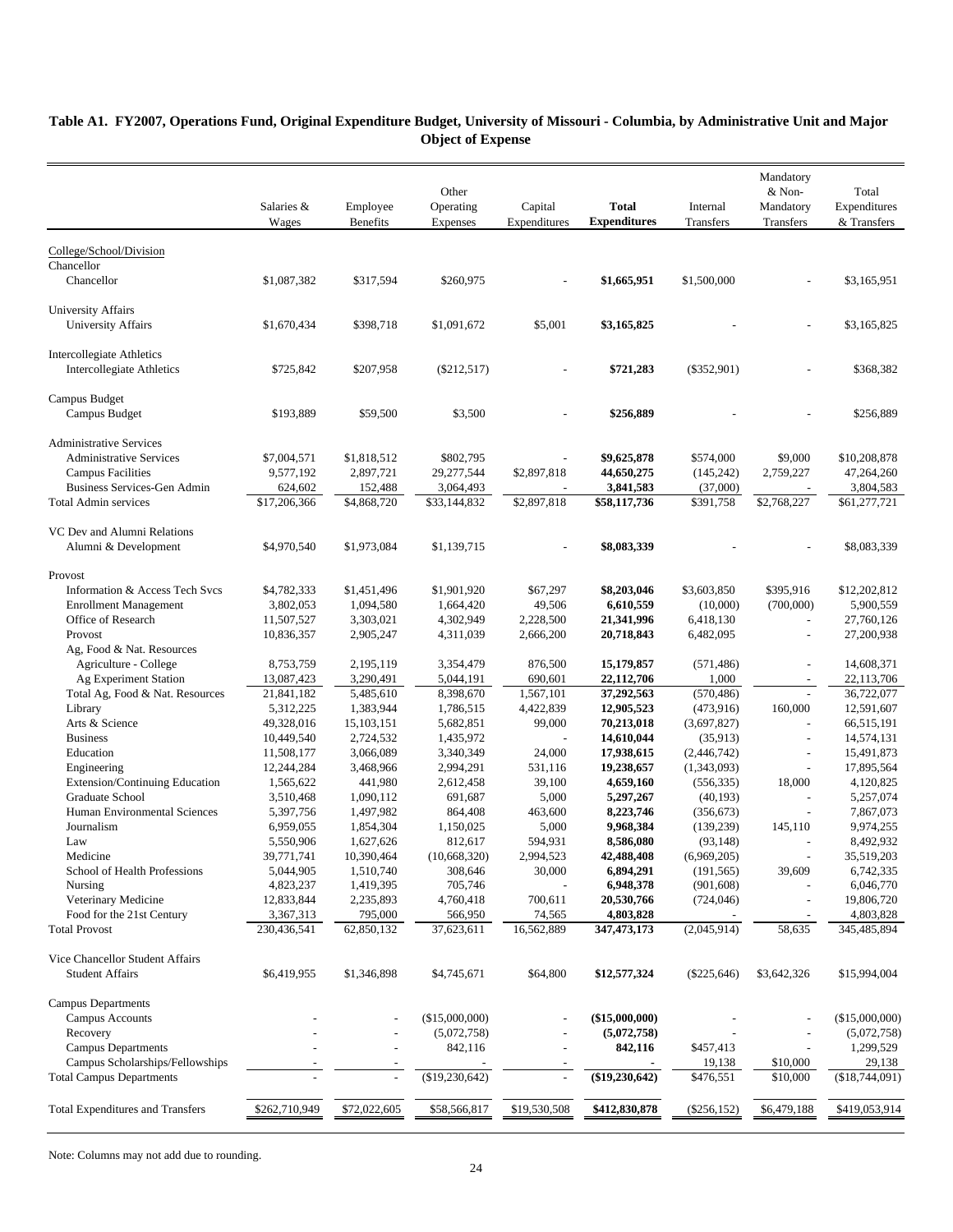**Table A1. FY2007, Operations Fund, Original Expenditure Budget, University of Missouri - Columbia, by Administrative Unit and Major Object of Expense**

| | Salaries & Wages | Employee Benefits | Other Operating Expenses | Capital Expenditures | **Total Expenditures** | Internal Transfers | Mandatory & Non-Mandatory Transfers | Total Expenditures & Transfers |
|---|---|---|---|---|---|---|---|---|
| College/School/Division | | | | | | | | |
| Chancellor | | | | | | | | |
| Chancellor | $1,087,382 | $317,594 | $260,975 | - | **$1,665,951** | $1,500,000 | - | $3,165,951 |
| University Affairs | | | | | | | | |
| University Affairs | $1,670,434 | $398,718 | $1,091,672 | $5,001 | **$3,165,825** | - | - | $3,165,825 |
| Intercollegiate Athletics | | | | | | | | |
| Intercollegiate Athletics | $725,842 | $207,958 | ($212,517) | - | **$721,283** | ($352,901) | - | $368,382 |
| Campus Budget | | | | | | | | |
| Campus Budget | $193,889 | $59,500 | $3,500 | - | **$256,889** | - | - | $256,889 |
| Administrative Services | | | | | | | | |
| Administrative Services | $7,004,571 | $1,818,512 | $802,795 | - | **$9,625,878** | $574,000 | $9,000 | $10,208,878 |
| Campus Facilities | 9,577,192 | 2,897,721 | 29,277,544 | $2,897,818 | **44,650,275** | (145,242) | 2,759,227 | 47,264,260 |
| Business Services-Gen Admin | 624,602 | 152,488 | 3,064,493 | - | **3,841,583** | (37,000) | - | 3,804,583 |
| Total Admin services | $17,206,366 | $4,868,720 | $33,144,832 | $2,897,818 | **$58,117,736** | $391,758 | $2,768,227 | $61,277,721 |
| VC Dev and Alumni Relations | | | | | | | | |
| Alumni & Development | $4,970,540 | $1,973,084 | $1,139,715 | - | **$8,083,339** | - | - | $8,083,339 |
| Provost | | | | | | | | |
| Information & Access Tech Svcs | $4,782,333 | $1,451,496 | $1,901,920 | $67,297 | **$8,203,046** | $3,603,850 | $395,916 | $12,202,812 |
| Enrollment Management | 3,802,053 | 1,094,580 | 1,664,420 | 49,506 | **6,610,559** | (10,000) | (700,000) | 5,900,559 |
| Office of Research | 11,507,527 | 3,303,021 | 4,302,949 | 2,228,500 | **21,341,996** | 6,418,130 | - | 27,760,126 |
| Provost | 10,836,357 | 2,905,247 | 4,311,039 | 2,666,200 | **20,718,843** | 6,482,095 | - | 27,200,938 |
| Ag, Food & Nat. Resources | | | | | | | | |
| Agriculture - College | 8,753,759 | 2,195,119 | 3,354,479 | 876,500 | **15,179,857** | (571,486) | - | 14,608,371 |
| Ag Experiment Station | 13,087,423 | 3,290,491 | 5,044,191 | 690,601 | **22,112,706** | 1,000 | - | 22,113,706 |
| Total Ag, Food & Nat. Resources | 21,841,182 | 5,485,610 | 8,398,670 | 1,567,101 | **37,292,563** | (570,486) | - | 36,722,077 |
| Library | 5,312,225 | 1,383,944 | 1,786,515 | 4,422,839 | **12,905,523** | (473,916) | 160,000 | 12,591,607 |
| Arts & Science | 49,328,016 | 15,103,151 | 5,682,851 | 99,000 | **70,213,018** | (3,697,827) | - | 66,515,191 |
| Business | 10,449,540 | 2,724,532 | 1,435,972 | - | **14,610,044** | (35,913) | - | 14,574,131 |
| Education | 11,508,177 | 3,066,089 | 3,340,349 | 24,000 | **17,938,615** | (2,446,742) | - | 15,491,873 |
| Engineering | 12,244,284 | 3,468,966 | 2,994,291 | 531,116 | **19,238,657** | (1,343,093) | - | 17,895,564 |
| Extension/Continuing Education | 1,565,622 | 441,980 | 2,612,458 | 39,100 | **4,659,160** | (556,335) | 18,000 | 4,120,825 |
| Graduate School | 3,510,468 | 1,090,112 | 691,687 | 5,000 | **5,297,267** | (40,193) | - | 5,257,074 |
| Human Environmental Sciences | 5,397,756 | 1,497,982 | 864,408 | 463,600 | **8,223,746** | (356,673) | - | 7,867,073 |
| Journalism | 6,959,055 | 1,854,304 | 1,150,025 | 5,000 | **9,968,384** | (139,239) | 145,110 | 9,974,255 |
| Law | 5,550,906 | 1,627,626 | 812,617 | 594,931 | **8,586,080** | (93,148) | - | 8,492,932 |
| Medicine | 39,771,741 | 10,390,464 | (10,668,320) | 2,994,523 | **42,488,408** | (6,969,205) | - | 35,519,203 |
| School of Health Professions | 5,044,905 | 1,510,740 | 308,646 | 30,000 | **6,894,291** | (191,565) | 39,609 | 6,742,335 |
| Nursing | 4,823,237 | 1,419,395 | 705,746 | - | **6,948,378** | (901,608) | - | 6,046,770 |
| Veterinary Medicine | 12,833,844 | 2,235,893 | 4,760,418 | 700,611 | **20,530,766** | (724,046) | - | 19,806,720 |
| Food for the 21st Century | 3,367,313 | 795,000 | 566,950 | 74,565 | **4,803,828** | - | - | 4,803,828 |
| Total Provost | 230,436,541 | 62,850,132 | 37,623,611 | 16,562,889 | **347,473,173** | (2,045,914) | 58,635 | 345,485,894 |
| Vice Chancellor Student Affairs | | | | | | | | |
| Student Affairs | $6,419,955 | $1,346,898 | $4,745,671 | $64,800 | **$12,577,324** | ($225,646) | $3,642,326 | $15,994,004 |
| Campus Departments | | | | | | | | |
| Campus Accounts | - | - | ($15,000,000) | - | **($15,000,000)** | - | - | ($15,000,000) |
| Recovery | - | - | (5,072,758) | - | **(5,072,758)** | - | - | (5,072,758) |
| Campus Departments | - | - | 842,116 | - | **842,116** | $457,413 | - | 1,299,529 |
| Campus Scholarships/Fellowships | - | - | - | - | - | 19,138 | $10,000 | 29,138 |
| Total Campus Departments | - | - | ($19,230,642) | - | **($19,230,642)** | $476,551 | $10,000 | ($18,744,091) |
| Total Expenditures and Transfers | $262,710,949 | $72,022,605 | $58,566,817 | $19,530,508 | **$412,830,878** | ($256,152) | $6,479,188 | $419,053,914 |

Note: Columns may not add due to rounding.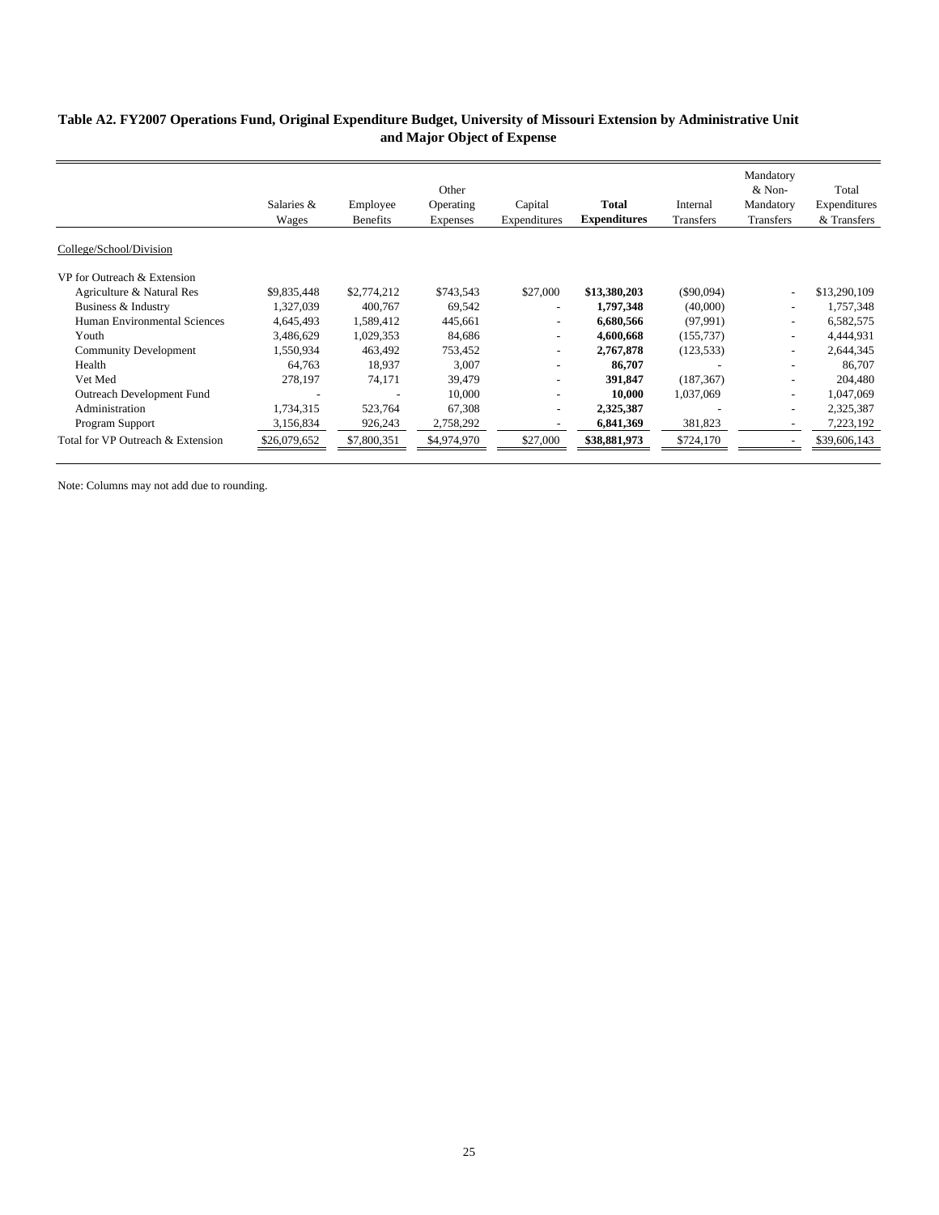**Table A2. FY2007 Operations Fund, Original Expenditure Budget, University of Missouri Extension by Administrative Unit and Major Object of Expense**

| College/School/Division | Salaries & Wages | Employee Benefits | Other Operating Expenses | Capital Expenditures | **Total Expenditures** | Internal Transfers | Mandatory & Non-Mandatory Transfers | Total Expenditures & Transfers |
|---|---|---|---|---|---|---|---|---|
| VP for Outreach & Extension | | | | | | | | |
| Agriculture & Natural Res | $9,835,448 | $2,774,212 | $743,543 | $27,000 | **$13,380,203** | ($90,094) | - | $13,290,109 |
| Business & Industry | 1,327,039 | 400,767 | 69,542 | - | **1,797,348** | (40,000) | - | 1,757,348 |
| Human Environmental Sciences | 4,645,493 | 1,589,412 | 445,661 | - | **6,680,566** | (97,991) | - | 6,582,575 |
| Youth | 3,486,629 | 1,029,353 | 84,686 | - | **4,600,668** | (155,737) | - | 4,444,931 |
| Community Development | 1,550,934 | 463,492 | 753,452 | - | **2,767,878** | (123,533) | - | 2,644,345 |
| Health | 64,763 | 18,937 | 3,007 | - | **86,707** | - | - | 86,707 |
| Vet Med | 278,197 | 74,171 | 39,479 | - | **391,847** | (187,367) | - | 204,480 |
| Outreach Development Fund | - | - | 10,000 | - | **10,000** | 1,037,069 | - | 1,047,069 |
| Administration | 1,734,315 | 523,764 | 67,308 | - | **2,325,387** | - | - | 2,325,387 |
| Program Support | 3,156,834 | 926,243 | 2,758,292 | - | **6,841,369** | 381,823 | - | 7,223,192 |
| Total for VP Outreach & Extension | $26,079,652 | $7,800,351 | $4,974,970 | $27,000 | **$38,881,973** | $724,170 | - | $39,606,143 |

Note: Columns may not add due to rounding.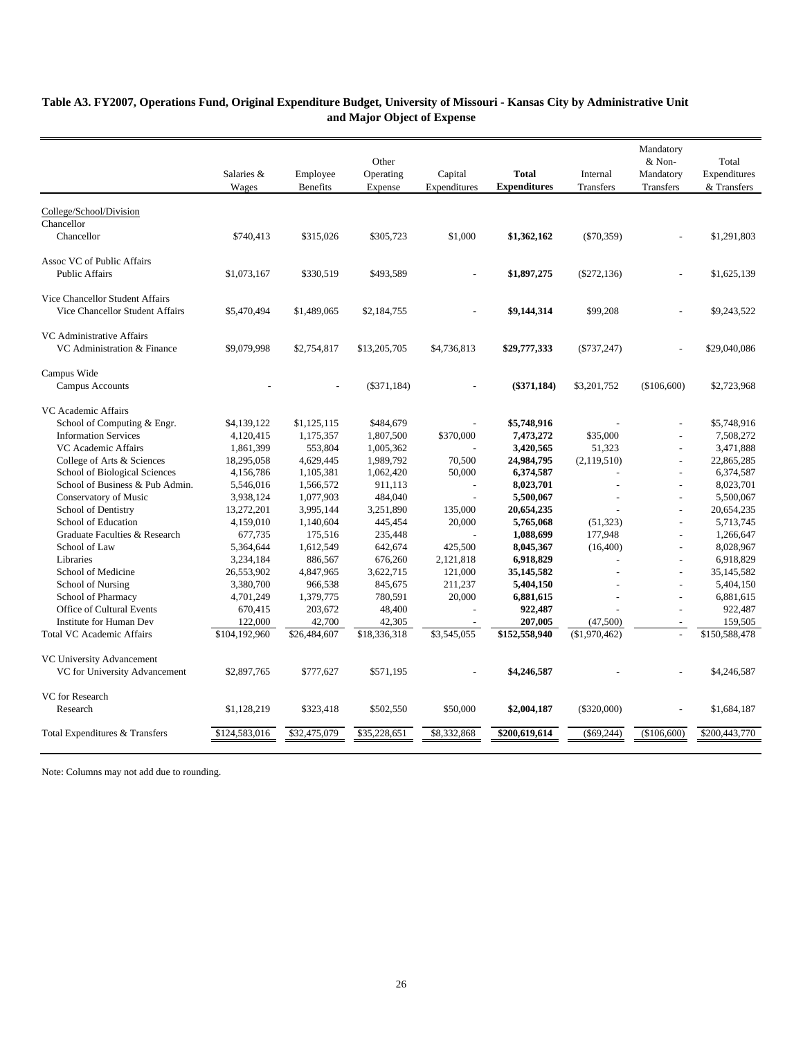**Table A3. FY2007, Operations Fund, Original Expenditure Budget, University of Missouri - Kansas City by Administrative Unit and Major Object of Expense**

| | Salaries & Wages | Employee Benefits | Other Operating Expense | Capital Expenditures | **Total Expenditures** | Internal Transfers | Mandatory & Non-Mandatory Transfers | Total Expenditures & Transfers |
|---|---|---|---|---|---|---|---|---|
| College/School/Division | | | | | | | | |
| Chancellor | | | | | | | | |
| Chancellor | $740,413 | $315,026 | $305,723 | $1,000 | **$1,362,162** | ($70,359) | - | $1,291,803 |
| Assoc VC of Public Affairs | | | | | | | | |
| Public Affairs | $1,073,167 | $330,519 | $493,589 | - | **$1,897,275** | ($272,136) | - | $1,625,139 |
| Vice Chancellor Student Affairs | | | | | | | | |
| Vice Chancellor Student Affairs | $5,470,494 | $1,489,065 | $2,184,755 | - | **$9,144,314** | $99,208 | - | $9,243,522 |
| VC Administrative Affairs | | | | | | | | |
| VC Administration & Finance | $9,079,998 | $2,754,817 | $13,205,705 | $4,736,813 | **$29,777,333** | ($737,247) | - | $29,040,086 |
| Campus Wide | | | | | | | | |
| Campus Accounts | - | - | ($371,184) | - | **($371,184)** | $3,201,752 | ($106,600) | $2,723,968 |
| VC Academic Affairs | | | | | | | | |
| School of Computing & Engr. | $4,139,122 | $1,125,115 | $484,679 | - | **$5,748,916** | - | - | $5,748,916 |
| Information Services | 4,120,415 | 1,175,357 | 1,807,500 | $370,000 | **7,473,272** | $35,000 | - | 7,508,272 |
| VC Academic Affairs | 1,861,399 | 553,804 | 1,005,362 | - | **3,420,565** | 51,323 | - | 3,471,888 |
| College of Arts & Sciences | 18,295,058 | 4,629,445 | 1,989,792 | 70,500 | **24,984,795** | (2,119,510) | - | 22,865,285 |
| School of Biological Sciences | 4,156,786 | 1,105,381 | 1,062,420 | 50,000 | **6,374,587** | - | - | 6,374,587 |
| School of Business & Pub Admin. | 5,546,016 | 1,566,572 | 911,113 | - | **8,023,701** | - | - | 8,023,701 |
| Conservatory of Music | 3,938,124 | 1,077,903 | 484,040 | - | **5,500,067** | - | - | 5,500,067 |
| School of Dentistry | 13,272,201 | 3,995,144 | 3,251,890 | 135,000 | **20,654,235** | - | - | 20,654,235 |
| School of Education | 4,159,010 | 1,140,604 | 445,454 | 20,000 | **5,765,068** | (51,323) | - | 5,713,745 |
| Graduate Faculties & Research | 677,735 | 175,516 | 235,448 | - | **1,088,699** | 177,948 | - | 1,266,647 |
| School of Law | 5,364,644 | 1,612,549 | 642,674 | 425,500 | **8,045,367** | (16,400) | - | 8,028,967 |
| Libraries | 3,234,184 | 886,567 | 676,260 | 2,121,818 | **6,918,829** | - | - | 6,918,829 |
| School of Medicine | 26,553,902 | 4,847,965 | 3,622,715 | 121,000 | **35,145,582** | - | - | 35,145,582 |
| School of Nursing | 3,380,700 | 966,538 | 845,675 | 211,237 | **5,404,150** | - | - | 5,404,150 |
| School of Pharmacy | 4,701,249 | 1,379,775 | 780,591 | 20,000 | **6,881,615** | - | - | 6,881,615 |
| Office of Cultural Events | 670,415 | 203,672 | 48,400 | - | **922,487** | - | - | 922,487 |
| Institute for Human Dev | 122,000 | 42,700 | 42,305 | - | **207,005** | (47,500) | - | 159,505 |
| Total VC Academic Affairs | $104,192,960 | $26,484,607 | $18,336,318 | $3,545,055 | **$152,558,940** | ($1,970,462) | - | $150,588,478 |
| VC University Advancement | | | | | | | | |
| VC for University Advancement | $2,897,765 | $777,627 | $571,195 | - | **$4,246,587** | - | - | $4,246,587 |
| VC for Research | | | | | | | | |
| Research | $1,128,219 | $323,418 | $502,550 | $50,000 | **$2,004,187** | ($320,000) | - | $1,684,187 |
| Total Expenditures & Transfers | $124,583,016 | $32,475,079 | $35,228,651 | $8,332,868 | **$200,619,614** | ($69,244) | ($106,600) | $200,443,770 |

Note: Columns may not add due to rounding.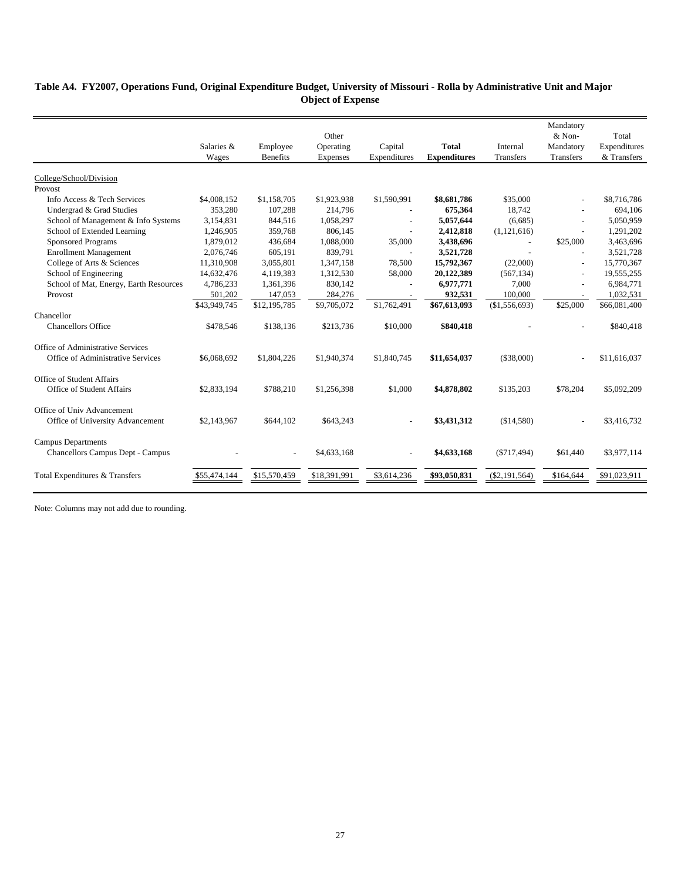**Table A4. FY2007, Operations Fund, Original Expenditure Budget, University of Missouri - Rolla by Administrative Unit and Major Object of Expense**

| | Salaries & Wages | Employee Benefits | Other Operating Expenses | Capital Expenditures | **Total Expenditures** | Internal Transfers | Mandatory & Non-Mandatory Transfers | Total Expenditures & Transfers |
|---|---|---|---|---|---|---|---|---|
| College/School/Division | | | | | | | | |
| Provost | | | | | | | | |
| Info Access & Tech Services | $4,008,152 | $1,158,705 | $1,923,938 | $1,590,991 | **$8,681,786** | $35,000 | - | $8,716,786 |
| Undergrad & Grad Studies | 353,280 | 107,288 | 214,796 | - | **675,364** | 18,742 | - | 694,106 |
| School of Management & Info Systems | 3,154,831 | 844,516 | 1,058,297 | - | **5,057,644** | (6,685) | - | 5,050,959 |
| School of Extended Learning | 1,246,905 | 359,768 | 806,145 | - | **2,412,818** | (1,121,616) | - | 1,291,202 |
| Sponsored Programs | 1,879,012 | 436,684 | 1,088,000 | 35,000 | **3,438,696** | - | $25,000 | 3,463,696 |
| Enrollment Management | 2,076,746 | 605,191 | 839,791 | - | **3,521,728** | - | - | 3,521,728 |
| College of Arts & Sciences | 11,310,908 | 3,055,801 | 1,347,158 | 78,500 | **15,792,367** | (22,000) | - | 15,770,367 |
| School of Engineering | 14,632,476 | 4,119,383 | 1,312,530 | 58,000 | **20,122,389** | (567,134) | - | 19,555,255 |
| School of Mat, Energy, Earth Resources | 4,786,233 | 1,361,396 | 830,142 | - | **6,977,771** | 7,000 | - | 6,984,771 |
| Provost | 501,202 | 147,053 | 284,276 | - | **932,531** | 100,000 | - | 1,032,531 |
| | $43,949,745 | $12,195,785 | $9,705,072 | $1,762,491 | **$67,613,093** | ($1,556,693) | $25,000 | $66,081,400 |
| Chancellor | | | | | | | | |
| Chancellors Office | $478,546 | $138,136 | $213,736 | $10,000 | **$840,418** | - | - | $840,418 |
| Office of Administrative Services | | | | | | | | |
| Office of Administrative Services | $6,068,692 | $1,804,226 | $1,940,374 | $1,840,745 | **$11,654,037** | ($38,000) | - | $11,616,037 |
| Office of Student Affairs | | | | | | | | |
| Office of Student Affairs | $2,833,194 | $788,210 | $1,256,398 | $1,000 | **$4,878,802** | $135,203 | $78,204 | $5,092,209 |
| Office of Univ Advancement | | | | | | | | |
| Office of University Advancement | $2,143,967 | $644,102 | $643,243 | - | **$3,431,312** | ($14,580) | - | $3,416,732 |
| Campus Departments | | | | | | | | |
| Chancellors Campus Dept - Campus | - | - | $4,633,168 | - | **$4,633,168** | ($717,494) | $61,440 | $3,977,114 |
| Total Expenditures & Transfers | $55,474,144 | $15,570,459 | $18,391,991 | $3,614,236 | **$93,050,831** | ($2,191,564) | $164,644 | $91,023,911 |

Note: Columns may not add due to rounding.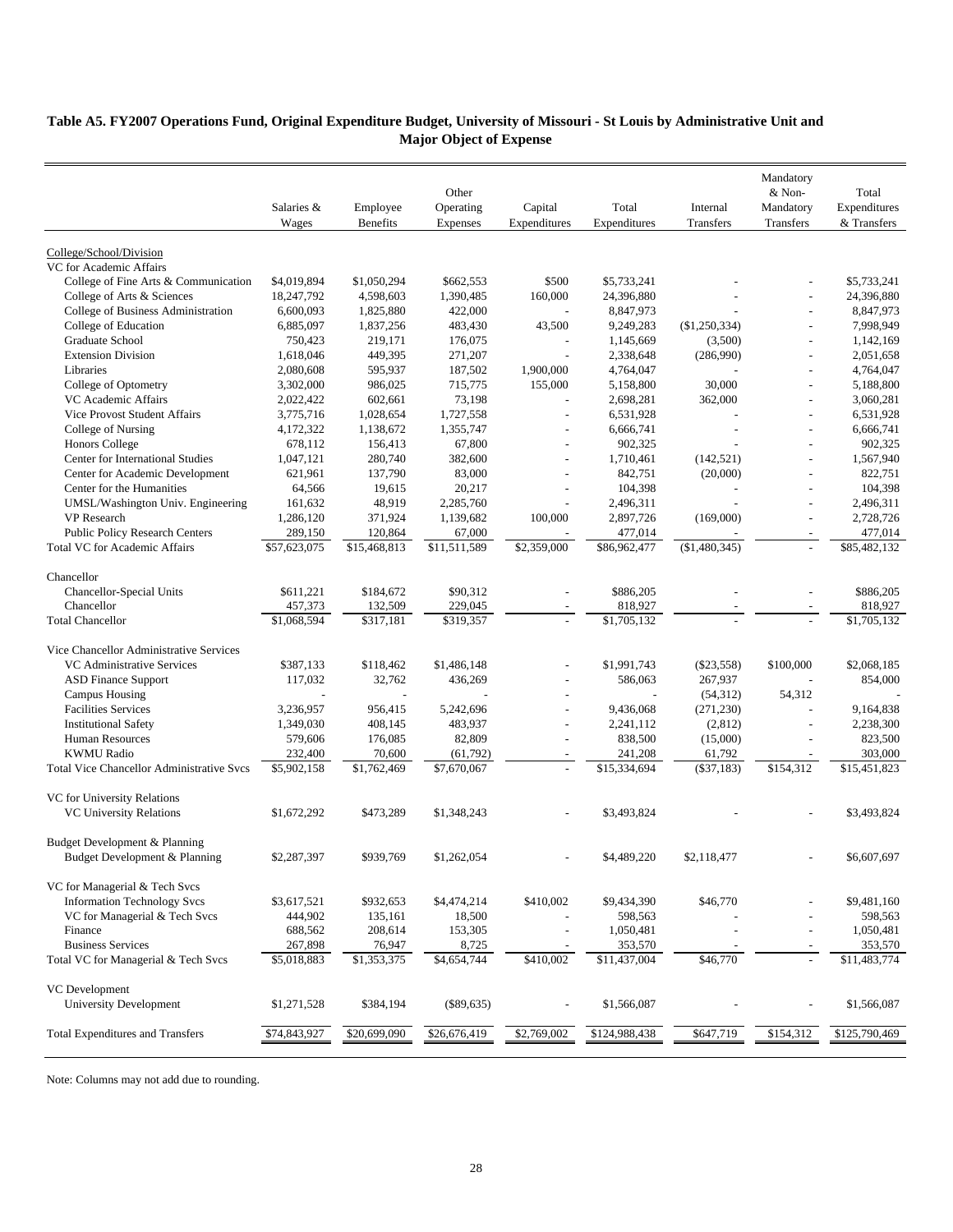**Table A5. FY2007 Operations Fund, Original Expenditure Budget, University of Missouri - St Louis by Administrative Unit and Major Object of Expense**

| | Salaries & Wages | Employee Benefits | Other Operating Expenses | Capital Expenditures | Total Expenditures | Internal Transfers | Mandatory & Non-Mandatory Transfers | Total Expenditures & Transfers |
|---|---|---|---|---|---|---|---|---|
| College/School/Division | | | | | | | | |
| VC for Academic Affairs | | | | | | | | |
| College of Fine Arts & Communication | $4,019,894 | $1,050,294 | $662,553 | $500 | $5,733,241 | - | - | $5,733,241 |
| College of Arts & Sciences | 18,247,792 | 4,598,603 | 1,390,485 | 160,000 | 24,396,880 | - | - | 24,396,880 |
| College of Business Administration | 6,600,093 | 1,825,880 | 422,000 | - | 8,847,973 | - | - | 8,847,973 |
| College of Education | 6,885,097 | 1,837,256 | 483,430 | 43,500 | 9,249,283 | ($1,250,334) | - | 7,998,949 |
| Graduate School | 750,423 | 219,171 | 176,075 | - | 1,145,669 | (3,500) | - | 1,142,169 |
| Extension Division | 1,618,046 | 449,395 | 271,207 | - | 2,338,648 | (286,990) | - | 2,051,658 |
| Libraries | 2,080,608 | 595,937 | 187,502 | 1,900,000 | 4,764,047 | - | - | 4,764,047 |
| College of Optometry | 3,302,000 | 986,025 | 715,775 | 155,000 | 5,158,800 | 30,000 | - | 5,188,800 |
| VC Academic Affairs | 2,022,422 | 602,661 | 73,198 | - | 2,698,281 | 362,000 | - | 3,060,281 |
| Vice Provost Student Affairs | 3,775,716 | 1,028,654 | 1,727,558 | - | 6,531,928 | - | - | 6,531,928 |
| College of Nursing | 4,172,322 | 1,138,672 | 1,355,747 | - | 6,666,741 | - | - | 6,666,741 |
| Honors College | 678,112 | 156,413 | 67,800 | - | 902,325 | - | - | 902,325 |
| Center for International Studies | 1,047,121 | 280,740 | 382,600 | - | 1,710,461 | (142,521) | - | 1,567,940 |
| Center for Academic Development | 621,961 | 137,790 | 83,000 | - | 842,751 | (20,000) | - | 822,751 |
| Center for the Humanities | 64,566 | 19,615 | 20,217 | - | 104,398 | - | - | 104,398 |
| UMSL/Washington Univ. Engineering | 161,632 | 48,919 | 2,285,760 | - | 2,496,311 | - | - | 2,496,311 |
| VP Research | 1,286,120 | 371,924 | 1,139,682 | 100,000 | 2,897,726 | (169,000) | - | 2,728,726 |
| Public Policy Research Centers | 289,150 | 120,864 | 67,000 | - | 477,014 | - | - | 477,014 |
| Total VC for Academic Affairs | $57,623,075 | $15,468,813 | $11,511,589 | $2,359,000 | $86,962,477 | ($1,480,345) | - | $85,482,132 |
| Chancellor | | | | | | | | |
| Chancellor-Special Units | $611,221 | $184,672 | $90,312 | - | $886,205 | - | - | $886,205 |
| Chancellor | 457,373 | 132,509 | 229,045 | - | 818,927 | - | - | 818,927 |
| Total Chancellor | $1,068,594 | $317,181 | $319,357 | - | $1,705,132 | - | - | $1,705,132 |
| Vice Chancellor Administrative Services | | | | | | | | |
| VC Administrative Services | $387,133 | $118,462 | $1,486,148 | - | $1,991,743 | ($23,558) | $100,000 | $2,068,185 |
| ASD Finance Support | 117,032 | 32,762 | 436,269 | - | 586,063 | 267,937 | - | 854,000 |
| Campus Housing | - | - | - | - | - | (54,312) | 54,312 | - |
| Facilities Services | 3,236,957 | 956,415 | 5,242,696 | - | 9,436,068 | (271,230) | - | 9,164,838 |
| Institutional Safety | 1,349,030 | 408,145 | 483,937 | - | 2,241,112 | (2,812) | - | 2,238,300 |
| Human Resources | 579,606 | 176,085 | 82,809 | - | 838,500 | (15,000) | - | 823,500 |
| KWMU Radio | 232,400 | 70,600 | (61,792) | - | 241,208 | 61,792 | - | 303,000 |
| Total Vice Chancellor Administrative Svcs | $5,902,158 | $1,762,469 | $7,670,067 | - | $15,334,694 | ($37,183) | $154,312 | $15,451,823 |
| VC for University Relations | | | | | | | | |
| VC University Relations | $1,672,292 | $473,289 | $1,348,243 | - | $3,493,824 | - | - | $3,493,824 |
| Budget Development & Planning | | | | | | | | |
| Budget Development & Planning | $2,287,397 | $939,769 | $1,262,054 | - | $4,489,220 | $2,118,477 | - | $6,607,697 |
| VC for Managerial & Tech Svcs | | | | | | | | |
| Information Technology Svcs | $3,617,521 | $932,653 | $4,474,214 | $410,002 | $9,434,390 | $46,770 | - | $9,481,160 |
| VC for Managerial & Tech Svcs | 444,902 | 135,161 | 18,500 | - | 598,563 | - | - | 598,563 |
| Finance | 688,562 | 208,614 | 153,305 | - | 1,050,481 | - | - | 1,050,481 |
| Business Services | 267,898 | 76,947 | 8,725 | - | 353,570 | - | - | 353,570 |
| Total VC for Managerial & Tech Svcs | $5,018,883 | $1,353,375 | $4,654,744 | $410,002 | $11,437,004 | $46,770 | - | $11,483,774 |
| VC Development | | | | | | | | |
| University Development | $1,271,528 | $384,194 | ($89,635) | - | $1,566,087 | - | - | $1,566,087 |
| Total Expenditures and Transfers | $74,843,927 | $20,699,090 | $26,676,419 | $2,769,002 | $124,988,438 | $647,719 | $154,312 | $125,790,469 |

Note: Columns may not add due to rounding.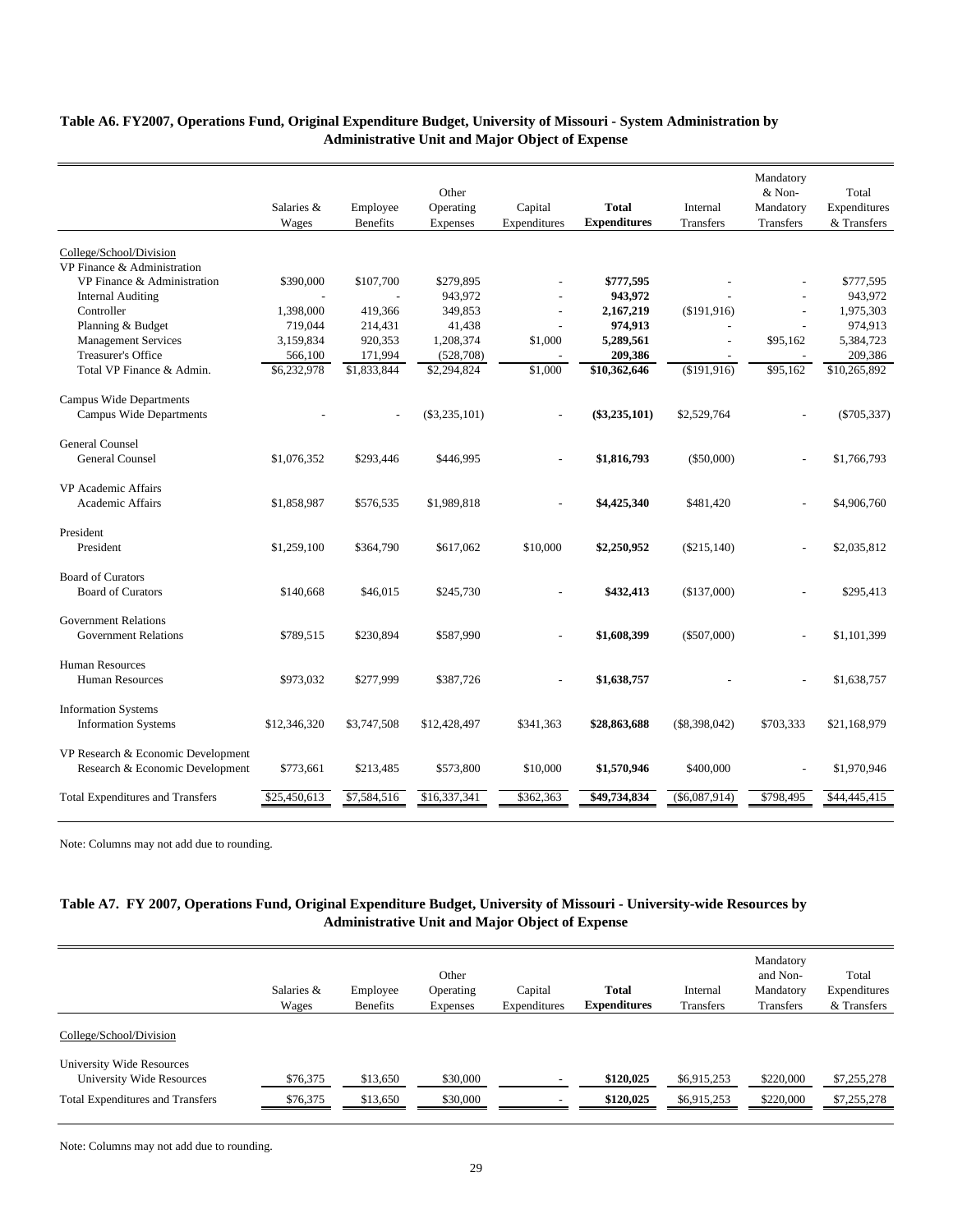## Table A6. FY2007, Operations Fund, Original Expenditure Budget, University of Missouri - System Administration by Administrative Unit and Major Object of Expense

| | Salaries & Wages | Employee Benefits | Other Operating Expenses | Capital Expenditures | **Total Expenditures** | Internal Transfers | Mandatory & Non-Mandatory Transfers | Total Expenditures & Transfers |
|---|---|---|---|---|---|---|---|---|
| College/School/Division | | | | | | | | |
| VP Finance & Administration | | | | | | | | |
| VP Finance & Administration | $390,000 | $107,700 | $279,895 | - | **$777,595** | - | - | $777,595 |
| Internal Auditing | - | - | 943,972 | - | **943,972** | - | - | 943,972 |
| Controller | 1,398,000 | 419,366 | 349,853 | - | **2,167,219** | ($191,916) | - | 1,975,303 |
| Planning & Budget | 719,044 | 214,431 | 41,438 | - | **974,913** | - | - | 974,913 |
| Management Services | 3,159,834 | 920,353 | 1,208,374 | $1,000 | **5,289,561** | - | $95,162 | 5,384,723 |
| Treasurer's Office | 566,100 | 171,994 | (528,708) | - | **209,386** | - | - | 209,386 |
| Total VP Finance & Admin. | $6,232,978 | $1,833,844 | $2,294,824 | $1,000 | **$10,362,646** | ($191,916) | $95,162 | $10,265,892 |
| Campus Wide Departments | | | | | | | | |
| Campus Wide Departments | - | - | ($3,235,101) | - | **($3,235,101)** | $2,529,764 | - | ($705,337) |
| General Counsel | | | | | | | | |
| General Counsel | $1,076,352 | $293,446 | $446,995 | - | **$1,816,793** | ($50,000) | - | $1,766,793 |
| VP Academic Affairs | | | | | | | | |
| Academic Affairs | $1,858,987 | $576,535 | $1,989,818 | - | **$4,425,340** | $481,420 | - | $4,906,760 |
| President | | | | | | | | |
| President | $1,259,100 | $364,790 | $617,062 | $10,000 | **$2,250,952** | ($215,140) | - | $2,035,812 |
| Board of Curators | | | | | | | | |
| Board of Curators | $140,668 | $46,015 | $245,730 | - | **$432,413** | ($137,000) | - | $295,413 |
| Government Relations | | | | | | | | |
| Government Relations | $789,515 | $230,894 | $587,990 | - | **$1,608,399** | ($507,000) | - | $1,101,399 |
| Human Resources | | | | | | | | |
| Human Resources | $973,032 | $277,999 | $387,726 | - | **$1,638,757** | - | - | $1,638,757 |
| Information Systems | | | | | | | | |
| Information Systems | $12,346,320 | $3,747,508 | $12,428,497 | $341,363 | **$28,863,688** | ($8,398,042) | $703,333 | $21,168,979 |
| VP Research & Economic Development | | | | | | | | |
| Research & Economic Development | $773,661 | $213,485 | $573,800 | $10,000 | **$1,570,946** | $400,000 | - | $1,970,946 |
| Total Expenditures and Transfers | $25,450,613 | $7,584,516 | $16,337,341 | $362,363 | **$49,734,834** | ($6,087,914) | $798,495 | $44,445,415 |

Note: Columns may not add due to rounding.

## Table A7. FY 2007, Operations Fund, Original Expenditure Budget, University of Missouri - University-wide Resources by Administrative Unit and Major Object of Expense

| | Salaries & Wages | Employee Benefits | Other Operating Expenses | Capital Expenditures | **Total Expenditures** | Internal Transfers | Mandatory and Non-Mandatory Transfers | Total Expenditures & Transfers |
|---|---|---|---|---|---|---|---|---|
| College/School/Division | | | | | | | | |
| University Wide Resources | | | | | | | | |
| University Wide Resources | $76,375 | $13,650 | $30,000 | - | **$120,025** | $6,915,253 | $220,000 | $7,255,278 |
| Total Expenditures and Transfers | $76,375 | $13,650 | $30,000 | - | **$120,025** | $6,915,253 | $220,000 | $7,255,278 |

Note: Columns may not add due to rounding.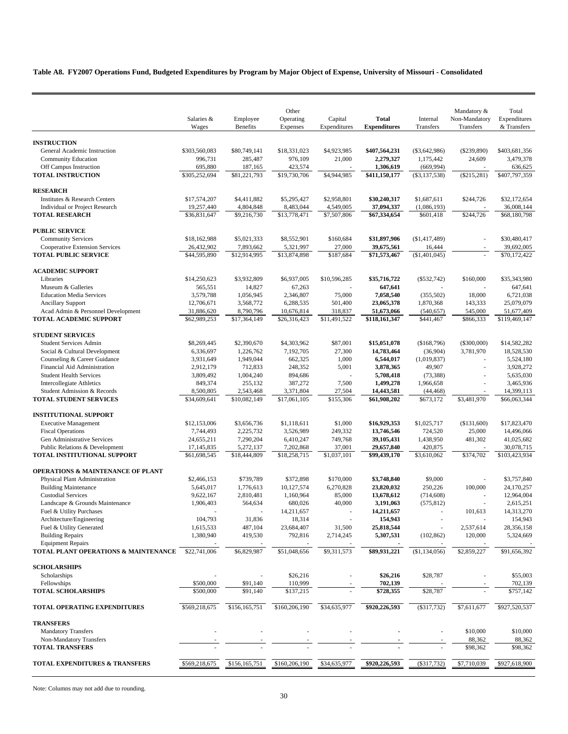**Table A8. FY2007 Operations Fund, Budgeted Expenditures by Program by Major Object of Expense, University of Missouri - Consolidated**

| | Salaries & Wages | Employee Benefits | Other Operating Expenses | Capital Expenditures | **Total Expenditures** | Internal Transfers | Mandatory & Non-Mandatory Transfers | Total Expenditures & Transfers |
|---|---|---|---|---|---|---|---|---|
| **INSTRUCTION** | | | | | | | | |
| General Academic Instruction | $303,560,083 | $80,749,141 | $18,331,023 | $4,923,985 | **$407,564,231** | ($3,642,986) | ($239,890) | $403,681,356 |
| Community Education | 996,731 | 285,487 | 976,109 | 21,000 | **2,279,327** | 1,175,442 | 24,609 | 3,479,378 |
| Off Campus Instruction | 695,880 | 187,165 | 423,574 | - | **1,306,619** | (669,994) | - | 636,625 |
| **TOTAL INSTRUCTION** | $305,252,694 | $81,221,793 | $19,730,706 | $4,944,985 | **$411,150,177** | ($3,137,538) | ($215,281) | $407,797,359 |
| **RESEARCH** | | | | | | | | |
| Institutes & Research Centers | $17,574,207 | $4,411,882 | $5,295,427 | $2,958,801 | **$30,240,317** | $1,687,611 | $244,726 | $32,172,654 |
| Individual or Project Research | 19,257,440 | 4,804,848 | 8,483,044 | 4,549,005 | **37,094,337** | (1,086,193) | - | 36,008,144 |
| **TOTAL RESEARCH** | $36,831,647 | $9,216,730 | $13,778,471 | $7,507,806 | **$67,334,654** | $601,418 | $244,726 | $68,180,798 |
| **PUBLIC SERVICE** | | | | | | | | |
| Community Services | $18,162,988 | $5,021,333 | $8,552,901 | $160,684 | **$31,897,906** | ($1,417,489) | - | $30,480,417 |
| Cooperative Extension Services | 26,432,902 | 7,893,662 | 5,321,997 | 27,000 | **39,675,561** | 16,444 | - | 39,692,005 |
| **TOTAL PUBLIC SERVICE** | $44,595,890 | $12,914,995 | $13,874,898 | $187,684 | **$71,573,467** | ($1,401,045) | - | $70,172,422 |
| **ACADEMIC SUPPORT** | | | | | | | | |
| Libraries | $14,250,623 | $3,932,809 | $6,937,005 | $10,596,285 | **$35,716,722** | ($532,742) | $160,000 | $35,343,980 |
| Museum & Galleries | 565,551 | 14,827 | 67,263 | - | **647,641** | - | - | 647,641 |
| Education Media Services | 3,579,788 | 1,056,945 | 2,346,807 | 75,000 | **7,058,540** | (355,502) | 18,000 | 6,721,038 |
| Ancillary Support | 12,706,671 | 3,568,772 | 6,288,535 | 501,400 | **23,065,378** | 1,870,368 | 143,333 | 25,079,079 |
| Acad Admin & Personnel Development | 31,886,620 | 8,790,796 | 10,676,814 | 318,837 | **51,673,066** | (540,657) | 545,000 | 51,677,409 |
| **TOTAL ACADEMIC SUPPORT** | $62,989,253 | $17,364,149 | $26,316,423 | $11,491,522 | **$118,161,347** | $441,467 | $866,333 | $119,469,147 |
| **STUDENT SERVICES** | | | | | | | | |
| Student Services Admin | $8,269,445 | $2,390,670 | $4,303,962 | $87,001 | **$15,051,078** | ($168,796) | ($300,000) | $14,582,282 |
| Social & Cultural Development | 6,336,697 | 1,226,762 | 7,192,705 | 27,300 | **14,783,464** | (36,904) | 3,781,970 | 18,528,530 |
| Counseling & Career Guidance | 3,931,649 | 1,949,044 | 662,325 | 1,000 | **6,544,017** | (1,019,837) | - | 5,524,180 |
| Financial Aid Administration | 2,912,179 | 712,833 | 248,352 | 5,001 | **3,878,365** | 49,907 | - | 3,928,272 |
| Student Health Services | 3,809,492 | 1,004,240 | 894,686 | - | **5,708,418** | (73,388) | - | 5,635,030 |
| Intercollegiate Athletics | 849,374 | 255,132 | 387,272 | 7,500 | **1,499,278** | 1,966,658 | - | 3,465,936 |
| Student Admission & Records | 8,500,805 | 2,543,468 | 3,371,804 | 27,504 | **14,443,581** | (44,468) | - | 14,399,113 |
| **TOTAL STUDENT SERVICES** | $34,609,641 | $10,082,149 | $17,061,105 | $155,306 | **$61,908,202** | $673,172 | $3,481,970 | $66,063,344 |
| **INSTITUTIONAL SUPPORT** | | | | | | | | |
| Executive Management | $12,153,006 | $3,656,736 | $1,118,611 | $1,000 | **$16,929,353** | $1,025,717 | ($131,600) | $17,823,470 |
| Fiscal Operations | 7,744,493 | 2,225,732 | 3,526,989 | 249,332 | **13,746,546** | 724,520 | 25,000 | 14,496,066 |
| Gen Administrative Services | 24,655,211 | 7,290,204 | 6,410,247 | 749,768 | **39,105,431** | 1,438,950 | 481,302 | 41,025,682 |
| Public Relations & Development | 17,145,835 | 5,272,137 | 7,202,868 | 37,001 | **29,657,840** | 420,875 | - | 30,078,715 |
| **TOTAL INSTITUTIONAL SUPPORT** | $61,698,545 | $18,444,809 | $18,258,715 | $1,037,101 | **$99,439,170** | $3,610,062 | $374,702 | $103,423,934 |
| **OPERATIONS & MAINTENANCE OF PLANT** | | | | | | | | |
| Physical Plant Administration | $2,466,153 | $739,789 | $372,898 | $170,000 | **$3,748,840** | $9,000 | - | $3,757,840 |
| Building Maintenance | 5,645,017 | 1,776,613 | 10,127,574 | 6,270,828 | **23,820,032** | 250,226 | 100,000 | 24,170,257 |
| Custodial Services | 9,622,167 | 2,810,481 | 1,160,964 | 85,000 | **13,678,612** | (714,608) | - | 12,964,004 |
| Landscape & Grounds Maintenance | 1,906,403 | 564,634 | 680,026 | 40,000 | **3,191,063** | (575,812) | - | 2,615,251 |
| Fuel & Utility Purchases | - | - | 14,211,657 | - | **14,211,657** | - | 101,613 | 14,313,270 |
| Architecture/Engineering | 104,793 | 31,836 | 18,314 | - | **154,943** | - | - | 154,943 |
| Fuel & Utility Generated | 1,615,533 | 487,104 | 23,684,407 | 31,500 | **25,818,544** | - | 2,537,614 | 28,356,158 |
| Building Repairs | 1,380,940 | 419,530 | 792,816 | 2,714,245 | **5,307,531** | (102,862) | 120,000 | 5,324,669 |
| Equipment Repairs | - | - | - | - | **-** | - | - | - |
| **TOTAL PLANT OPERATIONS & MAINTENANCE** | $22,741,006 | $6,829,987 | $51,048,656 | $9,311,573 | **$89,931,221** | ($1,134,056) | $2,859,227 | $91,656,392 |
| **SCHOLARSHIPS** | | | | | | | | |
| Scholarships | - | - | $26,216 | - | **$26,216** | $28,787 | - | $55,003 |
| Fellowships | $500,000 | $91,140 | 110,999 | - | **702,139** | - | - | 702,139 |
| **TOTAL SCHOLARSHIPS** | $500,000 | $91,140 | $137,215 | - | **$728,355** | $28,787 | - | $757,142 |
| **TOTAL OPERATING EXPENDITURES** | $569,218,675 | $156,165,751 | $160,206,190 | $34,635,977 | **$920,226,593** | ($317,732) | $7,611,677 | $927,520,537 |
| **TRANSFERS** | | | | | | | | |
| Mandatory Transfers | - | - | - | - | - | - | $10,000 | $10,000 |
| Non-Mandatory Transfers | - | - | - | - | - | - | 88,362 | 88,362 |
| **TOTAL TRANSFERS** | - | - | - | - | - | - | $98,362 | $98,362 |
| **TOTAL EXPENDITURES & TRANSFERS** | $569,218,675 | $156,165,751 | $160,206,190 | $34,635,977 | **$920,226,593** | ($317,732) | $7,710,039 | $927,618,900 |

Note: Columns may not add due to rounding.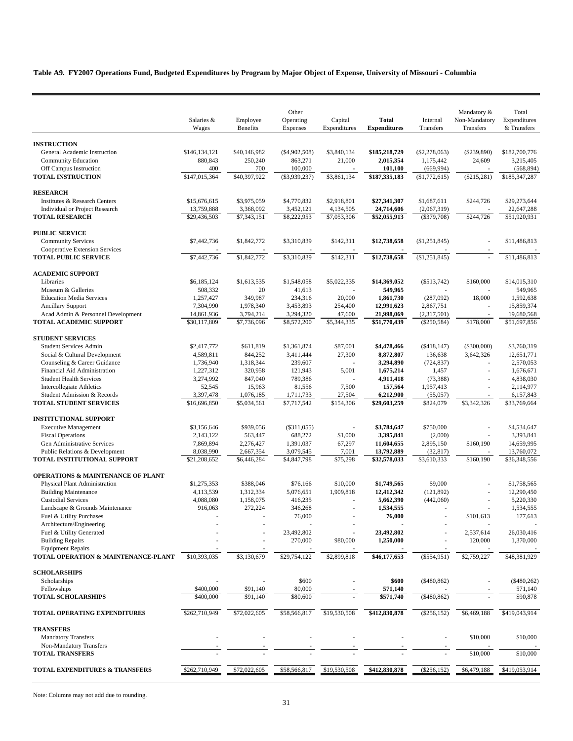**Table A9. FY2007 Operations Fund, Budgeted Expenditures by Program by Major Object of Expense, University of Missouri - Columbia**

| | Salaries & Wages | Employee Benefits | Other Operating Expenses | Capital Expenditures | **Total Expenditures** | Internal Transfers | Mandatory & Non-Mandatory Transfers | Total Expenditures & Transfers |
|---|---|---|---|---|---|---|---|---|
| **INSTRUCTION** | | | | | | | | |
| General Academic Instruction | $146,134,121 | $40,146,982 | ($4,902,508) | $3,840,134 | **$185,218,729** | ($2,278,063) | ($239,890) | $182,700,776 |
| Community Education | 880,843 | 250,240 | 863,271 | 21,000 | **2,015,354** | 1,175,442 | 24,609 | 3,215,405 |
| Off Campus Instruction | 400 | 700 | 100,000 | - | **101,100** | (669,994) | - | (568,894) |
| **TOTAL INSTRUCTION** | $147,015,364 | $40,397,922 | ($3,939,237) | $3,861,134 | **$187,335,183** | ($1,772,615) | ($215,281) | $185,347,287 |
| **RESEARCH** | | | | | | | | |
| Institutes & Research Centers | $15,676,615 | $3,975,059 | $4,770,832 | $2,918,801 | **$27,341,307** | $1,687,611 | $244,726 | $29,273,644 |
| Individual or Project Research | 13,759,888 | 3,368,092 | 3,452,121 | 4,134,505 | **24,714,606** | (2,067,319) | - | 22,647,288 |
| **TOTAL RESEARCH** | $29,436,503 | $7,343,151 | $8,222,953 | $7,053,306 | **$52,055,913** | ($379,708) | $244,726 | $51,920,931 |
| **PUBLIC SERVICE** | | | | | | | | |
| Community Services | $7,442,736 | $1,842,772 | $3,310,839 | $142,311 | **$12,738,658** | ($1,251,845) | - | $11,486,813 |
| Cooperative Extension Services | - | - | - | - | **-** | - | - | - |
| **TOTAL PUBLIC SERVICE** | $7,442,736 | $1,842,772 | $3,310,839 | $142,311 | **$12,738,658** | ($1,251,845) | - | $11,486,813 |
| **ACADEMIC SUPPORT** | | | | | | | | |
| Libraries | $6,185,124 | $1,613,535 | $1,548,058 | $5,022,335 | **$14,369,052** | ($513,742) | $160,000 | $14,015,310 |
| Museum & Galleries | 508,332 | 20 | 41,613 | - | **549,965** | - | - | 549,965 |
| Education Media Services | 1,257,427 | 349,987 | 234,316 | 20,000 | **1,861,730** | (287,092) | 18,000 | 1,592,638 |
| Ancillary Support | 7,304,990 | 1,978,340 | 3,453,893 | 254,400 | **12,991,623** | 2,867,751 | - | 15,859,374 |
| Acad Admin & Personnel Development | 14,861,936 | 3,794,214 | 3,294,320 | 47,600 | **21,998,069** | (2,317,501) | - | 19,680,568 |
| **TOTAL ACADEMIC SUPPORT** | $30,117,809 | $7,736,096 | $8,572,200 | $5,344,335 | **$51,770,439** | ($250,584) | $178,000 | $51,697,856 |
| **STUDENT SERVICES** | | | | | | | | |
| Student Services Admin | $2,417,772 | $611,819 | $1,361,874 | $87,001 | **$4,478,466** | ($418,147) | ($300,000) | $3,760,319 |
| Social & Cultural Development | 4,589,811 | 844,252 | 3,411,444 | 27,300 | **8,872,807** | 136,638 | 3,642,326 | 12,651,771 |
| Counseling & Career Guidance | 1,736,940 | 1,318,344 | 239,607 | - | **3,294,890** | (724,837) | - | 2,570,053 |
| Financial Aid Administration | 1,227,312 | 320,958 | 121,943 | 5,001 | **1,675,214** | 1,457 | - | 1,676,671 |
| Student Health Services | 3,274,992 | 847,040 | 789,386 | - | **4,911,418** | (73,388) | - | 4,838,030 |
| Intercollegiate Athletics | 52,545 | 15,963 | 81,556 | 7,500 | **157,564** | 1,957,413 | - | 2,114,977 |
| Student Admission & Records | 3,397,478 | 1,076,185 | 1,711,733 | 27,504 | **6,212,900** | (55,057) | - | 6,157,843 |
| **TOTAL STUDENT SERVICES** | $16,696,850 | $5,034,561 | $7,717,542 | $154,306 | **$29,603,259** | $824,079 | $3,342,326 | $33,769,664 |
| **INSTITUTIONAL SUPPORT** | | | | | | | | |
| Executive Management | $3,156,646 | $939,056 | ($311,055) | - | **$3,784,647** | $750,000 | - | $4,534,647 |
| Fiscal Operations | 2,143,122 | 563,447 | 688,272 | $1,000 | **3,395,841** | (2,000) | - | 3,393,841 |
| Gen Administrative Services | 7,869,894 | 2,276,427 | 1,391,037 | 67,297 | **11,604,655** | 2,895,150 | $160,190 | 14,659,995 |
| Public Relations & Development | 8,038,990 | 2,667,354 | 3,079,545 | 7,001 | **13,792,889** | (32,817) | - | 13,760,072 |
| **TOTAL INSTITUTIONAL SUPPORT** | $21,208,652 | $6,446,284 | $4,847,798 | $75,298 | **$32,578,033** | $3,610,333 | $160,190 | $36,348,556 |
| **OPERATIONS & MAINTENANCE OF PLANT** | | | | | | | | |
| Physical Plant Administration | $1,275,353 | $388,046 | $76,166 | $10,000 | **$1,749,565** | $9,000 | - | $1,758,565 |
| Building Maintenance | 4,113,539 | 1,312,334 | 5,076,651 | 1,909,818 | **12,412,342** | (121,892) | - | 12,290,450 |
| Custodial Services | 4,088,080 | 1,158,075 | 416,235 | - | **5,662,390** | (442,060) | - | 5,220,330 |
| Landscape & Grounds Maintenance | 916,063 | 272,224 | 346,268 | - | **1,534,555** | - | - | 1,534,555 |
| Fuel & Utility Purchases | - | - | 76,000 | - | **76,000** | - | $101,613 | 177,613 |
| Architecture/Engineering | - | - | - | - | **-** | - | - | - |
| Fuel & Utility Generated | - | - | 23,492,802 | - | **23,492,802** | - | 2,537,614 | 26,030,416 |
| Building Repairs | - | - | 270,000 | 980,000 | **1,250,000** | - | 120,000 | 1,370,000 |
| Equipment Repairs | - | - | - | - | **-** | - | - | - |
| **TOTAL OPERATION & MAINTENANCE-PLANT** | $10,393,035 | $3,130,679 | $29,754,122 | $2,899,818 | **$46,177,653** | ($554,951) | $2,759,227 | $48,381,929 |
| **SCHOLARSHIPS** | | | | | | | | |
| Scholarships | - | - | $600 | - | **$600** | ($480,862) | - | ($480,262) |
| Fellowships | $400,000 | $91,140 | 80,000 | - | **571,140** | - | - | 571,140 |
| **TOTAL SCHOLARSHIPS** | $400,000 | $91,140 | $80,600 | - | **$571,740** | ($480,862) | - | $90,878 |
| **TOTAL OPERATING EXPENDITURES** | $262,710,949 | $72,022,605 | $58,566,817 | $19,530,508 | **$412,830,878** | ($256,152) | $6,469,188 | $419,043,914 |
| **TRANSFERS** | | | | | | | | |
| Mandatory Transfers | - | - | - | - | **-** | - | $10,000 | $10,000 |
| Non-Mandatory Transfers | - | - | - | - | **-** | - | - | - |
| **TOTAL TRANSFERS** | - | - | - | - | **-** | - | $10,000 | $10,000 |
| **TOTAL EXPENDITURES & TRANSFERS** | $262,710,949 | $72,022,605 | $58,566,817 | $19,530,508 | **$412,830,878** | ($256,152) | $6,479,188 | $419,053,914 |

Note: Columns may not add due to rounding.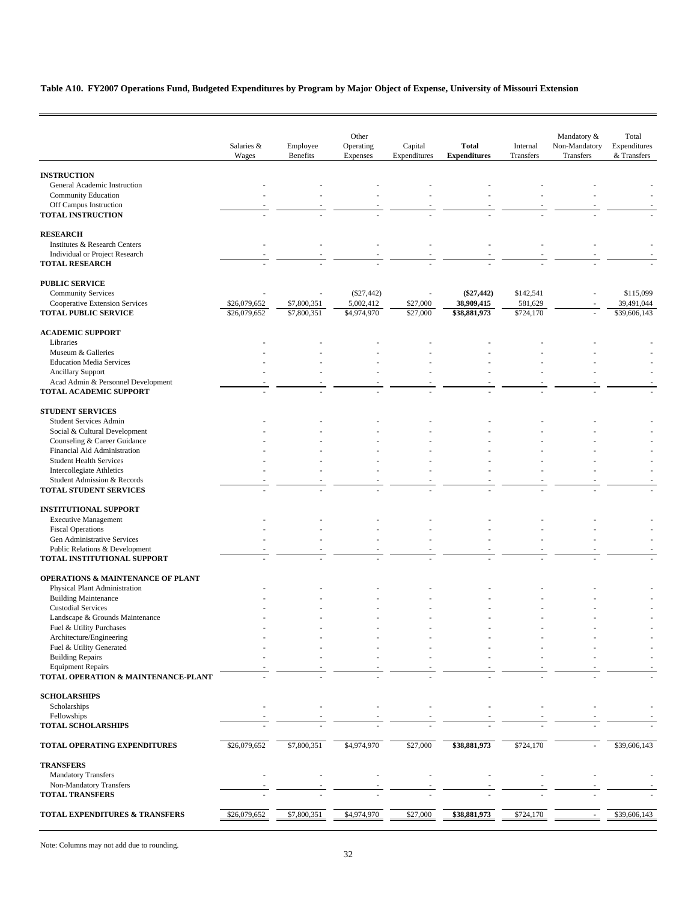**Table A10. FY2007 Operations Fund, Budgeted Expenditures by Program by Major Object of Expense, University of Missouri Extension**

| | Salaries & Wages | Employee Benefits | Other Operating Expenses | Capital Expenditures | **Total Expenditures** | Internal Transfers | Mandatory & Non-Mandatory Transfers | Total Expenditures & Transfers |
|---|---|---|---|---|---|---|---|---|
| **INSTRUCTION** | | | | | | | | |
| General Academic Instruction | - | - | - | - | - | - | - | - |
| Community Education | - | - | - | - | - | - | - | - |
| Off Campus Instruction | - | - | - | - | - | - | - | - |
| **TOTAL INSTRUCTION** | - | - | - | - | - | - | - | - |
| **RESEARCH** | | | | | | | | |
| Institutes & Research Centers | - | - | - | - | - | - | - | - |
| Individual or Project Research | - | - | - | - | - | - | - | - |
| **TOTAL RESEARCH** | - | - | - | - | - | - | - | - |
| **PUBLIC SERVICE** | | | | | | | | |
| Community Services | - | - | ($27,442) | - | **($27,442)** | $142,541 | - | $115,099 |
| Cooperative Extension Services | $26,079,652 | $7,800,351 | 5,002,412 | $27,000 | **38,909,415** | 581,629 | - | 39,491,044 |
| **TOTAL PUBLIC SERVICE** | $26,079,652 | $7,800,351 | $4,974,970 | $27,000 | **$38,881,973** | $724,170 | - | $39,606,143 |
| **ACADEMIC SUPPORT** | | | | | | | | |
| Libraries | - | - | - | - | - | - | - | - |
| Museum & Galleries | - | - | - | - | - | - | - | - |
| Education Media Services | - | - | - | - | - | - | - | - |
| Ancillary Support | - | - | - | - | - | - | - | - |
| Acad Admin & Personnel Development | - | - | - | - | - | - | - | - |
| **TOTAL ACADEMIC SUPPORT** | - | - | - | - | - | - | - | - |
| **STUDENT SERVICES** | | | | | | | | |
| Student Services Admin | - | - | - | - | - | - | - | - |
| Social & Cultural Development | - | - | - | - | - | - | - | - |
| Counseling & Career Guidance | - | - | - | - | - | - | - | - |
| Financial Aid Administration | - | - | - | - | - | - | - | - |
| Student Health Services | - | - | - | - | - | - | - | - |
| Intercollegiate Athletics | - | - | - | - | - | - | - | - |
| Student Admission & Records | - | - | - | - | - | - | - | - |
| **TOTAL STUDENT SERVICES** | - | - | - | - | - | - | - | - |
| **INSTITUTIONAL SUPPORT** | | | | | | | | |
| Executive Management | - | - | - | - | - | - | - | - |
| Fiscal Operations | - | - | - | - | - | - | - | - |
| Gen Administrative Services | - | - | - | - | - | - | - | - |
| Public Relations & Development | - | - | - | - | - | - | - | - |
| **TOTAL INSTITUTIONAL SUPPORT** | - | - | - | - | - | - | - | - |
| **OPERATIONS & MAINTENANCE OF PLANT** | | | | | | | | |
| Physical Plant Administration | - | - | - | - | - | - | - | - |
| Building Maintenance | - | - | - | - | - | - | - | - |
| Custodial Services | - | - | - | - | - | - | - | - |
| Landscape & Grounds Maintenance | - | - | - | - | - | - | - | - |
| Fuel & Utility Purchases | - | - | - | - | - | - | - | - |
| Architecture/Engineering | - | - | - | - | - | - | - | - |
| Fuel & Utility Generated | - | - | - | - | - | - | - | - |
| Building Repairs | - | - | - | - | - | - | - | - |
| Equipment Repairs | - | - | - | - | - | - | - | - |
| **TOTAL OPERATION & MAINTENANCE-PLANT** | - | - | - | - | - | - | - | - |
| **SCHOLARSHIPS** | | | | | | | | |
| Scholarships | - | - | - | - | - | - | - | - |
| Fellowships | - | - | - | - | - | - | - | - |
| **TOTAL SCHOLARSHIPS** | - | - | - | - | - | - | - | - |
| **TOTAL OPERATING EXPENDITURES** | $26,079,652 | $7,800,351 | $4,974,970 | $27,000 | **$38,881,973** | $724,170 | - | $39,606,143 |
| **TRANSFERS** | | | | | | | | |
| Mandatory Transfers | - | - | - | - | - | - | - | - |
| Non-Mandatory Transfers | - | - | - | - | - | - | - | - |
| **TOTAL TRANSFERS** | - | - | - | - | - | - | - | - |
| **TOTAL EXPENDITURES & TRANSFERS** | $26,079,652 | $7,800,351 | $4,974,970 | $27,000 | **$38,881,973** | $724,170 | - | $39,606,143 |

Note: Columns may not add due to rounding.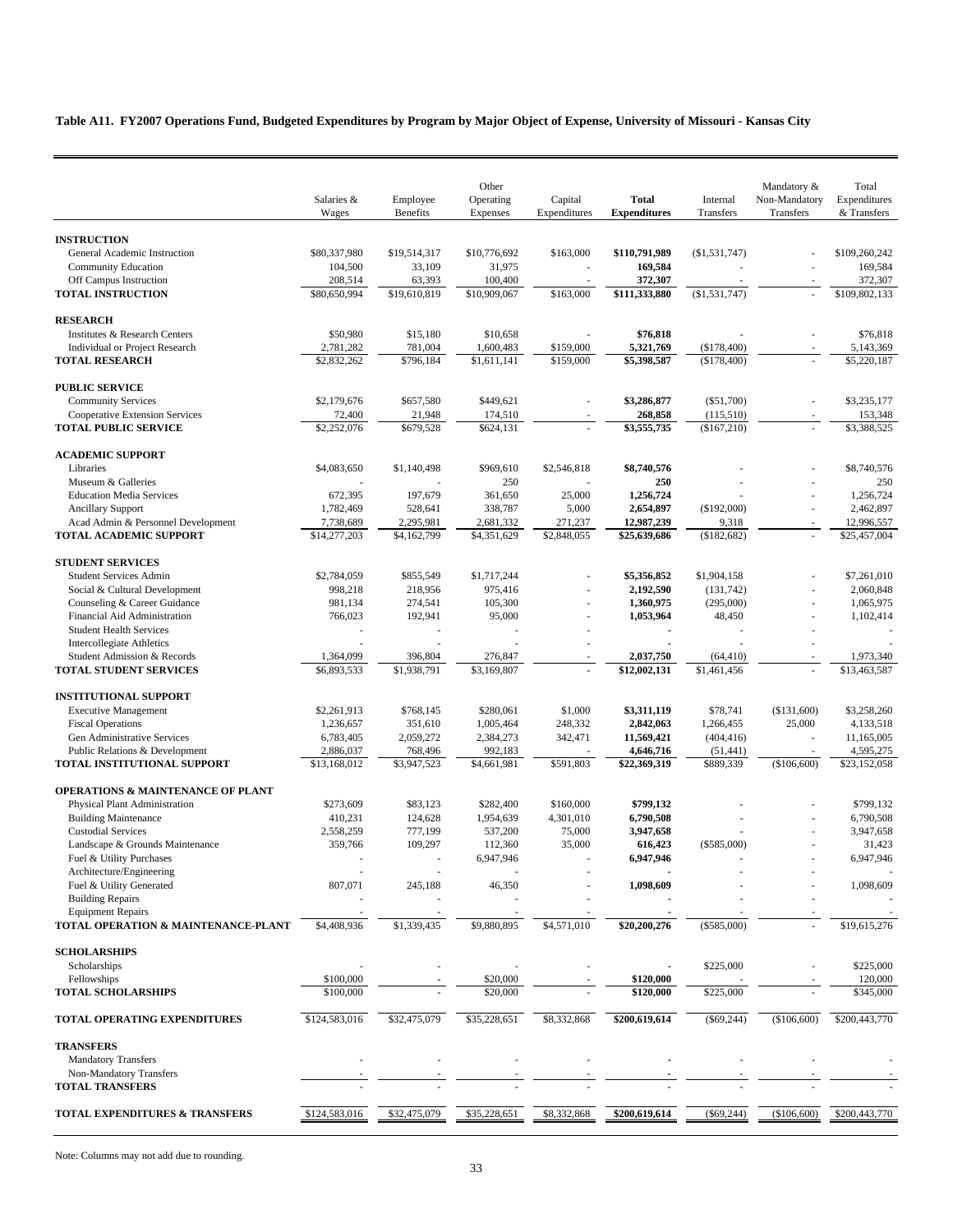**Table A11. FY2007 Operations Fund, Budgeted Expenditures by Program by Major Object of Expense, University of Missouri - Kansas City**

| | Salaries & Wages | Employee Benefits | Other Operating Expenses | Capital Expenditures | **Total Expenditures** | Internal Transfers | Mandatory & Non-Mandatory Transfers | Total Expenditures & Transfers |
|---|---|---|---|---|---|---|---|---|
| **INSTRUCTION** | | | | | | | | |
| General Academic Instruction | $80,337,980 | $19,514,317 | $10,776,692 | $163,000 | **$110,791,989** | ($1,531,747) | - | $109,260,242 |
| Community Education | 104,500 | 33,109 | 31,975 | - | **169,584** | - | - | 169,584 |
| Off Campus Instruction | 208,514 | 63,393 | 100,400 | - | **372,307** | - | - | 372,307 |
| **TOTAL INSTRUCTION** | $80,650,994 | $19,610,819 | $10,909,067 | $163,000 | **$111,333,880** | ($1,531,747) | - | $109,802,133 |
| **RESEARCH** | | | | | | | | |
| Institutes & Research Centers | $50,980 | $15,180 | $10,658 | - | **$76,818** | - | - | $76,818 |
| Individual or Project Research | 2,781,282 | 781,004 | 1,600,483 | $159,000 | **5,321,769** | ($178,400) | - | 5,143,369 |
| **TOTAL RESEARCH** | $2,832,262 | $796,184 | $1,611,141 | $159,000 | **$5,398,587** | ($178,400) | - | $5,220,187 |
| **PUBLIC SERVICE** | | | | | | | | |
| Community Services | $2,179,676 | $657,580 | $449,621 | - | **$3,286,877** | ($51,700) | - | $3,235,177 |
| Cooperative Extension Services | 72,400 | 21,948 | 174,510 | - | **268,858** | (115,510) | - | 153,348 |
| **TOTAL PUBLIC SERVICE** | $2,252,076 | $679,528 | $624,131 | - | **$3,555,735** | ($167,210) | - | $3,388,525 |
| **ACADEMIC SUPPORT** | | | | | | | | |
| Libraries | $4,083,650 | $1,140,498 | $969,610 | $2,546,818 | **$8,740,576** | - | - | $8,740,576 |
| Museum & Galleries | - | - | 250 | - | **250** | - | - | 250 |
| Education Media Services | 672,395 | 197,679 | 361,650 | 25,000 | **1,256,724** | - | - | 1,256,724 |
| Ancillary Support | 1,782,469 | 528,641 | 338,787 | 5,000 | **2,654,897** | ($192,000) | - | 2,462,897 |
| Acad Admin & Personnel Development | 7,738,689 | 2,295,981 | 2,681,332 | 271,237 | **12,987,239** | 9,318 | - | 12,996,557 |
| **TOTAL ACADEMIC SUPPORT** | $14,277,203 | $4,162,799 | $4,351,629 | $2,848,055 | **$25,639,686** | ($182,682) | - | $25,457,004 |
| **STUDENT SERVICES** | | | | | | | | |
| Student Services Admin | $2,784,059 | $855,549 | $1,717,244 | - | **$5,356,852** | $1,904,158 | - | $7,261,010 |
| Social & Cultural Development | 998,218 | 218,956 | 975,416 | - | **2,192,590** | (131,742) | - | 2,060,848 |
| Counseling & Career Guidance | 981,134 | 274,541 | 105,300 | - | **1,360,975** | (295,000) | - | 1,065,975 |
| Financial Aid Administration | 766,023 | 192,941 | 95,000 | - | **1,053,964** | 48,450 | - | 1,102,414 |
| Student Health Services | - | - | - | - | **-** | - | - | - |
| Intercollegiate Athletics | - | - | - | - | **-** | - | - | - |
| Student Admission & Records | 1,364,099 | 396,804 | 276,847 | - | **2,037,750** | (64,410) | - | 1,973,340 |
| **TOTAL STUDENT SERVICES** | $6,893,533 | $1,938,791 | $3,169,807 | - | **$12,002,131** | $1,461,456 | - | $13,463,587 |
| **INSTITUTIONAL SUPPORT** | | | | | | | | |
| Executive Management | $2,261,913 | $768,145 | $280,061 | $1,000 | **$3,311,119** | $78,741 | ($131,600) | $3,258,260 |
| Fiscal Operations | 1,236,657 | 351,610 | 1,005,464 | 248,332 | **2,842,063** | 1,266,455 | 25,000 | 4,133,518 |
| Gen Administrative Services | 6,783,405 | 2,059,272 | 2,384,273 | 342,471 | **11,569,421** | (404,416) | - | 11,165,005 |
| Public Relations & Development | 2,886,037 | 768,496 | 992,183 | - | **4,646,716** | (51,441) | - | 4,595,275 |
| **TOTAL INSTITUTIONAL SUPPORT** | $13,168,012 | $3,947,523 | $4,661,981 | $591,803 | **$22,369,319** | $889,339 | ($106,600) | $23,152,058 |
| **OPERATIONS & MAINTENANCE OF PLANT** | | | | | | | | |
| Physical Plant Administration | $273,609 | $83,123 | $282,400 | $160,000 | **$799,132** | - | - | $799,132 |
| Building Maintenance | 410,231 | 124,628 | 1,954,639 | 4,301,010 | **6,790,508** | - | - | 6,790,508 |
| Custodial Services | 2,558,259 | 777,199 | 537,200 | 75,000 | **3,947,658** | - | - | 3,947,658 |
| Landscape & Grounds Maintenance | 359,766 | 109,297 | 112,360 | 35,000 | **616,423** | ($585,000) | - | 31,423 |
| Fuel & Utility Purchases | - | - | 6,947,946 | - | **6,947,946** | - | - | 6,947,946 |
| Architecture/Engineering | - | - | - | - | **-** | - | - | - |
| Fuel & Utility Generated | 807,071 | 245,188 | 46,350 | - | **1,098,609** | - | - | 1,098,609 |
| Building Repairs | - | - | - | - | **-** | - | - | - |
| Equipment Repairs | - | - | - | - | **-** | - | - | - |
| **TOTAL OPERATION & MAINTENANCE-PLANT** | $4,408,936 | $1,339,435 | $9,880,895 | $4,571,010 | **$20,200,276** | ($585,000) | - | $19,615,276 |
| **SCHOLARSHIPS** | | | | | | | | |
| Scholarships | - | - | - | - | **-** | $225,000 | - | $225,000 |
| Fellowships | $100,000 | - | $20,000 | - | **$120,000** | - | - | 120,000 |
| **TOTAL SCHOLARSHIPS** | $100,000 | - | $20,000 | - | **$120,000** | $225,000 | - | $345,000 |
| **TOTAL OPERATING EXPENDITURES** | $124,583,016 | $32,475,079 | $35,228,651 | $8,332,868 | **$200,619,614** | ($69,244) | ($106,600) | $200,443,770 |
| **TRANSFERS** | | | | | | | | |
| Mandatory Transfers | - | - | - | - | **-** | - | - | - |
| Non-Mandatory Transfers | - | - | - | - | **-** | - | - | - |
| **TOTAL TRANSFERS** | - | - | - | - | **-** | - | - | - |
| **TOTAL EXPENDITURES & TRANSFERS** | $124,583,016 | $32,475,079 | $35,228,651 | $8,332,868 | **$200,619,614** | ($69,244) | ($106,600) | $200,443,770 |

Note: Columns may not add due to rounding.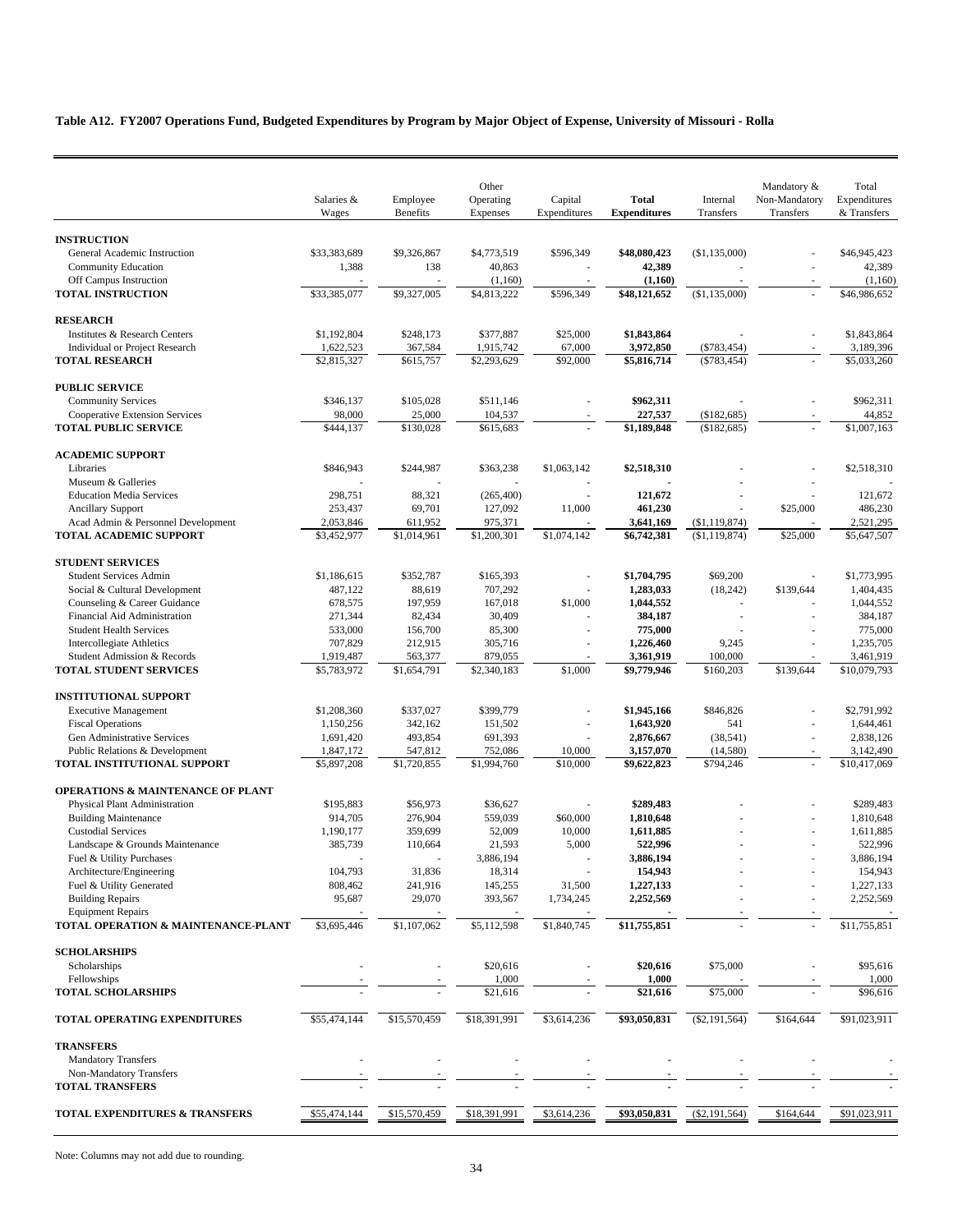**Table A12. FY2007 Operations Fund, Budgeted Expenditures by Program by Major Object of Expense, University of Missouri - Rolla**

| | Salaries & Wages | Employee Benefits | Other Operating Expenses | Capital Expenditures | **Total Expenditures** | Internal Transfers | Mandatory & Non-Mandatory Transfers | Total Expenditures & Transfers |
|---|---|---|---|---|---|---|---|---|
| **INSTRUCTION** | | | | | | | | |
| General Academic Instruction | $33,383,689 | $9,326,867 | $4,773,519 | $596,349 | **$48,080,423** | ($1,135,000) | - | $46,945,423 |
| Community Education | 1,388 | 138 | 40,863 | - | **42,389** | - | - | 42,389 |
| Off Campus Instruction | - | - | (1,160) | - | **(1,160)** | - | - | (1,160) |
| **TOTAL INSTRUCTION** | $33,385,077 | $9,327,005 | $4,813,222 | $596,349 | **$48,121,652** | ($1,135,000) | - | $46,986,652 |
| **RESEARCH** | | | | | | | | |
| Institutes & Research Centers | $1,192,804 | $248,173 | $377,887 | $25,000 | **$1,843,864** | - | - | $1,843,864 |
| Individual or Project Research | 1,622,523 | 367,584 | 1,915,742 | 67,000 | **3,972,850** | ($783,454) | - | 3,189,396 |
| **TOTAL RESEARCH** | $2,815,327 | $615,757 | $2,293,629 | $92,000 | **$5,816,714** | ($783,454) | - | $5,033,260 |
| **PUBLIC SERVICE** | | | | | | | | |
| Community Services | $346,137 | $105,028 | $511,146 | - | **$962,311** | - | - | $962,311 |
| Cooperative Extension Services | 98,000 | 25,000 | 104,537 | - | **227,537** | ($182,685) | - | 44,852 |
| **TOTAL PUBLIC SERVICE** | $444,137 | $130,028 | $615,683 | - | **$1,189,848** | ($182,685) | - | $1,007,163 |
| **ACADEMIC SUPPORT** | | | | | | | | |
| Libraries | $846,943 | $244,987 | $363,238 | $1,063,142 | **$2,518,310** | - | - | $2,518,310 |
| Museum & Galleries | - | - | - | - | **-** | - | - | - |
| Education Media Services | 298,751 | 88,321 | (265,400) | - | **121,672** | - | - | 121,672 |
| Ancillary Support | 253,437 | 69,701 | 127,092 | 11,000 | **461,230** | - | $25,000 | 486,230 |
| Acad Admin & Personnel Development | 2,053,846 | 611,952 | 975,371 | - | **3,641,169** | ($1,119,874) | - | 2,521,295 |
| **TOTAL ACADEMIC SUPPORT** | $3,452,977 | $1,014,961 | $1,200,301 | $1,074,142 | **$6,742,381** | ($1,119,874) | $25,000 | $5,647,507 |
| **STUDENT SERVICES** | | | | | | | | |
| Student Services Admin | $1,186,615 | $352,787 | $165,393 | - | **$1,704,795** | $69,200 | - | $1,773,995 |
| Social & Cultural Development | 487,122 | 88,619 | 707,292 | - | **1,283,033** | (18,242) | $139,644 | 1,404,435 |
| Counseling & Career Guidance | 678,575 | 197,959 | 167,018 | $1,000 | **1,044,552** | - | - | 1,044,552 |
| Financial Aid Administration | 271,344 | 82,434 | 30,409 | - | **384,187** | - | - | 384,187 |
| Student Health Services | 533,000 | 156,700 | 85,300 | - | **775,000** | - | - | 775,000 |
| Intercollegiate Athletics | 707,829 | 212,915 | 305,716 | - | **1,226,460** | 9,245 | - | 1,235,705 |
| Student Admission & Records | 1,919,487 | 563,377 | 879,055 | - | **3,361,919** | 100,000 | - | 3,461,919 |
| **TOTAL STUDENT SERVICES** | $5,783,972 | $1,654,791 | $2,340,183 | $1,000 | **$9,779,946** | $160,203 | $139,644 | $10,079,793 |
| **INSTITUTIONAL SUPPORT** | | | | | | | | |
| Executive Management | $1,208,360 | $337,027 | $399,779 | - | **$1,945,166** | $846,826 | - | $2,791,992 |
| Fiscal Operations | 1,150,256 | 342,162 | 151,502 | - | **1,643,920** | 541 | - | 1,644,461 |
| Gen Administrative Services | 1,691,420 | 493,854 | 691,393 | - | **2,876,667** | (38,541) | - | 2,838,126 |
| Public Relations & Development | 1,847,172 | 547,812 | 752,086 | 10,000 | **3,157,070** | (14,580) | - | 3,142,490 |
| **TOTAL INSTITUTIONAL SUPPORT** | $5,897,208 | $1,720,855 | $1,994,760 | $10,000 | **$9,622,823** | $794,246 | - | $10,417,069 |
| **OPERATIONS & MAINTENANCE OF PLANT** | | | | | | | | |
| Physical Plant Administration | $195,883 | $56,973 | $36,627 | - | **$289,483** | - | - | $289,483 |
| Building Maintenance | 914,705 | 276,904 | 559,039 | $60,000 | **1,810,648** | - | - | 1,810,648 |
| Custodial Services | 1,190,177 | 359,699 | 52,009 | 10,000 | **1,611,885** | - | - | 1,611,885 |
| Landscape & Grounds Maintenance | 385,739 | 110,664 | 21,593 | 5,000 | **522,996** | - | - | 522,996 |
| Fuel & Utility Purchases | - | - | 3,886,194 | - | **3,886,194** | - | - | 3,886,194 |
| Architecture/Engineering | 104,793 | 31,836 | 18,314 | - | **154,943** | - | - | 154,943 |
| Fuel & Utility Generated | 808,462 | 241,916 | 145,255 | 31,500 | **1,227,133** | - | - | 1,227,133 |
| Building Repairs | 95,687 | 29,070 | 393,567 | 1,734,245 | **2,252,569** | - | - | 2,252,569 |
| Equipment Repairs | - | - | - | - | **-** | - | - | - |
| **TOTAL OPERATION & MAINTENANCE-PLANT** | $3,695,446 | $1,107,062 | $5,112,598 | $1,840,745 | **$11,755,851** | - | - | $11,755,851 |
| **SCHOLARSHIPS** | | | | | | | | |
| Scholarships | - | - | $20,616 | - | **$20,616** | $75,000 | - | $95,616 |
| Fellowships | - | - | 1,000 | - | **1,000** | - | - | 1,000 |
| **TOTAL SCHOLARSHIPS** | - | - | $21,616 | - | **$21,616** | $75,000 | - | $96,616 |
| **TOTAL OPERATING EXPENDITURES** | $55,474,144 | $15,570,459 | $18,391,991 | $3,614,236 | **$93,050,831** | ($2,191,564) | $164,644 | $91,023,911 |
| **TRANSFERS** | | | | | | | | |
| Mandatory Transfers | - | - | - | - | **-** | - | - | - |
| Non-Mandatory Transfers | - | - | - | - | **-** | - | - | - |
| **TOTAL TRANSFERS** | - | - | - | - | **-** | - | - | - |
| **TOTAL EXPENDITURES & TRANSFERS** | $55,474,144 | $15,570,459 | $18,391,991 | $3,614,236 | **$93,050,831** | ($2,191,564) | $164,644 | $91,023,911 |

Note: Columns may not add due to rounding.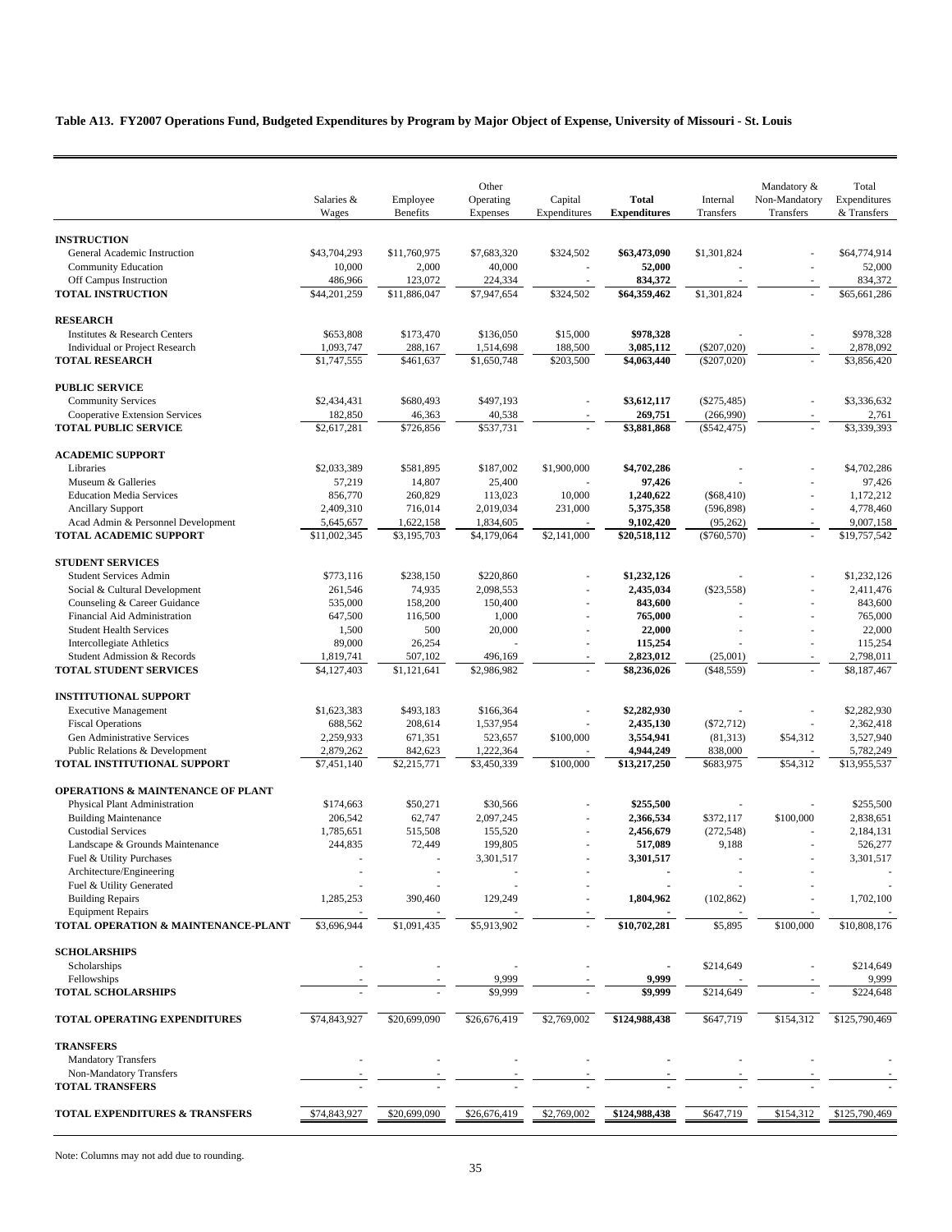**Table A13. FY2007 Operations Fund, Budgeted Expenditures by Program by Major Object of Expense, University of Missouri - St. Louis**

| | Salaries & Wages | Employee Benefits | Other Operating Expenses | Capital Expenditures | **Total Expenditures** | Internal Transfers | Mandatory & Non-Mandatory Transfers | Total Expenditures & Transfers |
|---|---|---|---|---|---|---|---|---|
| **INSTRUCTION** | | | | | | | | |
| General Academic Instruction | $43,704,293 | $11,760,975 | $7,683,320 | $324,502 | **$63,473,090** | $1,301,824 | - | $64,774,914 |
| Community Education | 10,000 | 2,000 | 40,000 | - | **52,000** | - | - | 52,000 |
| Off Campus Instruction | 486,966 | 123,072 | 224,334 | - | **834,372** | - | - | 834,372 |
| **TOTAL INSTRUCTION** | $44,201,259 | $11,886,047 | $7,947,654 | $324,502 | **$64,359,462** | $1,301,824 | - | $65,661,286 |
| **RESEARCH** | | | | | | | | |
| Institutes & Research Centers | $653,808 | $173,470 | $136,050 | $15,000 | **$978,328** | - | - | $978,328 |
| Individual or Project Research | 1,093,747 | 288,167 | 1,514,698 | 188,500 | **3,085,112** | ($207,020) | - | 2,878,092 |
| **TOTAL RESEARCH** | $1,747,555 | $461,637 | $1,650,748 | $203,500 | **$4,063,440** | ($207,020) | - | $3,856,420 |
| **PUBLIC SERVICE** | | | | | | | | |
| Community Services | $2,434,431 | $680,493 | $497,193 | - | **$3,612,117** | ($275,485) | - | $3,336,632 |
| Cooperative Extension Services | 182,850 | 46,363 | 40,538 | - | **269,751** | (266,990) | - | 2,761 |
| **TOTAL PUBLIC SERVICE** | $2,617,281 | $726,856 | $537,731 | - | **$3,881,868** | ($542,475) | - | $3,339,393 |
| **ACADEMIC SUPPORT** | | | | | | | | |
| Libraries | $2,033,389 | $581,895 | $187,002 | $1,900,000 | **$4,702,286** | - | - | $4,702,286 |
| Museum & Galleries | 57,219 | 14,807 | 25,400 | - | **97,426** | - | - | 97,426 |
| Education Media Services | 856,770 | 260,829 | 113,023 | 10,000 | **1,240,622** | ($68,410) | - | 1,172,212 |
| Ancillary Support | 2,409,310 | 716,014 | 2,019,034 | 231,000 | **5,375,358** | (596,898) | - | 4,778,460 |
| Acad Admin & Personnel Development | 5,645,657 | 1,622,158 | 1,834,605 | - | **9,102,420** | (95,262) | - | 9,007,158 |
| **TOTAL ACADEMIC SUPPORT** | $11,002,345 | $3,195,703 | $4,179,064 | $2,141,000 | **$20,518,112** | ($760,570) | - | $19,757,542 |
| **STUDENT SERVICES** | | | | | | | | |
| Student Services Admin | $773,116 | $238,150 | $220,860 | - | **$1,232,126** | - | - | $1,232,126 |
| Social & Cultural Development | 261,546 | 74,935 | 2,098,553 | - | **2,435,034** | ($23,558) | - | 2,411,476 |
| Counseling & Career Guidance | 535,000 | 158,200 | 150,400 | - | **843,600** | - | - | 843,600 |
| Financial Aid Administration | 647,500 | 116,500 | 1,000 | - | **765,000** | - | - | 765,000 |
| Student Health Services | 1,500 | 500 | 20,000 | - | **22,000** | - | - | 22,000 |
| Intercollegiate Athletics | 89,000 | 26,254 | - | - | **115,254** | - | - | 115,254 |
| Student Admission & Records | 1,819,741 | 507,102 | 496,169 | - | **2,823,012** | (25,001) | - | 2,798,011 |
| **TOTAL STUDENT SERVICES** | $4,127,403 | $1,121,641 | $2,986,982 | - | **$8,236,026** | ($48,559) | - | $8,187,467 |
| **INSTITUTIONAL SUPPORT** | | | | | | | | |
| Executive Management | $1,623,383 | $493,183 | $166,364 | - | **$2,282,930** | - | - | $2,282,930 |
| Fiscal Operations | 688,562 | 208,614 | 1,537,954 | - | **2,435,130** | ($72,712) | - | 2,362,418 |
| Gen Administrative Services | 2,259,933 | 671,351 | 523,657 | $100,000 | **3,554,941** | (81,313) | $54,312 | 3,527,940 |
| Public Relations & Development | 2,879,262 | 842,623 | 1,222,364 | - | **4,944,249** | 838,000 | - | 5,782,249 |
| **TOTAL INSTITUTIONAL SUPPORT** | $7,451,140 | $2,215,771 | $3,450,339 | $100,000 | **$13,217,250** | $683,975 | $54,312 | $13,955,537 |
| **OPERATIONS & MAINTENANCE OF PLANT** | | | | | | | | |
| Physical Plant Administration | $174,663 | $50,271 | $30,566 | - | **$255,500** | - | - | $255,500 |
| Building Maintenance | 206,542 | 62,747 | 2,097,245 | - | **2,366,534** | $372,117 | $100,000 | 2,838,651 |
| Custodial Services | 1,785,651 | 515,508 | 155,520 | - | **2,456,679** | (272,548) | - | 2,184,131 |
| Landscape & Grounds Maintenance | 244,835 | 72,449 | 199,805 | - | **517,089** | 9,188 | - | 526,277 |
| Fuel & Utility Purchases | - | - | 3,301,517 | - | **3,301,517** | - | - | 3,301,517 |
| Architecture/Engineering | - | - | - | - | **-** | - | - | - |
| Fuel & Utility Generated | - | - | - | - | **-** | - | - | - |
| Building Repairs | 1,285,253 | 390,460 | 129,249 | - | **1,804,962** | (102,862) | - | 1,702,100 |
| Equipment Repairs | - | - | - | - | **-** | - | - | - |
| **TOTAL OPERATION & MAINTENANCE-PLANT** | $3,696,944 | $1,091,435 | $5,913,902 | - | **$10,702,281** | $5,895 | $100,000 | $10,808,176 |
| **SCHOLARSHIPS** | | | | | | | | |
| Scholarships | - | - | - | - | **-** | $214,649 | - | $214,649 |
| Fellowships | - | - | 9,999 | - | **9,999** | - | - | 9,999 |
| **TOTAL SCHOLARSHIPS** | - | - | $9,999 | - | **$9,999** | $214,649 | - | $224,648 |
| **TOTAL OPERATING EXPENDITURES** | $74,843,927 | $20,699,090 | $26,676,419 | $2,769,002 | **$124,988,438** | $647,719 | $154,312 | $125,790,469 |
| **TRANSFERS** | | | | | | | | |
| Mandatory Transfers | - | - | - | - | **-** | - | - | - |
| Non-Mandatory Transfers | - | - | - | - | **-** | - | - | - |
| **TOTAL TRANSFERS** | - | - | - | - | **-** | - | - | - |
| **TOTAL EXPENDITURES & TRANSFERS** | $74,843,927 | $20,699,090 | $26,676,419 | $2,769,002 | **$124,988,438** | $647,719 | $154,312 | $125,790,469 |

Note: Columns may not add due to rounding.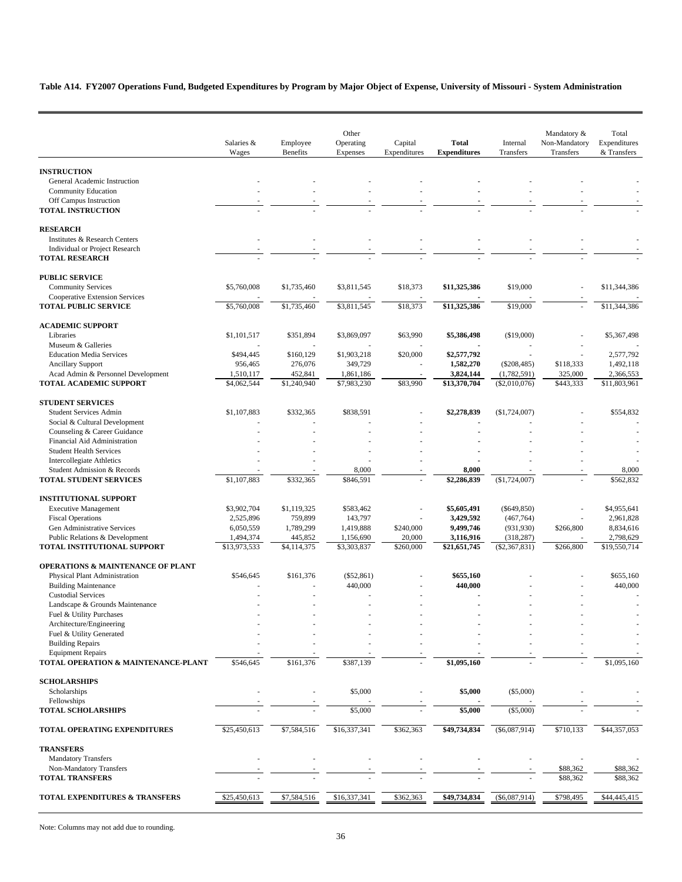**Table A14. FY2007 Operations Fund, Budgeted Expenditures by Program by Major Object of Expense, University of Missouri - System Administration**

| | Salaries & Wages | Employee Benefits | Other Operating Expenses | Capital Expenditures | **Total Expenditures** | Internal Transfers | Mandatory & Non-Mandatory Transfers | Total Expenditures & Transfers |
|---|---|---|---|---|---|---|---|---|
| **INSTRUCTION** | | | | | | | | |
| General Academic Instruction | - | - | - | - | **-** | - | - | - |
| Community Education | - | - | - | - | **-** | - | - | - |
| Off Campus Instruction | - | - | - | - | **-** | - | - | - |
| **TOTAL INSTRUCTION** | - | - | - | - | **-** | - | - | - |
| **RESEARCH** | | | | | | | | |
| Institutes & Research Centers | - | - | - | - | **-** | - | - | - |
| Individual or Project Research | - | - | - | - | **-** | - | - | - |
| **TOTAL RESEARCH** | - | - | - | - | **-** | - | - | - |
| **PUBLIC SERVICE** | | | | | | | | |
| Community Services | $5,760,008 | $1,735,460 | $3,811,545 | $18,373 | **$11,325,386** | $19,000 | - | $11,344,386 |
| Cooperative Extension Services | - | - | - | - | **-** | - | - | - |
| **TOTAL PUBLIC SERVICE** | $5,760,008 | $1,735,460 | $3,811,545 | $18,373 | **$11,325,386** | $19,000 | - | $11,344,386 |
| **ACADEMIC SUPPORT** | | | | | | | | |
| Libraries | $1,101,517 | $351,894 | $3,869,097 | $63,990 | **$5,386,498** | ($19,000) | - | $5,367,498 |
| Museum & Galleries | - | - | - | - | **-** | - | - | - |
| Education Media Services | $494,445 | $160,129 | $1,903,218 | $20,000 | **$2,577,792** | - | - | 2,577,792 |
| Ancillary Support | 956,465 | 276,076 | 349,729 | - | **1,582,270** | ($208,485) | $118,333 | 1,492,118 |
| Acad Admin & Personnel Development | 1,510,117 | 452,841 | 1,861,186 | - | **3,824,144** | (1,782,591) | 325,000 | 2,366,553 |
| **TOTAL ACADEMIC SUPPORT** | $4,062,544 | $1,240,940 | $7,983,230 | $83,990 | **$13,370,704** | ($2,010,076) | $443,333 | $11,803,961 |
| **STUDENT SERVICES** | | | | | | | | |
| Student Services Admin | $1,107,883 | $332,365 | $838,591 | - | **$2,278,839** | ($1,724,007) | - | $554,832 |
| Social & Cultural Development | - | - | - | - | **-** | - | - | - |
| Counseling & Career Guidance | - | - | - | - | **-** | - | - | - |
| Financial Aid Administration | - | - | - | - | **-** | - | - | - |
| Student Health Services | - | - | - | - | **-** | - | - | - |
| Intercollegiate Athletics | - | - | - | - | **-** | - | - | - |
| Student Admission & Records | - | - | 8,000 | - | **8,000** | - | - | 8,000 |
| **TOTAL STUDENT SERVICES** | $1,107,883 | $332,365 | $846,591 | - | **$2,286,839** | ($1,724,007) | - | $562,832 |
| **INSTITUTIONAL SUPPORT** | | | | | | | | |
| Executive Management | $3,902,704 | $1,119,325 | $583,462 | - | **$5,605,491** | ($649,850) | - | $4,955,641 |
| Fiscal Operations | 2,525,896 | 759,899 | 143,797 | - | **3,429,592** | (467,764) | - | 2,961,828 |
| Gen Administrative Services | 6,050,559 | 1,789,299 | 1,419,888 | $240,000 | **9,499,746** | (931,930) | $266,800 | 8,834,616 |
| Public Relations & Development | 1,494,374 | 445,852 | 1,156,690 | 20,000 | **3,116,916** | (318,287) | - | 2,798,629 |
| **TOTAL INSTITUTIONAL SUPPORT** | $13,973,533 | $4,114,375 | $3,303,837 | $260,000 | **$21,651,745** | ($2,367,831) | $266,800 | $19,550,714 |
| **OPERATIONS & MAINTENANCE OF PLANT** | | | | | | | | |
| Physical Plant Administration | $546,645 | $161,376 | ($52,861) | - | **$655,160** | - | - | $655,160 |
| Building Maintenance | - | - | 440,000 | - | **440,000** | - | - | 440,000 |
| Custodial Services | - | - | - | - | **-** | - | - | - |
| Landscape & Grounds Maintenance | - | - | - | - | **-** | - | - | - |
| Fuel & Utility Purchases | - | - | - | - | **-** | - | - | - |
| Architecture/Engineering | - | - | - | - | **-** | - | - | - |
| Fuel & Utility Generated | - | - | - | - | **-** | - | - | - |
| Building Repairs | - | - | - | - | **-** | - | - | - |
| Equipment Repairs | - | - | - | - | **-** | - | - | - |
| **TOTAL OPERATION & MAINTENANCE-PLANT** | $546,645 | $161,376 | $387,139 | - | **$1,095,160** | - | - | $1,095,160 |
| **SCHOLARSHIPS** | | | | | | | | |
| Scholarships | - | - | $5,000 | - | **$5,000** | ($5,000) | - | - |
| Fellowships | - | - | - | - | **-** | - | - | - |
| **TOTAL SCHOLARSHIPS** | - | - | $5,000 | - | **$5,000** | ($5,000) | - | - |
| **TOTAL OPERATING EXPENDITURES** | $25,450,613 | $7,584,516 | $16,337,341 | $362,363 | **$49,734,834** | ($6,087,914) | $710,133 | $44,357,053 |
| **TRANSFERS** | | | | | | | | |
| Mandatory Transfers | - | - | - | - | **-** | - | - | - |
| Non-Mandatory Transfers | - | - | - | - | **-** | - | $88,362 | $88,362 |
| **TOTAL TRANSFERS** | - | - | - | - | **-** | - | $88,362 | $88,362 |
| **TOTAL EXPENDITURES & TRANSFERS** | $25,450,613 | $7,584,516 | $16,337,341 | $362,363 | **$49,734,834** | ($6,087,914) | $798,495 | $44,445,415 |

Note: Columns may not add due to rounding.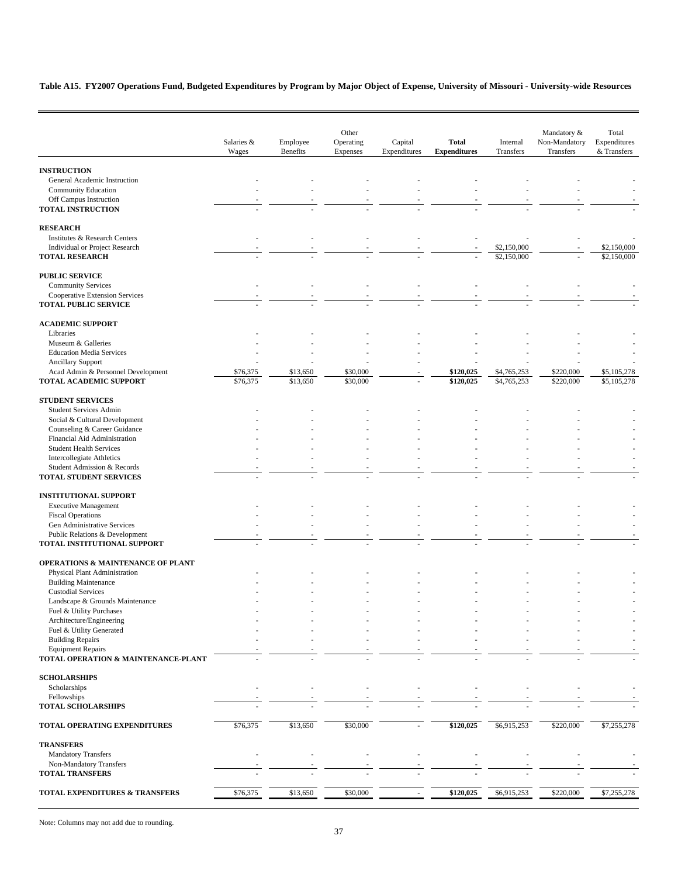**Table A15. FY2007 Operations Fund, Budgeted Expenditures by Program by Major Object of Expense, University of Missouri - University-wide Resources**

| | Salaries & Wages | Employee Benefits | Other Operating Expenses | Capital Expenditures | **Total Expenditures** | Internal Transfers | Mandatory & Non-Mandatory Transfers | Total Expenditures & Transfers |
|---|---|---|---|---|---|---|---|---|
| **INSTRUCTION** | | | | | | | | |
| General Academic Instruction | - | - | - | - | - | - | - | - |
| Community Education | - | - | - | - | - | - | - | - |
| Off Campus Instruction | - | - | - | - | - | - | - | - |
| **TOTAL INSTRUCTION** | - | - | - | - | - | - | - | - |
| **RESEARCH** | | | | | | | | |
| Institutes & Research Centers | - | - | - | - | - | - | - | - |
| Individual or Project Research | - | - | - | - | - | $2,150,000 | - | $2,150,000 |
| **TOTAL RESEARCH** | - | - | - | - | - | $2,150,000 | - | $2,150,000 |
| **PUBLIC SERVICE** | | | | | | | | |
| Community Services | - | - | - | - | - | - | - | - |
| Cooperative Extension Services | - | - | - | - | - | - | - | - |
| **TOTAL PUBLIC SERVICE** | - | - | - | - | - | - | - | - |
| **ACADEMIC SUPPORT** | | | | | | | | |
| Libraries | - | - | - | - | - | - | - | - |
| Museum & Galleries | - | - | - | - | - | - | - | - |
| Education Media Services | - | - | - | - | - | - | - | - |
| Ancillary Support | - | - | - | - | - | - | - | - |
| Acad Admin & Personnel Development | $76,375 | $13,650 | $30,000 | - | **$120,025** | $4,765,253 | $220,000 | $5,105,278 |
| **TOTAL ACADEMIC SUPPORT** | $76,375 | $13,650 | $30,000 | - | **$120,025** | $4,765,253 | $220,000 | $5,105,278 |
| **STUDENT SERVICES** | | | | | | | | |
| Student Services Admin | - | - | - | - | - | - | - | - |
| Social & Cultural Development | - | - | - | - | - | - | - | - |
| Counseling & Career Guidance | - | - | - | - | - | - | - | - |
| Financial Aid Administration | - | - | - | - | - | - | - | - |
| Student Health Services | - | - | - | - | - | - | - | - |
| Intercollegiate Athletics | - | - | - | - | - | - | - | - |
| Student Admission & Records | - | - | - | - | - | - | - | - |
| **TOTAL STUDENT SERVICES** | - | - | - | - | - | - | - | - |
| **INSTITUTIONAL SUPPORT** | | | | | | | | |
| Executive Management | - | - | - | - | - | - | - | - |
| Fiscal Operations | - | - | - | - | - | - | - | - |
| Gen Administrative Services | - | - | - | - | - | - | - | - |
| Public Relations & Development | - | - | - | - | - | - | - | - |
| **TOTAL INSTITUTIONAL SUPPORT** | - | - | - | - | - | - | - | - |
| **OPERATIONS & MAINTENANCE OF PLANT** | | | | | | | | |
| Physical Plant Administration | - | - | - | - | - | - | - | - |
| Building Maintenance | - | - | - | - | - | - | - | - |
| Custodial Services | - | - | - | - | - | - | - | - |
| Landscape & Grounds Maintenance | - | - | - | - | - | - | - | - |
| Fuel & Utility Purchases | - | - | - | - | - | - | - | - |
| Architecture/Engineering | - | - | - | - | - | - | - | - |
| Fuel & Utility Generated | - | - | - | - | - | - | - | - |
| Building Repairs | - | - | - | - | - | - | - | - |
| Equipment Repairs | - | - | - | - | - | - | - | - |
| **TOTAL OPERATION & MAINTENANCE-PLANT** | - | - | - | - | - | - | - | - |
| **SCHOLARSHIPS** | | | | | | | | |
| Scholarships | - | - | - | - | - | - | - | - |
| Fellowships | - | - | - | - | - | - | - | - |
| **TOTAL SCHOLARSHIPS** | - | - | - | - | - | - | - | - |
| **TOTAL OPERATING EXPENDITURES** | $76,375 | $13,650 | $30,000 | - | **$120,025** | $6,915,253 | $220,000 | $7,255,278 |
| **TRANSFERS** | | | | | | | | |
| Mandatory Transfers | - | - | - | - | - | - | - | - |
| Non-Mandatory Transfers | - | - | - | - | - | - | - | - |
| **TOTAL TRANSFERS** | - | - | - | - | - | - | - | - |
| **TOTAL EXPENDITURES & TRANSFERS** | $76,375 | $13,650 | $30,000 | - | **$120,025** | $6,915,253 | $220,000 | $7,255,278 |

Note: Columns may not add due to rounding.